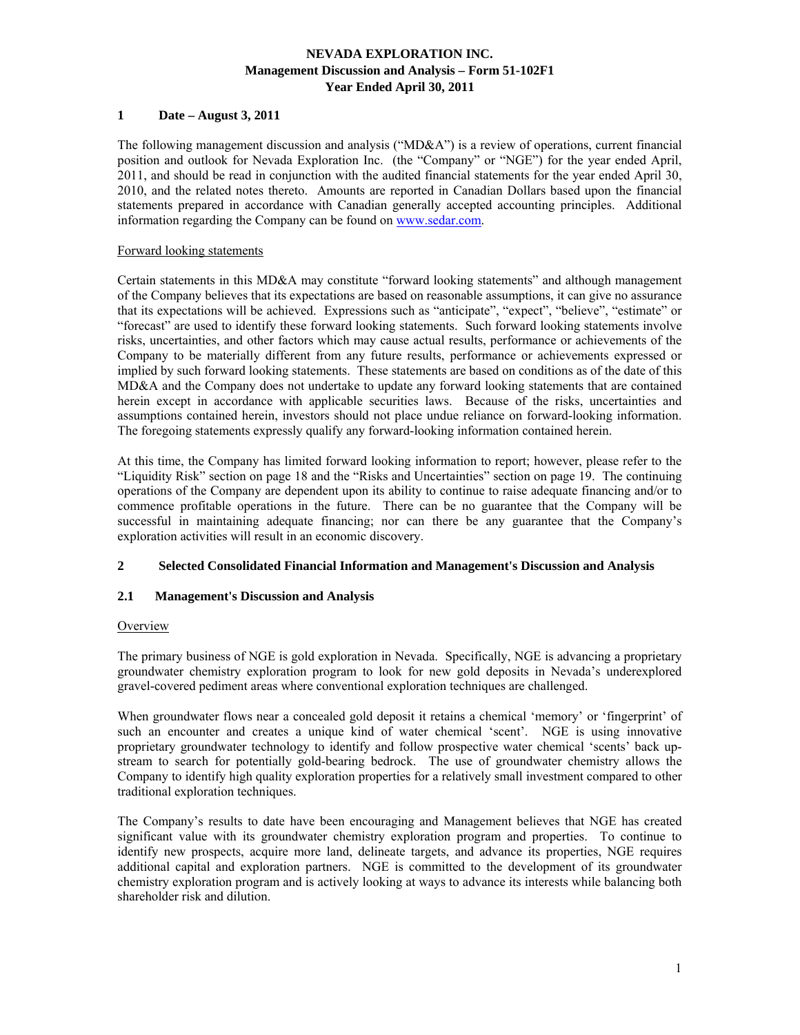# NEVADA EXPLORATION INC.
## Management Discussion and Analysis – Form 51-102F1
## Year Ended April 30, 2011

## 1 Date – August 3, 2011

The following management discussion and analysis ("MD&A") is a review of operations, current financial position and outlook for Nevada Exploration Inc. (the "Company" or "NGE") for the year ended April, 2011, and should be read in conjunction with the audited financial statements for the year ended April 30, 2010, and the related notes thereto. Amounts are reported in Canadian Dollars based upon the financial statements prepared in accordance with Canadian generally accepted accounting principles. Additional information regarding the Company can be found on www.sedar.com.

Forward looking statements

Certain statements in this MD&A may constitute "forward looking statements" and although management of the Company believes that its expectations are based on reasonable assumptions, it can give no assurance that its expectations will be achieved. Expressions such as "anticipate", "expect", "believe", "estimate" or "forecast" are used to identify these forward looking statements. Such forward looking statements involve risks, uncertainties, and other factors which may cause actual results, performance or achievements of the Company to be materially different from any future results, performance or achievements expressed or implied by such forward looking statements. These statements are based on conditions as of the date of this MD&A and the Company does not undertake to update any forward looking statements that are contained herein except in accordance with applicable securities laws. Because of the risks, uncertainties and assumptions contained herein, investors should not place undue reliance on forward-looking information. The foregoing statements expressly qualify any forward-looking information contained herein.

At this time, the Company has limited forward looking information to report; however, please refer to the "Liquidity Risk" section on page 18 and the "Risks and Uncertainties" section on page 19. The continuing operations of the Company are dependent upon its ability to continue to raise adequate financing and/or to commence profitable operations in the future. There can be no guarantee that the Company will be successful in maintaining adequate financing; nor can there be any guarantee that the Company's exploration activities will result in an economic discovery.

## 2 Selected Consolidated Financial Information and Management's Discussion and Analysis

### 2.1 Management's Discussion and Analysis

Overview

The primary business of NGE is gold exploration in Nevada. Specifically, NGE is advancing a proprietary groundwater chemistry exploration program to look for new gold deposits in Nevada's underexplored gravel-covered pediment areas where conventional exploration techniques are challenged.

When groundwater flows near a concealed gold deposit it retains a chemical 'memory' or 'fingerprint' of such an encounter and creates a unique kind of water chemical 'scent'. NGE is using innovative proprietary groundwater technology to identify and follow prospective water chemical 'scents' back up-stream to search for potentially gold-bearing bedrock. The use of groundwater chemistry allows the Company to identify high quality exploration properties for a relatively small investment compared to other traditional exploration techniques.

The Company's results to date have been encouraging and Management believes that NGE has created significant value with its groundwater chemistry exploration program and properties. To continue to identify new prospects, acquire more land, delineate targets, and advance its properties, NGE requires additional capital and exploration partners. NGE is committed to the development of its groundwater chemistry exploration program and is actively looking at ways to advance its interests while balancing both shareholder risk and dilution.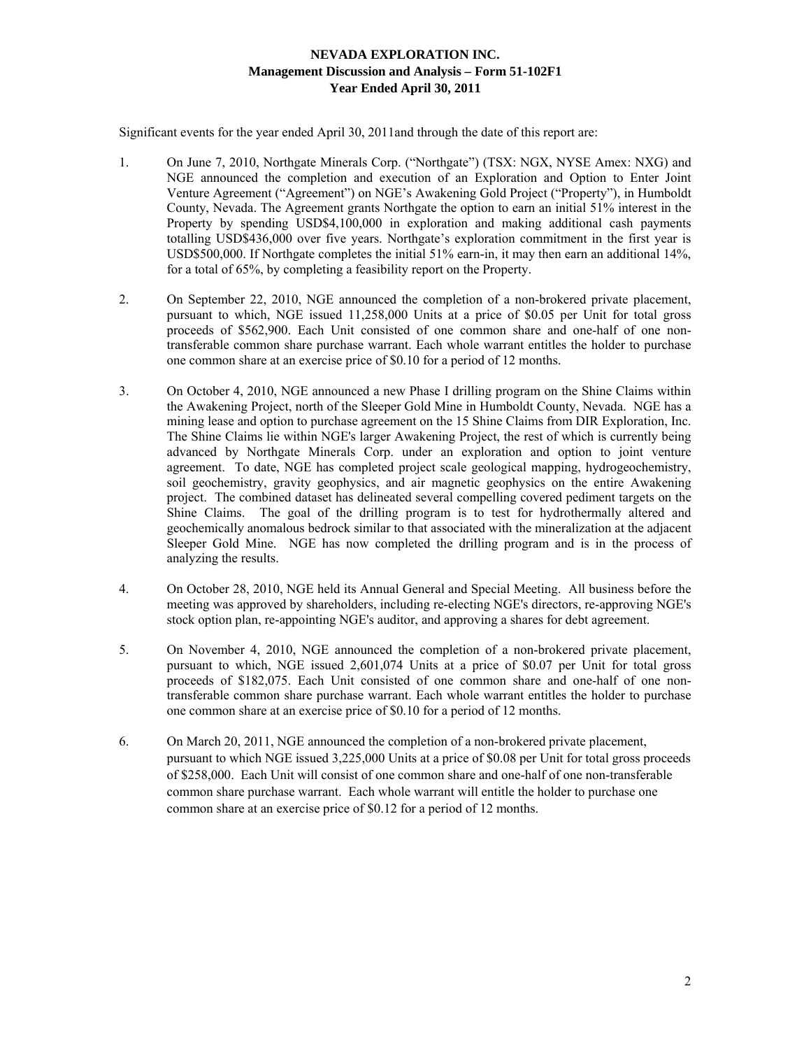Significant events for the year ended April 30, 2011and through the date of this report are:

1. On June 7, 2010, Northgate Minerals Corp. ("Northgate") (TSX: NGX, NYSE Amex: NXG) and NGE announced the completion and execution of an Exploration and Option to Enter Joint Venture Agreement ("Agreement") on NGE's Awakening Gold Project ("Property"), in Humboldt County, Nevada. The Agreement grants Northgate the option to earn an initial 51% interest in the Property by spending USD$4,100,000 in exploration and making additional cash payments totalling USD$436,000 over five years. Northgate's exploration commitment in the first year is USD$500,000. If Northgate completes the initial 51% earn-in, it may then earn an additional 14%, for a total of 65%, by completing a feasibility report on the Property.

2. On September 22, 2010, NGE announced the completion of a non-brokered private placement, pursuant to which, NGE issued 11,258,000 Units at a price of $0.05 per Unit for total gross proceeds of $562,900. Each Unit consisted of one common share and one-half of one non-transferable common share purchase warrant. Each whole warrant entitles the holder to purchase one common share at an exercise price of $0.10 for a period of 12 months.

3. On October 4, 2010, NGE announced a new Phase I drilling program on the Shine Claims within the Awakening Project, north of the Sleeper Gold Mine in Humboldt County, Nevada. NGE has a mining lease and option to purchase agreement on the 15 Shine Claims from DIR Exploration, Inc. The Shine Claims lie within NGE's larger Awakening Project, the rest of which is currently being advanced by Northgate Minerals Corp. under an exploration and option to joint venture agreement. To date, NGE has completed project scale geological mapping, hydrogeochemistry, soil geochemistry, gravity geophysics, and air magnetic geophysics on the entire Awakening project. The combined dataset has delineated several compelling covered pediment targets on the Shine Claims. The goal of the drilling program is to test for hydrothermally altered and geochemically anomalous bedrock similar to that associated with the mineralization at the adjacent Sleeper Gold Mine. NGE has now completed the drilling program and is in the process of analyzing the results.

4. On October 28, 2010, NGE held its Annual General and Special Meeting. All business before the meeting was approved by shareholders, including re-electing NGE's directors, re-approving NGE's stock option plan, re-appointing NGE's auditor, and approving a shares for debt agreement.

5. On November 4, 2010, NGE announced the completion of a non-brokered private placement, pursuant to which, NGE issued 2,601,074 Units at a price of $0.07 per Unit for total gross proceeds of $182,075. Each Unit consisted of one common share and one-half of one non-transferable common share purchase warrant. Each whole warrant entitles the holder to purchase one common share at an exercise price of $0.10 for a period of 12 months.

6. On March 20, 2011, NGE announced the completion of a non-brokered private placement, pursuant to which NGE issued 3,225,000 Units at a price of $0.08 per Unit for total gross proceeds of $258,000. Each Unit will consist of one common share and one-half of one non-transferable common share purchase warrant. Each whole warrant will entitle the holder to purchase one common share at an exercise price of $0.12 for a period of 12 months.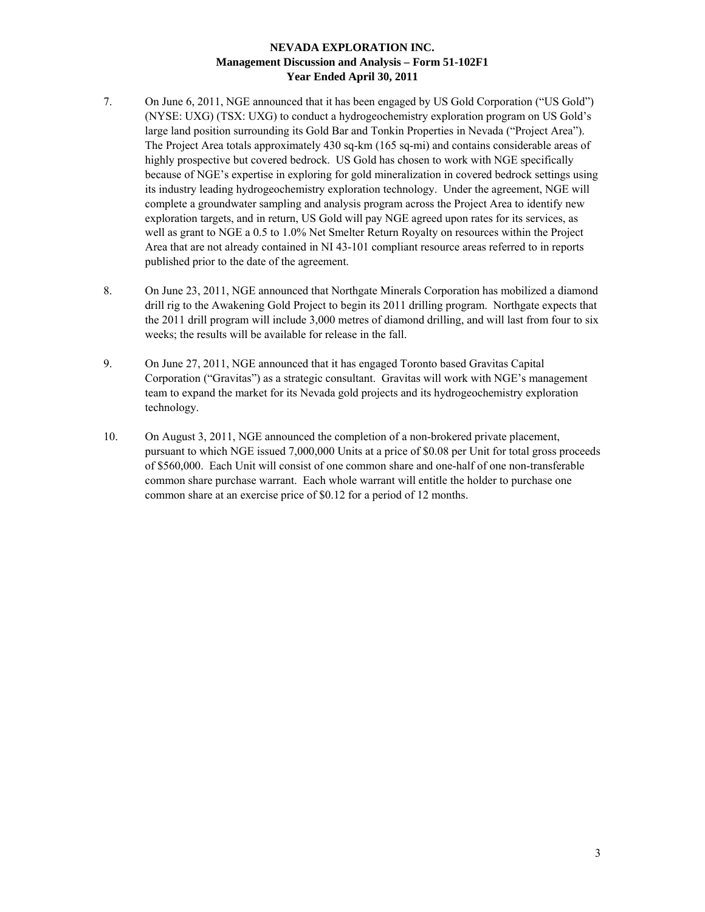7. On June 6, 2011, NGE announced that it has been engaged by US Gold Corporation ("US Gold") (NYSE: UXG) (TSX: UXG) to conduct a hydrogeochemistry exploration program on US Gold's large land position surrounding its Gold Bar and Tonkin Properties in Nevada ("Project Area"). The Project Area totals approximately 430 sq-km (165 sq-mi) and contains considerable areas of highly prospective but covered bedrock. US Gold has chosen to work with NGE specifically because of NGE's expertise in exploring for gold mineralization in covered bedrock settings using its industry leading hydrogeochemistry exploration technology. Under the agreement, NGE will complete a groundwater sampling and analysis program across the Project Area to identify new exploration targets, and in return, US Gold will pay NGE agreed upon rates for its services, as well as grant to NGE a 0.5 to 1.0% Net Smelter Return Royalty on resources within the Project Area that are not already contained in NI 43-101 compliant resource areas referred to in reports published prior to the date of the agreement.

8. On June 23, 2011, NGE announced that Northgate Minerals Corporation has mobilized a diamond drill rig to the Awakening Gold Project to begin its 2011 drilling program. Northgate expects that the 2011 drill program will include 3,000 metres of diamond drilling, and will last from four to six weeks; the results will be available for release in the fall.

9. On June 27, 2011, NGE announced that it has engaged Toronto based Gravitas Capital Corporation ("Gravitas") as a strategic consultant. Gravitas will work with NGE's management team to expand the market for its Nevada gold projects and its hydrogeochemistry exploration technology.

10. On August 3, 2011, NGE announced the completion of a non-brokered private placement, pursuant to which NGE issued 7,000,000 Units at a price of $0.08 per Unit for total gross proceeds of $560,000. Each Unit will consist of one common share and one-half of one non-transferable common share purchase warrant. Each whole warrant will entitle the holder to purchase one common share at an exercise price of $0.12 for a period of 12 months.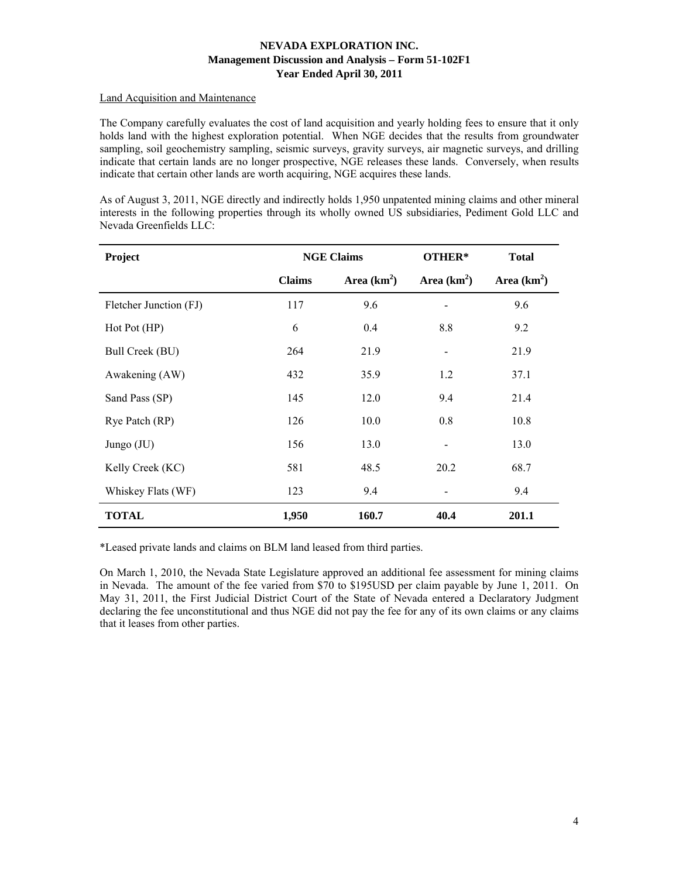Land Acquisition and Maintenance

The Company carefully evaluates the cost of land acquisition and yearly holding fees to ensure that it only holds land with the highest exploration potential. When NGE decides that the results from groundwater sampling, soil geochemistry sampling, seismic surveys, gravity surveys, air magnetic surveys, and drilling indicate that certain lands are no longer prospective, NGE releases these lands. Conversely, when results indicate that certain other lands are worth acquiring, NGE acquires these lands.

As of August 3, 2011, NGE directly and indirectly holds 1,950 unpatented mining claims and other mineral interests in the following properties through its wholly owned US subsidiaries, Pediment Gold LLC and Nevada Greenfields LLC:

| Project | NGE Claims | | OTHER* | Total |
|---|---|---|---|---|
| | Claims | Area (km$^2$) | Area (km$^2$) | Area (km$^2$) |
| Fletcher Junction (FJ) | 117 | 9.6 | - | 9.6 |
| Hot Pot (HP) | 6 | 0.4 | 8.8 | 9.2 |
| Bull Creek (BU) | 264 | 21.9 | - | 21.9 |
| Awakening (AW) | 432 | 35.9 | 1.2 | 37.1 |
| Sand Pass (SP) | 145 | 12.0 | 9.4 | 21.4 |
| Rye Patch (RP) | 126 | 10.0 | 0.8 | 10.8 |
| Jungo (JU) | 156 | 13.0 | - | 13.0 |
| Kelly Creek (KC) | 581 | 48.5 | 20.2 | 68.7 |
| Whiskey Flats (WF) | 123 | 9.4 | - | 9.4 |
| **TOTAL** | **1,950** | **160.7** | **40.4** | **201.1** |

*Leased private lands and claims on BLM land leased from third parties.

On March 1, 2010, the Nevada State Legislature approved an additional fee assessment for mining claims in Nevada. The amount of the fee varied from $70 to $195USD per claim payable by June 1, 2011. On May 31, 2011, the First Judicial District Court of the State of Nevada entered a Declaratory Judgment declaring the fee unconstitutional and thus NGE did not pay the fee for any of its own claims or any claims that it leases from other parties.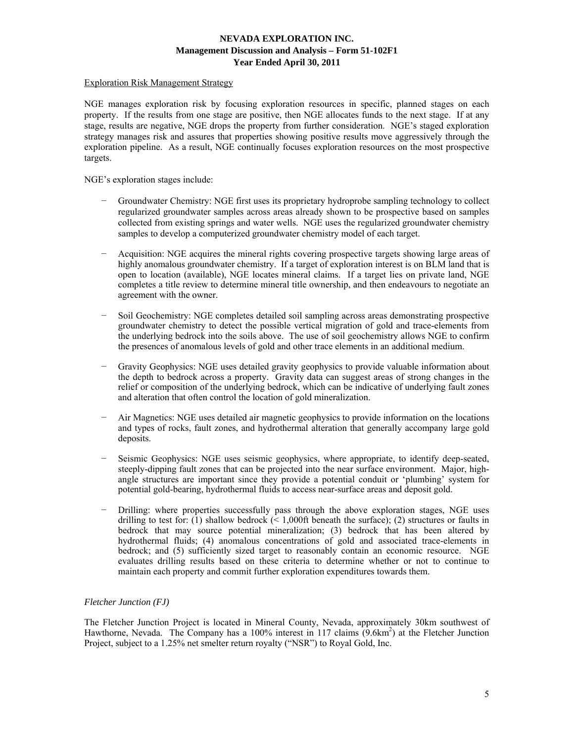Exploration Risk Management Strategy

NGE manages exploration risk by focusing exploration resources in specific, planned stages on each property. If the results from one stage are positive, then NGE allocates funds to the next stage. If at any stage, results are negative, NGE drops the property from further consideration. NGE's staged exploration strategy manages risk and assures that properties showing positive results move aggressively through the exploration pipeline. As a result, NGE continually focuses exploration resources on the most prospective targets.

NGE's exploration stages include:

- Groundwater Chemistry: NGE first uses its proprietary hydroprobe sampling technology to collect regularized groundwater samples across areas already shown to be prospective based on samples collected from existing springs and water wells. NGE uses the regularized groundwater chemistry samples to develop a computerized groundwater chemistry model of each target.

- Acquisition: NGE acquires the mineral rights covering prospective targets showing large areas of highly anomalous groundwater chemistry. If a target of exploration interest is on BLM land that is open to location (available), NGE locates mineral claims. If a target lies on private land, NGE completes a title review to determine mineral title ownership, and then endeavours to negotiate an agreement with the owner.

- Soil Geochemistry: NGE completes detailed soil sampling across areas demonstrating prospective groundwater chemistry to detect the possible vertical migration of gold and trace-elements from the underlying bedrock into the soils above. The use of soil geochemistry allows NGE to confirm the presences of anomalous levels of gold and other trace elements in an additional medium.

- Gravity Geophysics: NGE uses detailed gravity geophysics to provide valuable information about the depth to bedrock across a property. Gravity data can suggest areas of strong changes in the relief or composition of the underlying bedrock, which can be indicative of underlying fault zones and alteration that often control the location of gold mineralization.

- Air Magnetics: NGE uses detailed air magnetic geophysics to provide information on the locations and types of rocks, fault zones, and hydrothermal alteration that generally accompany large gold deposits.

- Seismic Geophysics: NGE uses seismic geophysics, where appropriate, to identify deep-seated, steeply-dipping fault zones that can be projected into the near surface environment. Major, high-angle structures are important since they provide a potential conduit or 'plumbing' system for potential gold-bearing, hydrothermal fluids to access near-surface areas and deposit gold.

- Drilling: where properties successfully pass through the above exploration stages, NGE uses drilling to test for: (1) shallow bedrock (< 1,000ft beneath the surface); (2) structures or faults in bedrock that may source potential mineralization; (3) bedrock that has been altered by hydrothermal fluids; (4) anomalous concentrations of gold and associated trace-elements in bedrock; and (5) sufficiently sized target to reasonably contain an economic resource. NGE evaluates drilling results based on these criteria to determine whether or not to continue to maintain each property and commit further exploration expenditures towards them.

*Fletcher Junction (FJ)*

The Fletcher Junction Project is located in Mineral County, Nevada, approximately 30km southwest of Hawthorne, Nevada. The Company has a 100% interest in 117 claims (9.6km$^2$) at the Fletcher Junction Project, subject to a 1.25% net smelter return royalty ("NSR") to Royal Gold, Inc.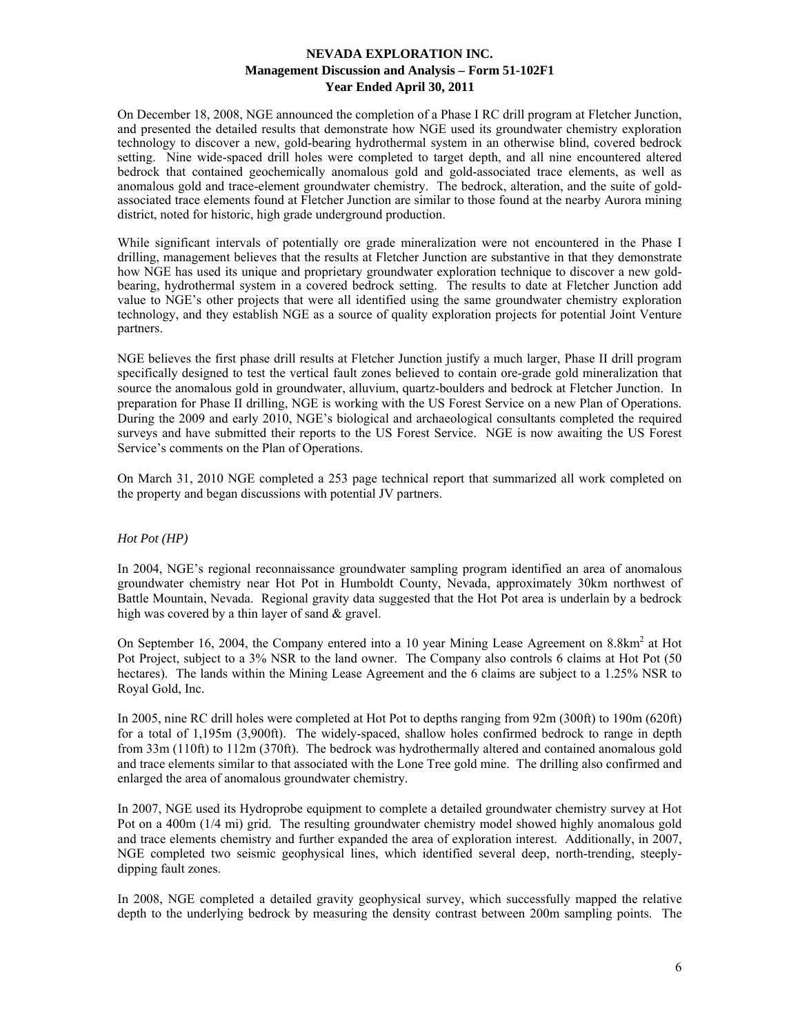On December 18, 2008, NGE announced the completion of a Phase I RC drill program at Fletcher Junction, and presented the detailed results that demonstrate how NGE used its groundwater chemistry exploration technology to discover a new, gold-bearing hydrothermal system in an otherwise blind, covered bedrock setting. Nine wide-spaced drill holes were completed to target depth, and all nine encountered altered bedrock that contained geochemically anomalous gold and gold-associated trace elements, as well as anomalous gold and trace-element groundwater chemistry. The bedrock, alteration, and the suite of gold-associated trace elements found at Fletcher Junction are similar to those found at the nearby Aurora mining district, noted for historic, high grade underground production.

While significant intervals of potentially ore grade mineralization were not encountered in the Phase I drilling, management believes that the results at Fletcher Junction are substantive in that they demonstrate how NGE has used its unique and proprietary groundwater exploration technique to discover a new gold-bearing, hydrothermal system in a covered bedrock setting. The results to date at Fletcher Junction add value to NGE's other projects that were all identified using the same groundwater chemistry exploration technology, and they establish NGE as a source of quality exploration projects for potential Joint Venture partners.

NGE believes the first phase drill results at Fletcher Junction justify a much larger, Phase II drill program specifically designed to test the vertical fault zones believed to contain ore-grade gold mineralization that source the anomalous gold in groundwater, alluvium, quartz-boulders and bedrock at Fletcher Junction. In preparation for Phase II drilling, NGE is working with the US Forest Service on a new Plan of Operations. During the 2009 and early 2010, NGE's biological and archaeological consultants completed the required surveys and have submitted their reports to the US Forest Service. NGE is now awaiting the US Forest Service's comments on the Plan of Operations.

On March 31, 2010 NGE completed a 253 page technical report that summarized all work completed on the property and began discussions with potential JV partners.

*Hot Pot (HP)*

In 2004, NGE's regional reconnaissance groundwater sampling program identified an area of anomalous groundwater chemistry near Hot Pot in Humboldt County, Nevada, approximately 30km northwest of Battle Mountain, Nevada. Regional gravity data suggested that the Hot Pot area is underlain by a bedrock high was covered by a thin layer of sand & gravel.

On September 16, 2004, the Company entered into a 10 year Mining Lease Agreement on 8.8km$^2$ at Hot Pot Project, subject to a 3% NSR to the land owner. The Company also controls 6 claims at Hot Pot (50 hectares). The lands within the Mining Lease Agreement and the 6 claims are subject to a 1.25% NSR to Royal Gold, Inc.

In 2005, nine RC drill holes were completed at Hot Pot to depths ranging from 92m (300ft) to 190m (620ft) for a total of 1,195m (3,900ft). The widely-spaced, shallow holes confirmed bedrock to range in depth from 33m (110ft) to 112m (370ft). The bedrock was hydrothermally altered and contained anomalous gold and trace elements similar to that associated with the Lone Tree gold mine. The drilling also confirmed and enlarged the area of anomalous groundwater chemistry.

In 2007, NGE used its Hydroprobe equipment to complete a detailed groundwater chemistry survey at Hot Pot on a 400m (1/4 mi) grid. The resulting groundwater chemistry model showed highly anomalous gold and trace elements chemistry and further expanded the area of exploration interest. Additionally, in 2007, NGE completed two seismic geophysical lines, which identified several deep, north-trending, steeply-dipping fault zones.

In 2008, NGE completed a detailed gravity geophysical survey, which successfully mapped the relative depth to the underlying bedrock by measuring the density contrast between 200m sampling points. The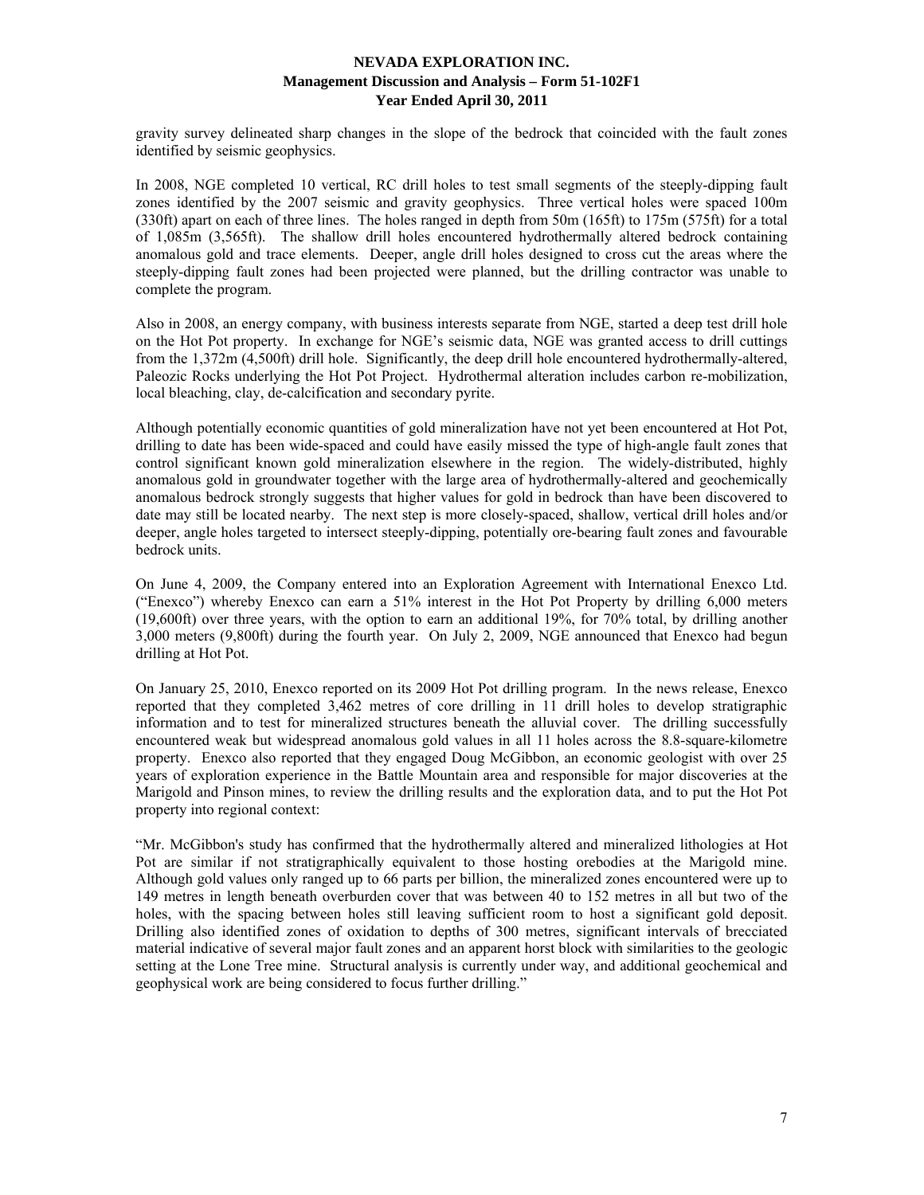gravity survey delineated sharp changes in the slope of the bedrock that coincided with the fault zones identified by seismic geophysics.

In 2008, NGE completed 10 vertical, RC drill holes to test small segments of the steeply-dipping fault zones identified by the 2007 seismic and gravity geophysics. Three vertical holes were spaced 100m (330ft) apart on each of three lines. The holes ranged in depth from 50m (165ft) to 175m (575ft) for a total of 1,085m (3,565ft). The shallow drill holes encountered hydrothermally altered bedrock containing anomalous gold and trace elements. Deeper, angle drill holes designed to cross cut the areas where the steeply-dipping fault zones had been projected were planned, but the drilling contractor was unable to complete the program.

Also in 2008, an energy company, with business interests separate from NGE, started a deep test drill hole on the Hot Pot property. In exchange for NGE's seismic data, NGE was granted access to drill cuttings from the 1,372m (4,500ft) drill hole. Significantly, the deep drill hole encountered hydrothermally-altered, Paleozoic Rocks underlying the Hot Pot Project. Hydrothermal alteration includes carbon re-mobilization, local bleaching, clay, de-calcification and secondary pyrite.

Although potentially economic quantities of gold mineralization have not yet been encountered at Hot Pot, drilling to date has been wide-spaced and could have easily missed the type of high-angle fault zones that control significant known gold mineralization elsewhere in the region. The widely-distributed, highly anomalous gold in groundwater together with the large area of hydrothermally-altered and geochemically anomalous bedrock strongly suggests that higher values for gold in bedrock than have been discovered to date may still be located nearby. The next step is more closely-spaced, shallow, vertical drill holes and/or deeper, angle holes targeted to intersect steeply-dipping, potentially ore-bearing fault zones and favourable bedrock units.

On June 4, 2009, the Company entered into an Exploration Agreement with International Enexco Ltd. ("Enexco") whereby Enexco can earn a 51% interest in the Hot Pot Property by drilling 6,000 meters (19,600ft) over three years, with the option to earn an additional 19%, for 70% total, by drilling another 3,000 meters (9,800ft) during the fourth year. On July 2, 2009, NGE announced that Enexco had begun drilling at Hot Pot.

On January 25, 2010, Enexco reported on its 2009 Hot Pot drilling program. In the news release, Enexco reported that they completed 3,462 metres of core drilling in 11 drill holes to develop stratigraphic information and to test for mineralized structures beneath the alluvial cover. The drilling successfully encountered weak but widespread anomalous gold values in all 11 holes across the 8.8-square-kilometre property. Enexco also reported that they engaged Doug McGibbon, an economic geologist with over 25 years of exploration experience in the Battle Mountain area and responsible for major discoveries at the Marigold and Pinson mines, to review the drilling results and the exploration data, and to put the Hot Pot property into regional context:

"Mr. McGibbon's study has confirmed that the hydrothermally altered and mineralized lithologies at Hot Pot are similar if not stratigraphically equivalent to those hosting orebodies at the Marigold mine. Although gold values only ranged up to 66 parts per billion, the mineralized zones encountered were up to 149 metres in length beneath overburden cover that was between 40 to 152 metres in all but two of the holes, with the spacing between holes still leaving sufficient room to host a significant gold deposit. Drilling also identified zones of oxidation to depths of 300 metres, significant intervals of brecciated material indicative of several major fault zones and an apparent horst block with similarities to the geologic setting at the Lone Tree mine. Structural analysis is currently under way, and additional geochemical and geophysical work are being considered to focus further drilling."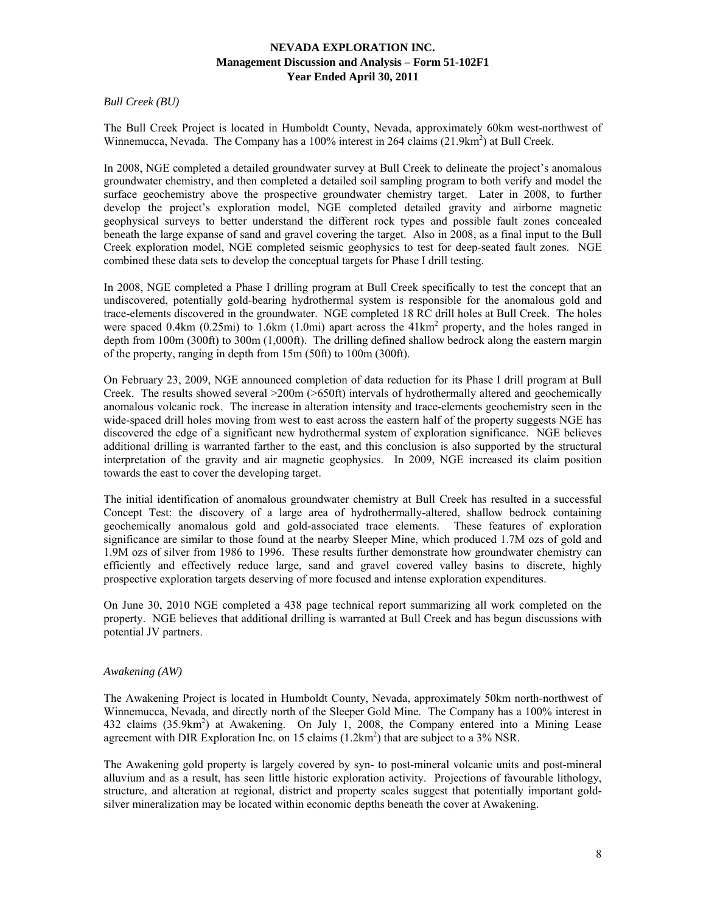*Bull Creek (BU)*

The Bull Creek Project is located in Humboldt County, Nevada, approximately 60km west-northwest of Winnemucca, Nevada. The Company has a 100% interest in 264 claims (21.9km$^2$) at Bull Creek.

In 2008, NGE completed a detailed groundwater survey at Bull Creek to delineate the project's anomalous groundwater chemistry, and then completed a detailed soil sampling program to both verify and model the surface geochemistry above the prospective groundwater chemistry target. Later in 2008, to further develop the project's exploration model, NGE completed detailed gravity and airborne magnetic geophysical surveys to better understand the different rock types and possible fault zones concealed beneath the large expanse of sand and gravel covering the target. Also in 2008, as a final input to the Bull Creek exploration model, NGE completed seismic geophysics to test for deep-seated fault zones. NGE combined these data sets to develop the conceptual targets for Phase I drill testing.

In 2008, NGE completed a Phase I drilling program at Bull Creek specifically to test the concept that an undiscovered, potentially gold-bearing hydrothermal system is responsible for the anomalous gold and trace-elements discovered in the groundwater. NGE completed 18 RC drill holes at Bull Creek. The holes were spaced 0.4km (0.25mi) to 1.6km (1.0mi) apart across the 41km$^2$ property, and the holes ranged in depth from 100m (300ft) to 300m (1,000ft). The drilling defined shallow bedrock along the eastern margin of the property, ranging in depth from 15m (50ft) to 100m (300ft).

On February 23, 2009, NGE announced completion of data reduction for its Phase I drill program at Bull Creek. The results showed several >200m (>650ft) intervals of hydrothermally altered and geochemically anomalous volcanic rock. The increase in alteration intensity and trace-elements geochemistry seen in the wide-spaced drill holes moving from west to east across the eastern half of the property suggests NGE has discovered the edge of a significant new hydrothermal system of exploration significance. NGE believes additional drilling is warranted farther to the east, and this conclusion is also supported by the structural interpretation of the gravity and air magnetic geophysics. In 2009, NGE increased its claim position towards the east to cover the developing target.

The initial identification of anomalous groundwater chemistry at Bull Creek has resulted in a successful Concept Test: the discovery of a large area of hydrothermally-altered, shallow bedrock containing geochemically anomalous gold and gold-associated trace elements. These features of exploration significance are similar to those found at the nearby Sleeper Mine, which produced 1.7M ozs of gold and 1.9M ozs of silver from 1986 to 1996. These results further demonstrate how groundwater chemistry can efficiently and effectively reduce large, sand and gravel covered valley basins to discrete, highly prospective exploration targets deserving of more focused and intense exploration expenditures.

On June 30, 2010 NGE completed a 438 page technical report summarizing all work completed on the property. NGE believes that additional drilling is warranted at Bull Creek and has begun discussions with potential JV partners.

*Awakening (AW)*

The Awakening Project is located in Humboldt County, Nevada, approximately 50km north-northwest of Winnemucca, Nevada, and directly north of the Sleeper Gold Mine. The Company has a 100% interest in 432 claims (35.9km$^2$) at Awakening. On July 1, 2008, the Company entered into a Mining Lease agreement with DIR Exploration Inc. on 15 claims (1.2km$^2$) that are subject to a 3% NSR.

The Awakening gold property is largely covered by syn- to post-mineral volcanic units and post-mineral alluvium and as a result, has seen little historic exploration activity. Projections of favourable lithology, structure, and alteration at regional, district and property scales suggest that potentially important gold-silver mineralization may be located within economic depths beneath the cover at Awakening.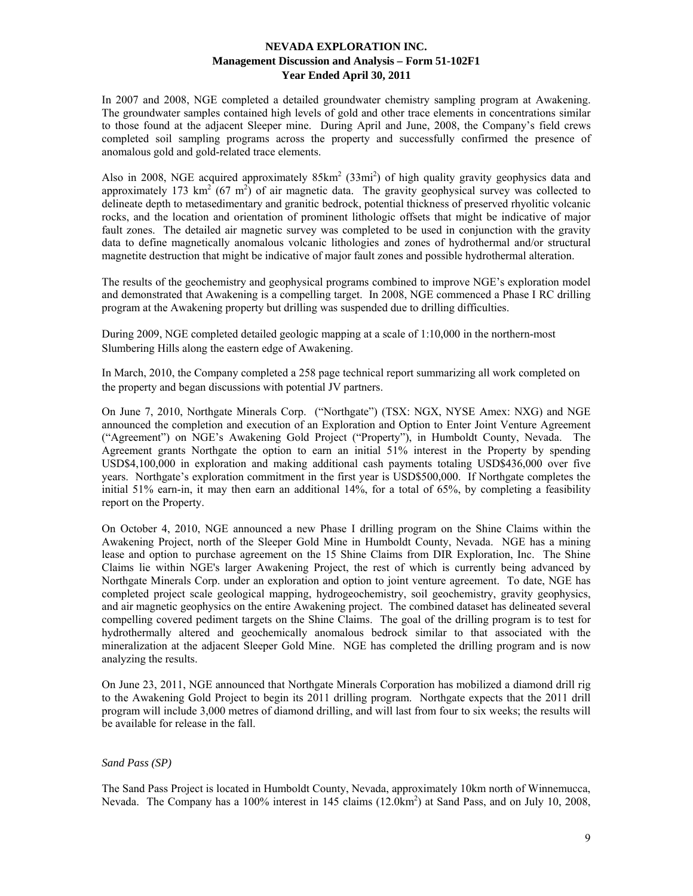In 2007 and 2008, NGE completed a detailed groundwater chemistry sampling program at Awakening. The groundwater samples contained high levels of gold and other trace elements in concentrations similar to those found at the adjacent Sleeper mine. During April and June, 2008, the Company's field crews completed soil sampling programs across the property and successfully confirmed the presence of anomalous gold and gold-related trace elements.

Also in 2008, NGE acquired approximately 85km$^2$ (33mi$^2$) of high quality gravity geophysics data and approximately 173 km$^2$ (67 m$^2$) of air magnetic data. The gravity geophysical survey was collected to delineate depth to metasedimentary and granitic bedrock, potential thickness of preserved rhyolitic volcanic rocks, and the location and orientation of prominent lithologic offsets that might be indicative of major fault zones. The detailed air magnetic survey was completed to be used in conjunction with the gravity data to define magnetically anomalous volcanic lithologies and zones of hydrothermal and/or structural magnetite destruction that might be indicative of major fault zones and possible hydrothermal alteration.

The results of the geochemistry and geophysical programs combined to improve NGE's exploration model and demonstrated that Awakening is a compelling target. In 2008, NGE commenced a Phase I RC drilling program at the Awakening property but drilling was suspended due to drilling difficulties.

During 2009, NGE completed detailed geologic mapping at a scale of 1:10,000 in the northern-most Slumbering Hills along the eastern edge of Awakening.

In March, 2010, the Company completed a 258 page technical report summarizing all work completed on the property and began discussions with potential JV partners.

On June 7, 2010, Northgate Minerals Corp. ("Northgate") (TSX: NGX, NYSE Amex: NXG) and NGE announced the completion and execution of an Exploration and Option to Enter Joint Venture Agreement ("Agreement") on NGE's Awakening Gold Project ("Property"), in Humboldt County, Nevada. The Agreement grants Northgate the option to earn an initial 51% interest in the Property by spending USD$4,100,000 in exploration and making additional cash payments totaling USD$436,000 over five years. Northgate's exploration commitment in the first year is USD$500,000. If Northgate completes the initial 51% earn-in, it may then earn an additional 14%, for a total of 65%, by completing a feasibility report on the Property.

On October 4, 2010, NGE announced a new Phase I drilling program on the Shine Claims within the Awakening Project, north of the Sleeper Gold Mine in Humboldt County, Nevada. NGE has a mining lease and option to purchase agreement on the 15 Shine Claims from DIR Exploration, Inc. The Shine Claims lie within NGE's larger Awakening Project, the rest of which is currently being advanced by Northgate Minerals Corp. under an exploration and option to joint venture agreement. To date, NGE has completed project scale geological mapping, hydrogeochemistry, soil geochemistry, gravity geophysics, and air magnetic geophysics on the entire Awakening project. The combined dataset has delineated several compelling covered pediment targets on the Shine Claims. The goal of the drilling program is to test for hydrothermally altered and geochemically anomalous bedrock similar to that associated with the mineralization at the adjacent Sleeper Gold Mine. NGE has completed the drilling program and is now analyzing the results.

On June 23, 2011, NGE announced that Northgate Minerals Corporation has mobilized a diamond drill rig to the Awakening Gold Project to begin its 2011 drilling program. Northgate expects that the 2011 drill program will include 3,000 metres of diamond drilling, and will last from four to six weeks; the results will be available for release in the fall.

*Sand Pass (SP)*

The Sand Pass Project is located in Humboldt County, Nevada, approximately 10km north of Winnemucca, Nevada. The Company has a 100% interest in 145 claims (12.0km$^2$) at Sand Pass, and on July 10, 2008,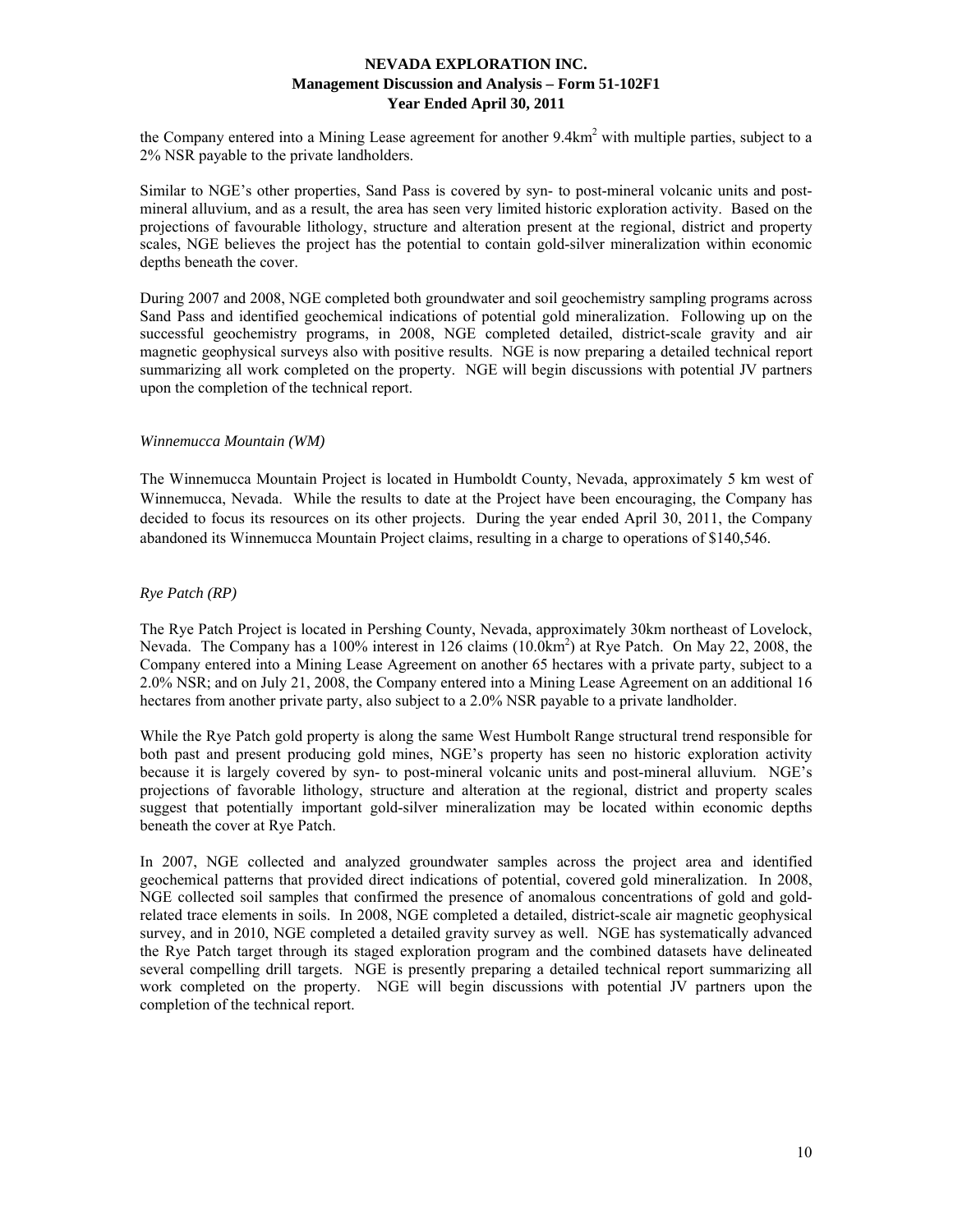the Company entered into a Mining Lease agreement for another 9.4km$^2$ with multiple parties, subject to a 2% NSR payable to the private landholders.

Similar to NGE's other properties, Sand Pass is covered by syn- to post-mineral volcanic units and post-mineral alluvium, and as a result, the area has seen very limited historic exploration activity. Based on the projections of favourable lithology, structure and alteration present at the regional, district and property scales, NGE believes the project has the potential to contain gold-silver mineralization within economic depths beneath the cover.

During 2007 and 2008, NGE completed both groundwater and soil geochemistry sampling programs across Sand Pass and identified geochemical indications of potential gold mineralization. Following up on the successful geochemistry programs, in 2008, NGE completed detailed, district-scale gravity and air magnetic geophysical surveys also with positive results. NGE is now preparing a detailed technical report summarizing all work completed on the property. NGE will begin discussions with potential JV partners upon the completion of the technical report.

*Winnemucca Mountain (WM)*

The Winnemucca Mountain Project is located in Humboldt County, Nevada, approximately 5 km west of Winnemucca, Nevada. While the results to date at the Project have been encouraging, the Company has decided to focus its resources on its other projects. During the year ended April 30, 2011, the Company abandoned its Winnemucca Mountain Project claims, resulting in a charge to operations of $140,546.

*Rye Patch (RP)*

The Rye Patch Project is located in Pershing County, Nevada, approximately 30km northeast of Lovelock, Nevada. The Company has a 100% interest in 126 claims (10.0km$^2$) at Rye Patch. On May 22, 2008, the Company entered into a Mining Lease Agreement on another 65 hectares with a private party, subject to a 2.0% NSR; and on July 21, 2008, the Company entered into a Mining Lease Agreement on an additional 16 hectares from another private party, also subject to a 2.0% NSR payable to a private landholder.

While the Rye Patch gold property is along the same West Humbolt Range structural trend responsible for both past and present producing gold mines, NGE's property has seen no historic exploration activity because it is largely covered by syn- to post-mineral volcanic units and post-mineral alluvium. NGE's projections of favorable lithology, structure and alteration at the regional, district and property scales suggest that potentially important gold-silver mineralization may be located within economic depths beneath the cover at Rye Patch.

In 2007, NGE collected and analyzed groundwater samples across the project area and identified geochemical patterns that provided direct indications of potential, covered gold mineralization. In 2008, NGE collected soil samples that confirmed the presence of anomalous concentrations of gold and gold-related trace elements in soils. In 2008, NGE completed a detailed, district-scale air magnetic geophysical survey, and in 2010, NGE completed a detailed gravity survey as well. NGE has systematically advanced the Rye Patch target through its staged exploration program and the combined datasets have delineated several compelling drill targets. NGE is presently preparing a detailed technical report summarizing all work completed on the property. NGE will begin discussions with potential JV partners upon the completion of the technical report.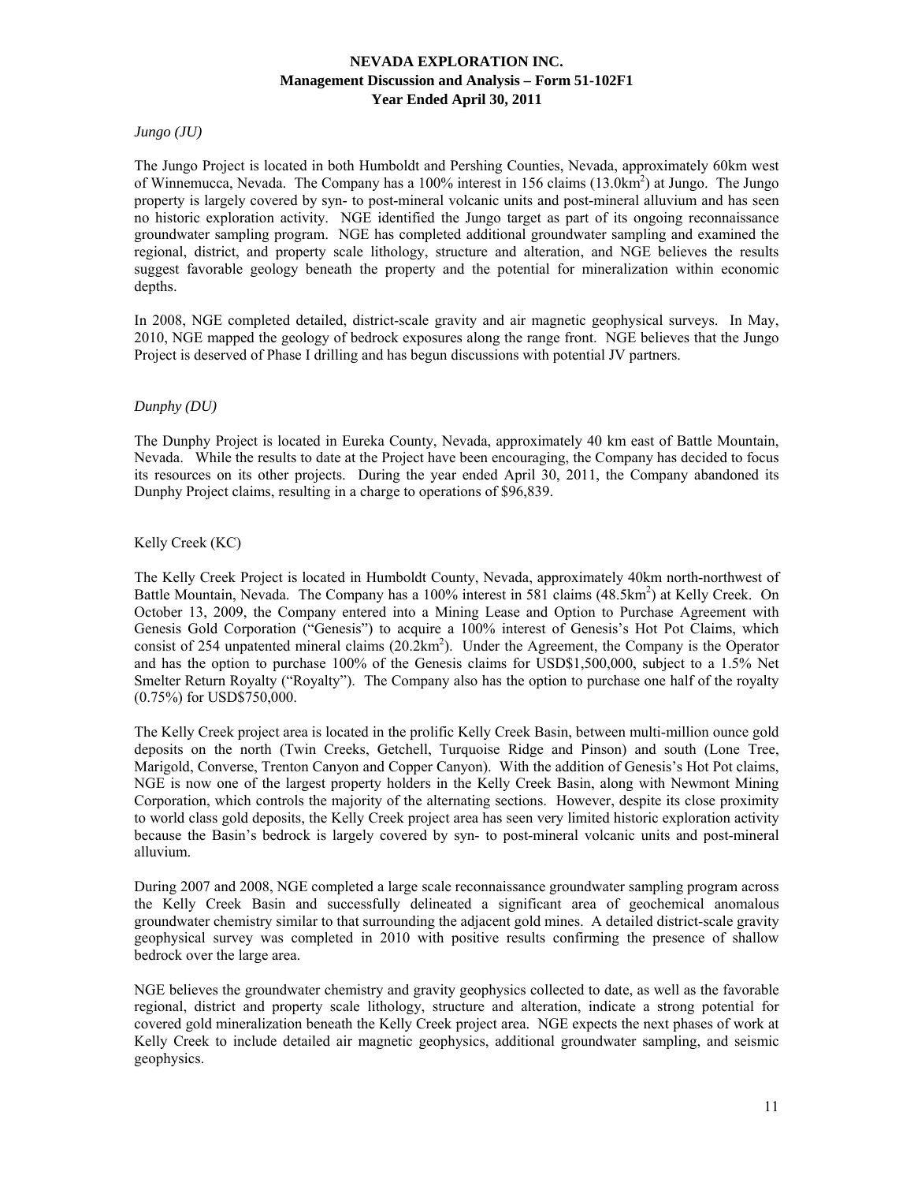*Jungo (JU)*

The Jungo Project is located in both Humboldt and Pershing Counties, Nevada, approximately 60km west of Winnemucca, Nevada. The Company has a 100% interest in 156 claims (13.0km$^2$) at Jungo. The Jungo property is largely covered by syn- to post-mineral volcanic units and post-mineral alluvium and has seen no historic exploration activity. NGE identified the Jungo target as part of its ongoing reconnaissance groundwater sampling program. NGE has completed additional groundwater sampling and examined the regional, district, and property scale lithology, structure and alteration, and NGE believes the results suggest favorable geology beneath the property and the potential for mineralization within economic depths.

In 2008, NGE completed detailed, district-scale gravity and air magnetic geophysical surveys. In May, 2010, NGE mapped the geology of bedrock exposures along the range front. NGE believes that the Jungo Project is deserved of Phase I drilling and has begun discussions with potential JV partners.

*Dunphy (DU)*

The Dunphy Project is located in Eureka County, Nevada, approximately 40 km east of Battle Mountain, Nevada. While the results to date at the Project have been encouraging, the Company has decided to focus its resources on its other projects. During the year ended April 30, 2011, the Company abandoned its Dunphy Project claims, resulting in a charge to operations of $96,839.

Kelly Creek (KC)

The Kelly Creek Project is located in Humboldt County, Nevada, approximately 40km north-northwest of Battle Mountain, Nevada. The Company has a 100% interest in 581 claims (48.5km$^2$) at Kelly Creek. On October 13, 2009, the Company entered into a Mining Lease and Option to Purchase Agreement with Genesis Gold Corporation ("Genesis") to acquire a 100% interest of Genesis's Hot Pot Claims, which consist of 254 unpatented mineral claims (20.2km$^2$). Under the Agreement, the Company is the Operator and has the option to purchase 100% of the Genesis claims for USD$1,500,000, subject to a 1.5% Net Smelter Return Royalty ("Royalty"). The Company also has the option to purchase one half of the royalty (0.75%) for USD$750,000.

The Kelly Creek project area is located in the prolific Kelly Creek Basin, between multi-million ounce gold deposits on the north (Twin Creeks, Getchell, Turquoise Ridge and Pinson) and south (Lone Tree, Marigold, Converse, Trenton Canyon and Copper Canyon). With the addition of Genesis's Hot Pot claims, NGE is now one of the largest property holders in the Kelly Creek Basin, along with Newmont Mining Corporation, which controls the majority of the alternating sections. However, despite its close proximity to world class gold deposits, the Kelly Creek project area has seen very limited historic exploration activity because the Basin's bedrock is largely covered by syn- to post-mineral volcanic units and post-mineral alluvium.

During 2007 and 2008, NGE completed a large scale reconnaissance groundwater sampling program across the Kelly Creek Basin and successfully delineated a significant area of geochemical anomalous groundwater chemistry similar to that surrounding the adjacent gold mines. A detailed district-scale gravity geophysical survey was completed in 2010 with positive results confirming the presence of shallow bedrock over the large area.

NGE believes the groundwater chemistry and gravity geophysics collected to date, as well as the favorable regional, district and property scale lithology, structure and alteration, indicate a strong potential for covered gold mineralization beneath the Kelly Creek project area. NGE expects the next phases of work at Kelly Creek to include detailed air magnetic geophysics, additional groundwater sampling, and seismic geophysics.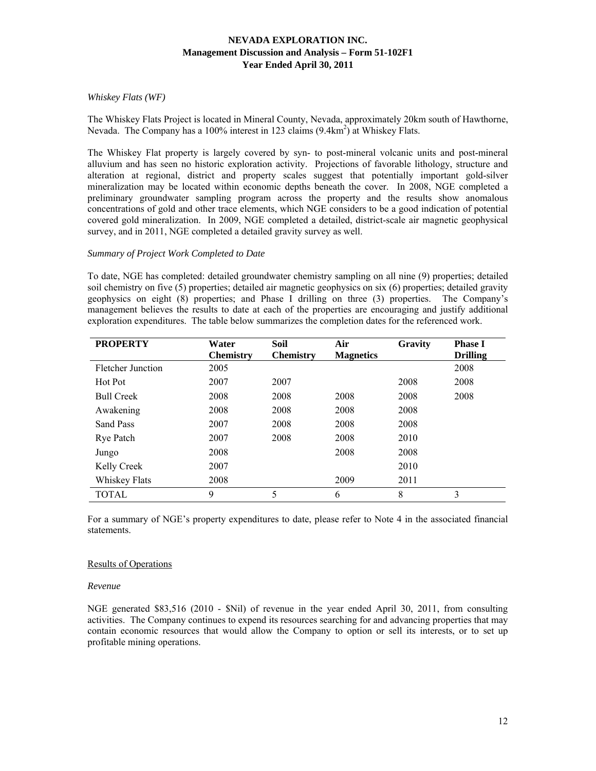*Whiskey Flats (WF)*

The Whiskey Flats Project is located in Mineral County, Nevada, approximately 20km south of Hawthorne, Nevada. The Company has a 100% interest in 123 claims (9.4km$^2$) at Whiskey Flats.

The Whiskey Flat property is largely covered by syn- to post-mineral volcanic units and post-mineral alluvium and has seen no historic exploration activity. Projections of favorable lithology, structure and alteration at regional, district and property scales suggest that potentially important gold-silver mineralization may be located within economic depths beneath the cover. In 2008, NGE completed a preliminary groundwater sampling program across the property and the results show anomalous concentrations of gold and other trace elements, which NGE considers to be a good indication of potential covered gold mineralization. In 2009, NGE completed a detailed, district-scale air magnetic geophysical survey, and in 2011, NGE completed a detailed gravity survey as well.

*Summary of Project Work Completed to Date*

To date, NGE has completed: detailed groundwater chemistry sampling on all nine (9) properties; detailed soil chemistry on five (5) properties; detailed air magnetic geophysics on six (6) properties; detailed gravity geophysics on eight (8) properties; and Phase I drilling on three (3) properties. The Company's management believes the results to date at each of the properties are encouraging and justify additional exploration expenditures. The table below summarizes the completion dates for the referenced work.

| PROPERTY | Water Chemistry | Soil Chemistry | Air Magnetics | Gravity | Phase I Drilling |
|---|---|---|---|---|---|
| Fletcher Junction | 2005 | | | | 2008 |
| Hot Pot | 2007 | 2007 | | 2008 | 2008 |
| Bull Creek | 2008 | 2008 | 2008 | 2008 | 2008 |
| Awakening | 2008 | 2008 | 2008 | 2008 | |
| Sand Pass | 2007 | 2008 | 2008 | 2008 | |
| Rye Patch | 2007 | 2008 | 2008 | 2010 | |
| Jungo | 2008 | | 2008 | 2008 | |
| Kelly Creek | 2007 | | | 2010 | |
| Whiskey Flats | 2008 | | 2009 | 2011 | |
| TOTAL | 9 | 5 | 6 | 8 | 3 |

For a summary of NGE's property expenditures to date, please refer to Note 4 in the associated financial statements.

## Results of Operations

*Revenue*

NGE generated $83,516 (2010 - $Nil) of revenue in the year ended April 30, 2011, from consulting activities. The Company continues to expend its resources searching for and advancing properties that may contain economic resources that would allow the Company to option or sell its interests, or to set up profitable mining operations.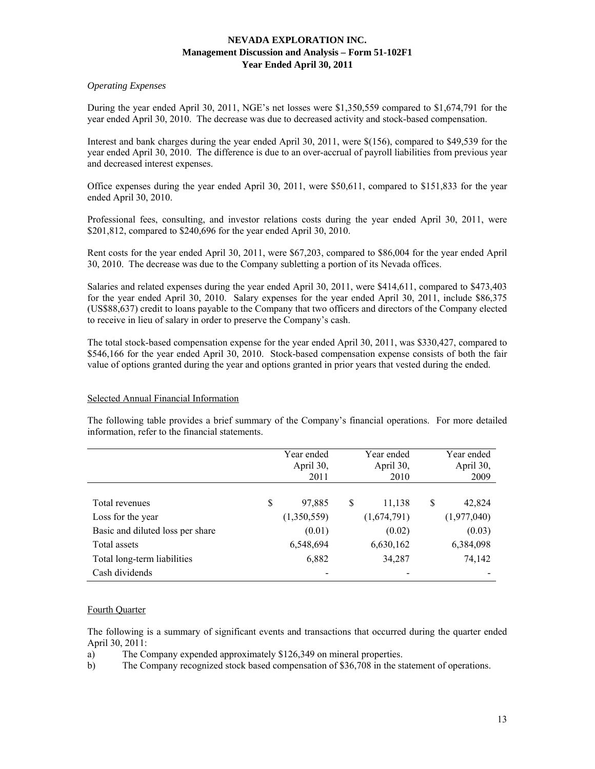*Operating Expenses*

During the year ended April 30, 2011, NGE's net losses were $1,350,559 compared to $1,674,791 for the year ended April 30, 2010. The decrease was due to decreased activity and stock-based compensation.

Interest and bank charges during the year ended April 30, 2011, were $(156), compared to $49,539 for the year ended April 30, 2010. The difference is due to an over-accrual of payroll liabilities from previous year and decreased interest expenses.

Office expenses during the year ended April 30, 2011, were $50,611, compared to $151,833 for the year ended April 30, 2010.

Professional fees, consulting, and investor relations costs during the year ended April 30, 2011, were $201,812, compared to $240,696 for the year ended April 30, 2010.

Rent costs for the year ended April 30, 2011, were $67,203, compared to $86,004 for the year ended April 30, 2010. The decrease was due to the Company subletting a portion of its Nevada offices.

Salaries and related expenses during the year ended April 30, 2011, were $414,611, compared to $473,403 for the year ended April 30, 2010. Salary expenses for the year ended April 30, 2011, include $86,375 (US$88,637) credit to loans payable to the Company that two officers and directors of the Company elected to receive in lieu of salary in order to preserve the Company's cash.

The total stock-based compensation expense for the year ended April 30, 2011, was $330,427, compared to $546,166 for the year ended April 30, 2010. Stock-based compensation expense consists of both the fair value of options granted during the year and options granted in prior years that vested during the ended.

## Selected Annual Financial Information

The following table provides a brief summary of the Company's financial operations. For more detailed information, refer to the financial statements.

| | Year ended April 30, 2011 | Year ended April 30, 2010 | Year ended April 30, 2009 |
|---|---|---|---|
| Total revenues | $ 97,885 | $ 11,138 | $ 42,824 |
| Loss for the year | (1,350,559) | (1,674,791) | (1,977,040) |
| Basic and diluted loss per share | (0.01) | (0.02) | (0.03) |
| Total assets | 6,548,694 | 6,630,162 | 6,384,098 |
| Total long-term liabilities | 6,882 | 34,287 | 74,142 |
| Cash dividends | - | - | - |

## Fourth Quarter

The following is a summary of significant events and transactions that occurred during the quarter ended April 30, 2011:

a) The Company expended approximately $126,349 on mineral properties.
b) The Company recognized stock based compensation of $36,708 in the statement of operations.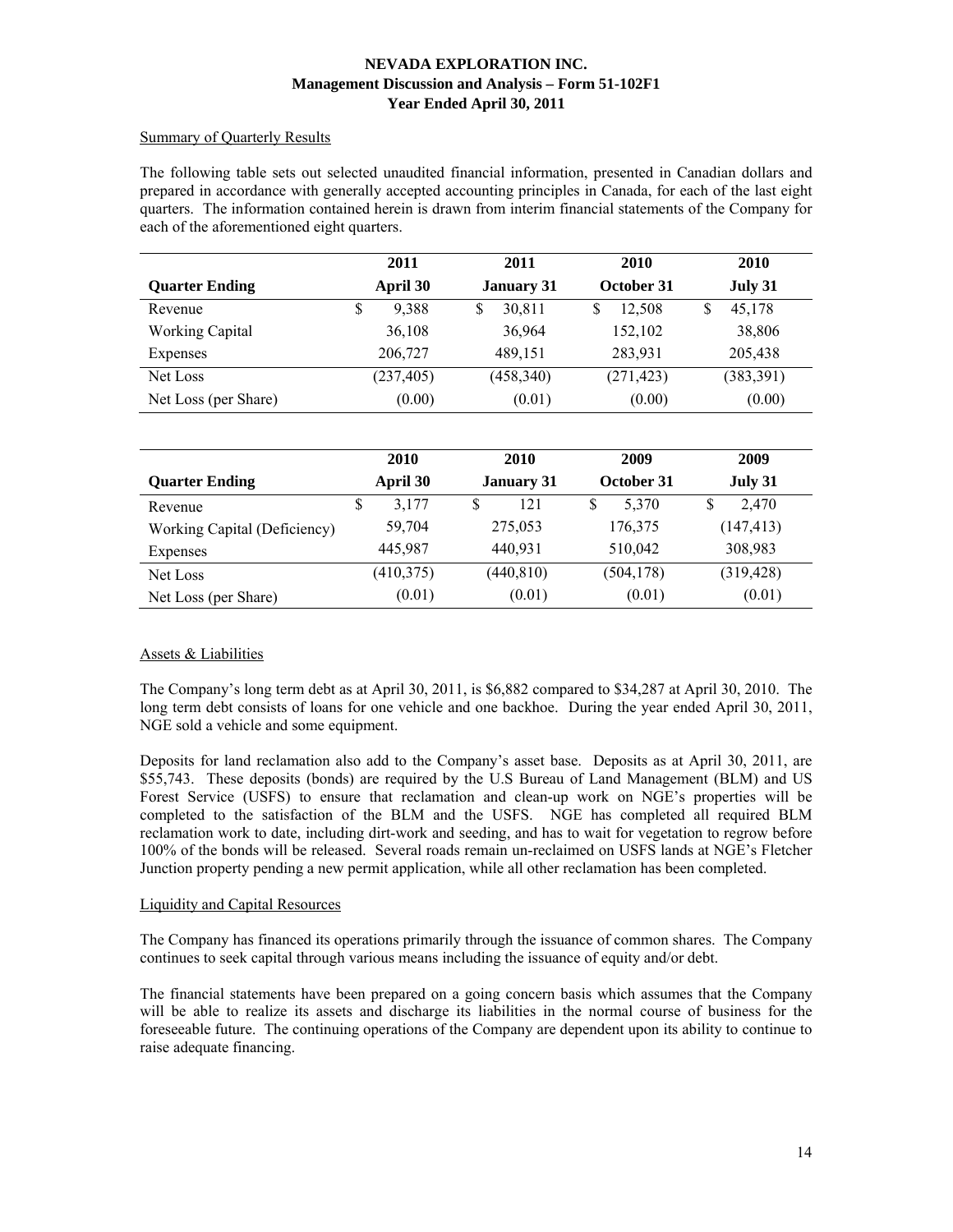### Summary of Quarterly Results

The following table sets out selected unaudited financial information, presented in Canadian dollars and prepared in accordance with generally accepted accounting principles in Canada, for each of the last eight quarters. The information contained herein is drawn from interim financial statements of the Company for each of the aforementioned eight quarters.

| | 2011 | 2011 | 2010 | 2010 |
|---|---|---|---|---|
| **Quarter Ending** | **April 30** | **January 31** | **October 31** | **July 31** |
| Revenue | $ 9,388 | $ 30,811 | $ 12,508 | $ 45,178 |
| Working Capital | 36,108 | 36,964 | 152,102 | 38,806 |
| Expenses | 206,727 | 489,151 | 283,931 | 205,438 |
| Net Loss | (237,405) | (458,340) | (271,423) | (383,391) |
| Net Loss (per Share) | (0.00) | (0.01) | (0.00) | (0.00) |

| | 2010 | 2010 | 2009 | 2009 |
|---|---|---|---|---|
| **Quarter Ending** | **April 30** | **January 31** | **October 31** | **July 31** |
| Revenue | $ 3,177 | $ 121 | $ 5,370 | $ 2,470 |
| Working Capital (Deficiency) | 59,704 | 275,053 | 176,375 | (147,413) |
| Expenses | 445,987 | 440,931 | 510,042 | 308,983 |
| Net Loss | (410,375) | (440,810) | (504,178) | (319,428) |
| Net Loss (per Share) | (0.01) | (0.01) | (0.01) | (0.01) |

### Assets & Liabilities

The Company's long term debt as at April 30, 2011, is $6,882 compared to $34,287 at April 30, 2010. The long term debt consists of loans for one vehicle and one backhoe. During the year ended April 30, 2011, NGE sold a vehicle and some equipment.

Deposits for land reclamation also add to the Company's asset base. Deposits as at April 30, 2011, are $55,743. These deposits (bonds) are required by the U.S Bureau of Land Management (BLM) and US Forest Service (USFS) to ensure that reclamation and clean-up work on NGE's properties will be completed to the satisfaction of the BLM and the USFS. NGE has completed all required BLM reclamation work to date, including dirt-work and seeding, and has to wait for vegetation to regrow before 100% of the bonds will be released. Several roads remain un-reclaimed on USFS lands at NGE's Fletcher Junction property pending a new permit application, while all other reclamation has been completed.

### Liquidity and Capital Resources

The Company has financed its operations primarily through the issuance of common shares. The Company continues to seek capital through various means including the issuance of equity and/or debt.

The financial statements have been prepared on a going concern basis which assumes that the Company will be able to realize its assets and discharge its liabilities in the normal course of business for the foreseeable future. The continuing operations of the Company are dependent upon its ability to continue to raise adequate financing.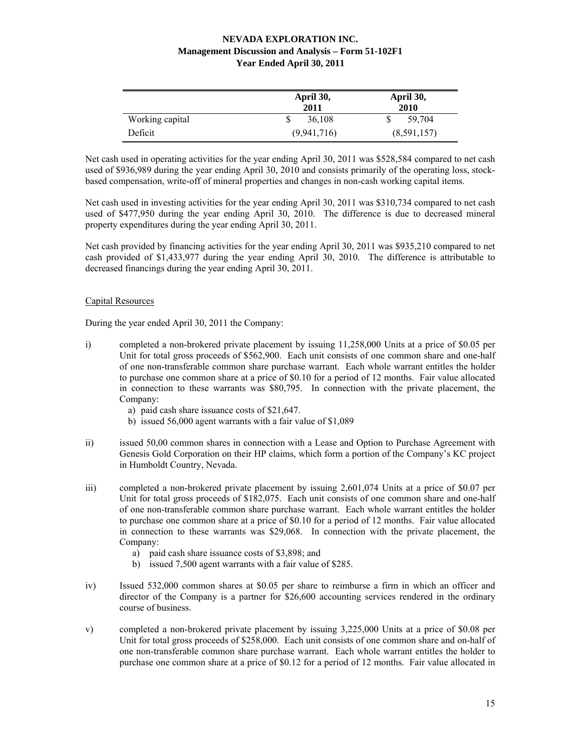| | April 30, 2011 | April 30, 2010 |
|---|---|---|
| Working capital | $ 36,108 | $ 59,704 |
| Deficit | (9,941,716) | (8,591,157) |

Net cash used in operating activities for the year ending April 30, 2011 was $528,584 compared to net cash used of $936,989 during the year ending April 30, 2010 and consists primarily of the operating loss, stock-based compensation, write-off of mineral properties and changes in non-cash working capital items.

Net cash used in investing activities for the year ending April 30, 2011 was $310,734 compared to net cash used of $477,950 during the year ending April 30, 2010. The difference is due to decreased mineral property expenditures during the year ending April 30, 2011.

Net cash provided by financing activities for the year ending April 30, 2011 was $935,210 compared to net cash provided of $1,433,977 during the year ending April 30, 2010. The difference is attributable to decreased financings during the year ending April 30, 2011.

Capital Resources

During the year ended April 30, 2011 the Company:

i) completed a non-brokered private placement by issuing 11,258,000 Units at a price of $0.05 per Unit for total gross proceeds of $562,900. Each unit consists of one common share and one-half of one non-transferable common share purchase warrant. Each whole warrant entitles the holder to purchase one common share at a price of $0.10 for a period of 12 months. Fair value allocated in connection to these warrants was $80,795. In connection with the private placement, the Company:
   a) paid cash share issuance costs of $21,647.
   b) issued 56,000 agent warrants with a fair value of $1,089

ii) issued 50,00 common shares in connection with a Lease and Option to Purchase Agreement with Genesis Gold Corporation on their HP claims, which form a portion of the Company's KC project in Humboldt Country, Nevada.

iii) completed a non-brokered private placement by issuing 2,601,074 Units at a price of $0.07 per Unit for total gross proceeds of $182,075. Each unit consists of one common share and one-half of one non-transferable common share purchase warrant. Each whole warrant entitles the holder to purchase one common share at a price of $0.10 for a period of 12 months. Fair value allocated in connection to these warrants was $29,068. In connection with the private placement, the Company:
   a) paid cash share issuance costs of $3,898; and
   b) issued 7,500 agent warrants with a fair value of $285.

iv) Issued 532,000 common shares at $0.05 per share to reimburse a firm in which an officer and director of the Company is a partner for $26,600 accounting services rendered in the ordinary course of business.

v) completed a non-brokered private placement by issuing 3,225,000 Units at a price of $0.08 per Unit for total gross proceeds of $258,000. Each unit consists of one common share and on-half of one non-transferable common share purchase warrant. Each whole warrant entitles the holder to purchase one common share at a price of $0.12 for a period of 12 months. Fair value allocated in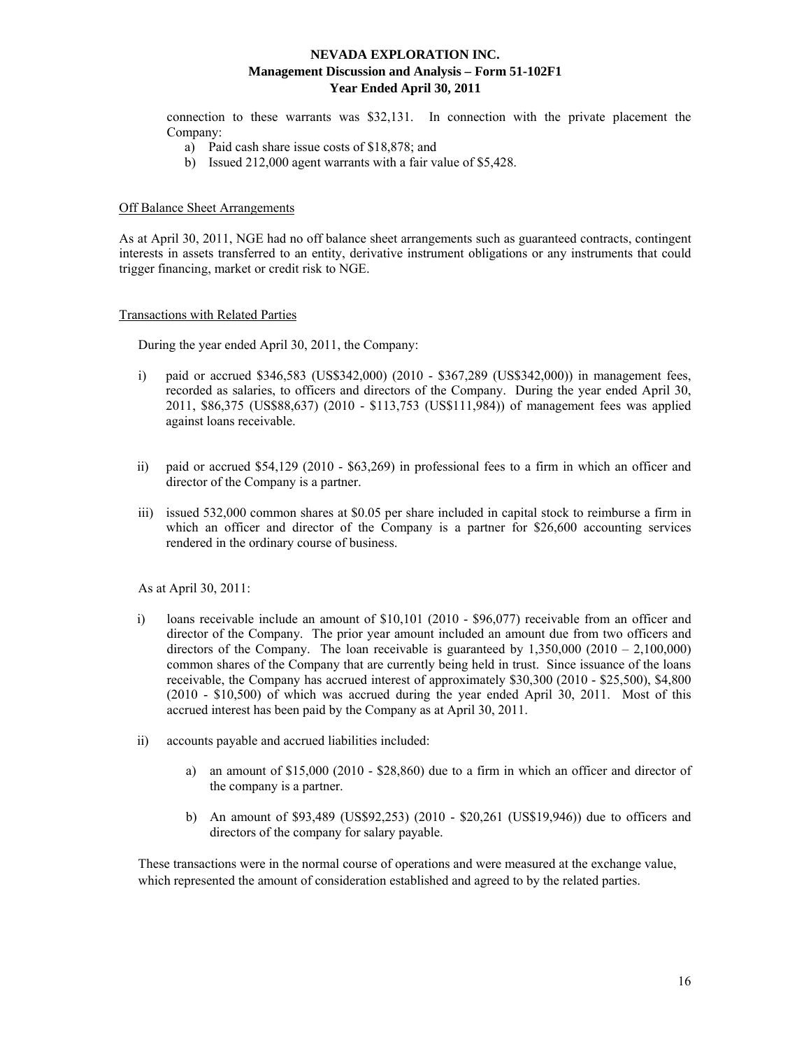connection to these warrants was $32,131. In connection with the private placement the Company:

a) Paid cash share issue costs of $18,878; and
b) Issued 212,000 agent warrants with a fair value of $5,428.

## Off Balance Sheet Arrangements

As at April 30, 2011, NGE had no off balance sheet arrangements such as guaranteed contracts, contingent interests in assets transferred to an entity, derivative instrument obligations or any instruments that could trigger financing, market or credit risk to NGE.

## Transactions with Related Parties

During the year ended April 30, 2011, the Company:

i) paid or accrued $346,583 (US$342,000) (2010 - $367,289 (US$342,000)) in management fees, recorded as salaries, to officers and directors of the Company. During the year ended April 30, 2011, $86,375 (US$88,637) (2010 - $113,753 (US$111,984)) of management fees was applied against loans receivable.

ii) paid or accrued $54,129 (2010 - $63,269) in professional fees to a firm in which an officer and director of the Company is a partner.

iii) issued 532,000 common shares at $0.05 per share included in capital stock to reimburse a firm in which an officer and director of the Company is a partner for $26,600 accounting services rendered in the ordinary course of business.

As at April 30, 2011:

i) loans receivable include an amount of $10,101 (2010 - $96,077) receivable from an officer and director of the Company. The prior year amount included an amount due from two officers and directors of the Company. The loan receivable is guaranteed by 1,350,000 (2010 – 2,100,000) common shares of the Company that are currently being held in trust. Since issuance of the loans receivable, the Company has accrued interest of approximately $30,300 (2010 - $25,500), $4,800 (2010 - $10,500) of which was accrued during the year ended April 30, 2011. Most of this accrued interest has been paid by the Company as at April 30, 2011.

ii) accounts payable and accrued liabilities included:

   a) an amount of $15,000 (2010 - $28,860) due to a firm in which an officer and director of the company is a partner.

   b) An amount of $93,489 (US$92,253) (2010 - $20,261 (US$19,946)) due to officers and directors of the company for salary payable.

These transactions were in the normal course of operations and were measured at the exchange value, which represented the amount of consideration established and agreed to by the related parties.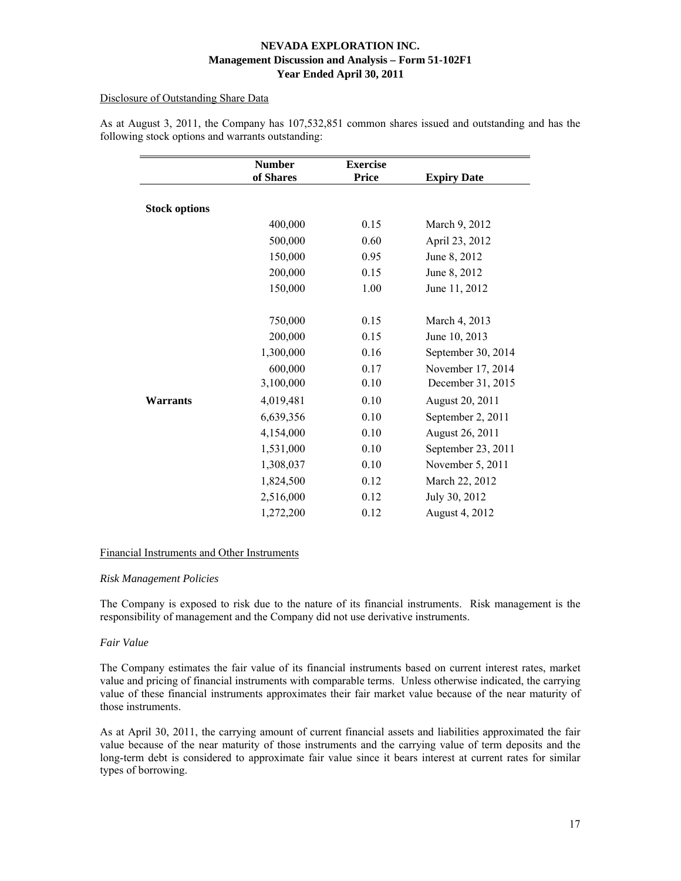Disclosure of Outstanding Share Data

As at August 3, 2011, the Company has 107,532,851 common shares issued and outstanding and has the following stock options and warrants outstanding:

| | Number of Shares | Exercise Price | Expiry Date |
|---|---|---|---|
| **Stock options** | | | |
| | 400,000 | 0.15 | March 9, 2012 |
| | 500,000 | 0.60 | April 23, 2012 |
| | 150,000 | 0.95 | June 8, 2012 |
| | 200,000 | 0.15 | June 8, 2012 |
| | 150,000 | 1.00 | June 11, 2012 |
| | 750,000 | 0.15 | March 4, 2013 |
| | 200,000 | 0.15 | June 10, 2013 |
| | 1,300,000 | 0.16 | September 30, 2014 |
| | 600,000 | 0.17 | November 17, 2014 |
| | 3,100,000 | 0.10 | December 31, 2015 |
| **Warrants** | 4,019,481 | 0.10 | August 20, 2011 |
| | 6,639,356 | 0.10 | September 2, 2011 |
| | 4,154,000 | 0.10 | August 26, 2011 |
| | 1,531,000 | 0.10 | September 23, 2011 |
| | 1,308,037 | 0.10 | November 5, 2011 |
| | 1,824,500 | 0.12 | March 22, 2012 |
| | 2,516,000 | 0.12 | July 30, 2012 |
| | 1,272,200 | 0.12 | August 4, 2012 |

Financial Instruments and Other Instruments

*Risk Management Policies*

The Company is exposed to risk due to the nature of its financial instruments. Risk management is the responsibility of management and the Company did not use derivative instruments.

*Fair Value*

The Company estimates the fair value of its financial instruments based on current interest rates, market value and pricing of financial instruments with comparable terms. Unless otherwise indicated, the carrying value of these financial instruments approximates their fair market value because of the near maturity of those instruments.

As at April 30, 2011, the carrying amount of current financial assets and liabilities approximated the fair value because of the near maturity of those instruments and the carrying value of term deposits and the long-term debt is considered to approximate fair value since it bears interest at current rates for similar types of borrowing.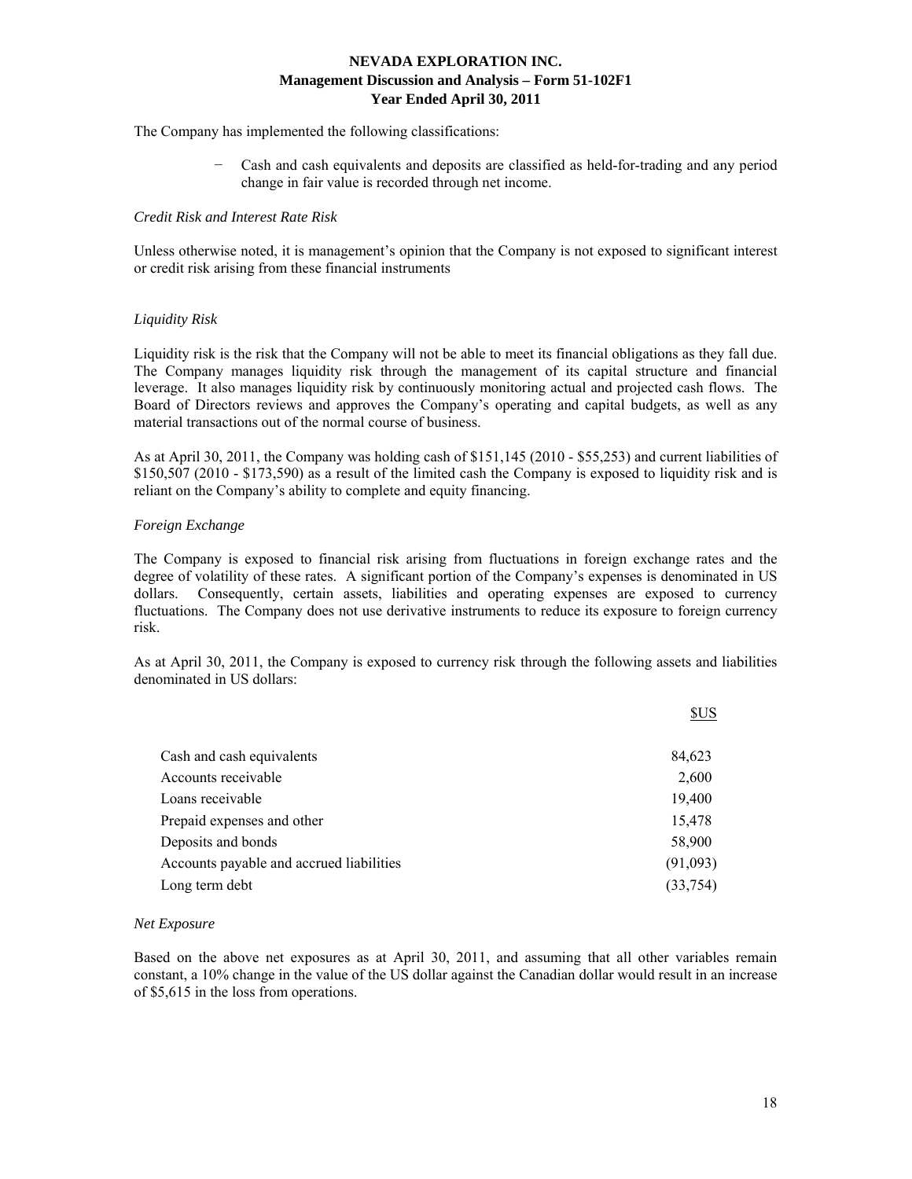The Company has implemented the following classifications:

- Cash and cash equivalents and deposits are classified as held-for-trading and any period change in fair value is recorded through net income.

*Credit Risk and Interest Rate Risk*

Unless otherwise noted, it is management's opinion that the Company is not exposed to significant interest or credit risk arising from these financial instruments

*Liquidity Risk*

Liquidity risk is the risk that the Company will not be able to meet its financial obligations as they fall due. The Company manages liquidity risk through the management of its capital structure and financial leverage. It also manages liquidity risk by continuously monitoring actual and projected cash flows. The Board of Directors reviews and approves the Company's operating and capital budgets, as well as any material transactions out of the normal course of business.

As at April 30, 2011, the Company was holding cash of $151,145 (2010 - $55,253) and current liabilities of $150,507 (2010 - $173,590) as a result of the limited cash the Company is exposed to liquidity risk and is reliant on the Company's ability to complete and equity financing.

*Foreign Exchange*

The Company is exposed to financial risk arising from fluctuations in foreign exchange rates and the degree of volatility of these rates. A significant portion of the Company's expenses is denominated in US dollars. Consequently, certain assets, liabilities and operating expenses are exposed to currency fluctuations. The Company does not use derivative instruments to reduce its exposure to foreign currency risk.

As at April 30, 2011, the Company is exposed to currency risk through the following assets and liabilities denominated in US dollars:

| | $US |
|---|---|
| Cash and cash equivalents | 84,623 |
| Accounts receivable | 2,600 |
| Loans receivable | 19,400 |
| Prepaid expenses and other | 15,478 |
| Deposits and bonds | 58,900 |
| Accounts payable and accrued liabilities | (91,093) |
| Long term debt | (33,754) |

*Net Exposure*

Based on the above net exposures as at April 30, 2011, and assuming that all other variables remain constant, a 10% change in the value of the US dollar against the Canadian dollar would result in an increase of $5,615 in the loss from operations.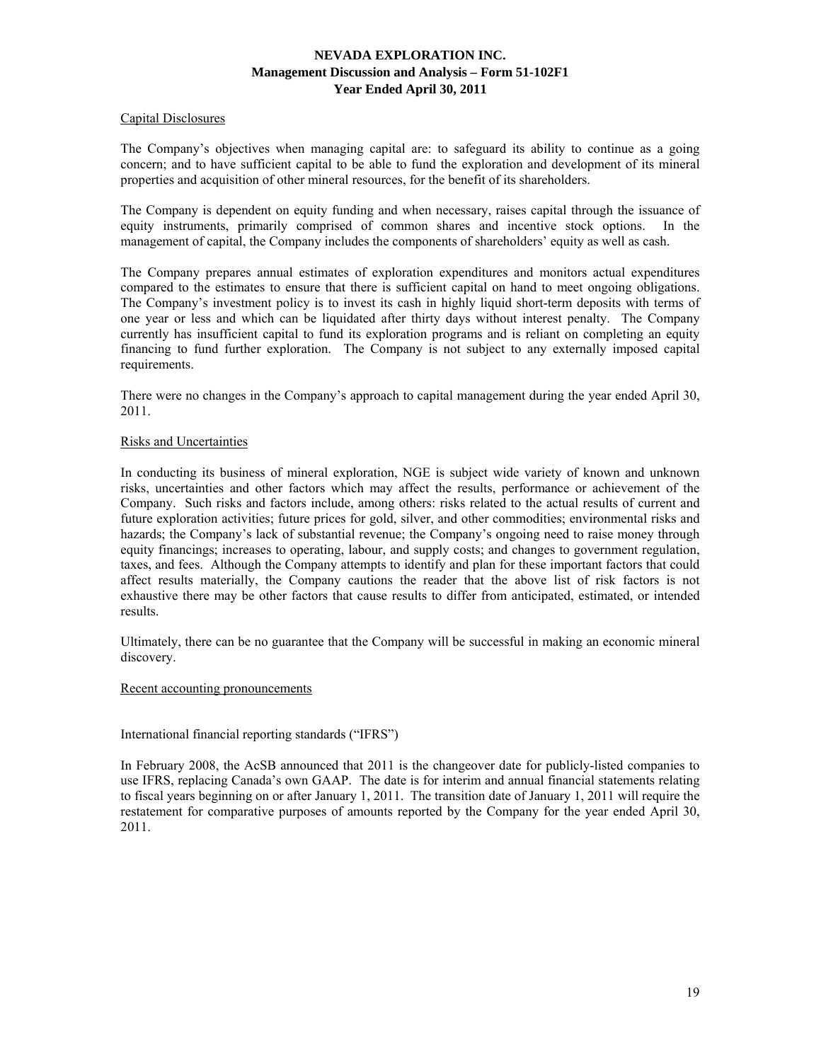## Capital Disclosures

The Company's objectives when managing capital are: to safeguard its ability to continue as a going concern; and to have sufficient capital to be able to fund the exploration and development of its mineral properties and acquisition of other mineral resources, for the benefit of its shareholders.

The Company is dependent on equity funding and when necessary, raises capital through the issuance of equity instruments, primarily comprised of common shares and incentive stock options. In the management of capital, the Company includes the components of shareholders' equity as well as cash.

The Company prepares annual estimates of exploration expenditures and monitors actual expenditures compared to the estimates to ensure that there is sufficient capital on hand to meet ongoing obligations. The Company's investment policy is to invest its cash in highly liquid short-term deposits with terms of one year or less and which can be liquidated after thirty days without interest penalty. The Company currently has insufficient capital to fund its exploration programs and is reliant on completing an equity financing to fund further exploration. The Company is not subject to any externally imposed capital requirements.

There were no changes in the Company's approach to capital management during the year ended April 30, 2011.

## Risks and Uncertainties

In conducting its business of mineral exploration, NGE is subject wide variety of known and unknown risks, uncertainties and other factors which may affect the results, performance or achievement of the Company. Such risks and factors include, among others: risks related to the actual results of current and future exploration activities; future prices for gold, silver, and other commodities; environmental risks and hazards; the Company's lack of substantial revenue; the Company's ongoing need to raise money through equity financings; increases to operating, labour, and supply costs; and changes to government regulation, taxes, and fees. Although the Company attempts to identify and plan for these important factors that could affect results materially, the Company cautions the reader that the above list of risk factors is not exhaustive there may be other factors that cause results to differ from anticipated, estimated, or intended results.

Ultimately, there can be no guarantee that the Company will be successful in making an economic mineral discovery.

## Recent accounting pronouncements

### International financial reporting standards ("IFRS")

In February 2008, the AcSB announced that 2011 is the changeover date for publicly-listed companies to use IFRS, replacing Canada's own GAAP. The date is for interim and annual financial statements relating to fiscal years beginning on or after January 1, 2011. The transition date of January 1, 2011 will require the restatement for comparative purposes of amounts reported by the Company for the year ended April 30, 2011.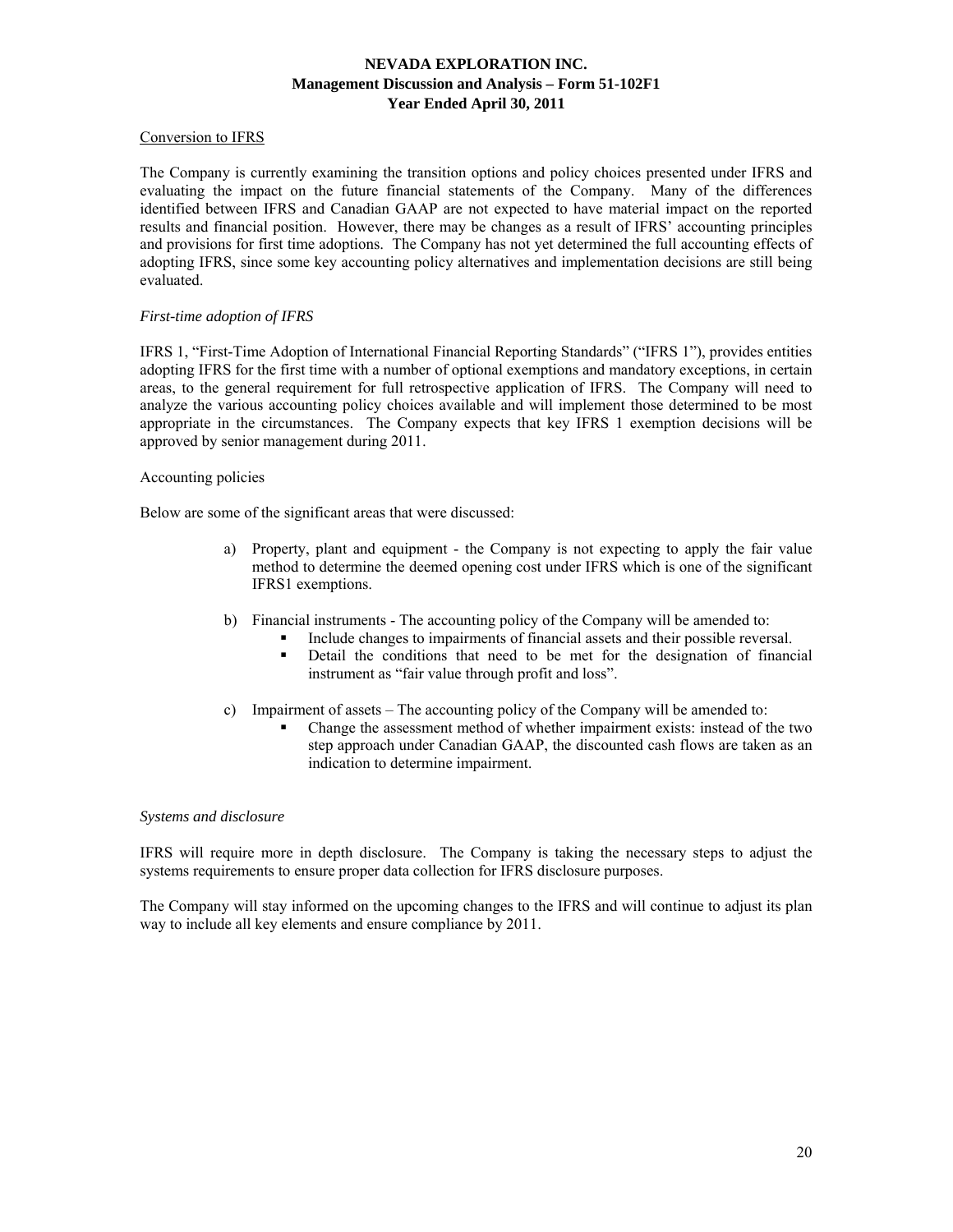Conversion to IFRS

The Company is currently examining the transition options and policy choices presented under IFRS and evaluating the impact on the future financial statements of the Company. Many of the differences identified between IFRS and Canadian GAAP are not expected to have material impact on the reported results and financial position. However, there may be changes as a result of IFRS' accounting principles and provisions for first time adoptions. The Company has not yet determined the full accounting effects of adopting IFRS, since some key accounting policy alternatives and implementation decisions are still being evaluated.

*First-time adoption of IFRS*

IFRS 1, "First-Time Adoption of International Financial Reporting Standards" ("IFRS 1"), provides entities adopting IFRS for the first time with a number of optional exemptions and mandatory exceptions, in certain areas, to the general requirement for full retrospective application of IFRS. The Company will need to analyze the various accounting policy choices available and will implement those determined to be most appropriate in the circumstances. The Company expects that key IFRS 1 exemption decisions will be approved by senior management during 2011.

Accounting policies

Below are some of the significant areas that were discussed:

a) Property, plant and equipment - the Company is not expecting to apply the fair value method to determine the deemed opening cost under IFRS which is one of the significant IFRS1 exemptions.

b) Financial instruments - The accounting policy of the Company will be amended to:
   - Include changes to impairments of financial assets and their possible reversal.
   - Detail the conditions that need to be met for the designation of financial instrument as "fair value through profit and loss".

c) Impairment of assets – The accounting policy of the Company will be amended to:
   - Change the assessment method of whether impairment exists: instead of the two step approach under Canadian GAAP, the discounted cash flows are taken as an indication to determine impairment.

*Systems and disclosure*

IFRS will require more in depth disclosure. The Company is taking the necessary steps to adjust the systems requirements to ensure proper data collection for IFRS disclosure purposes.

The Company will stay informed on the upcoming changes to the IFRS and will continue to adjust its plan way to include all key elements and ensure compliance by 2011.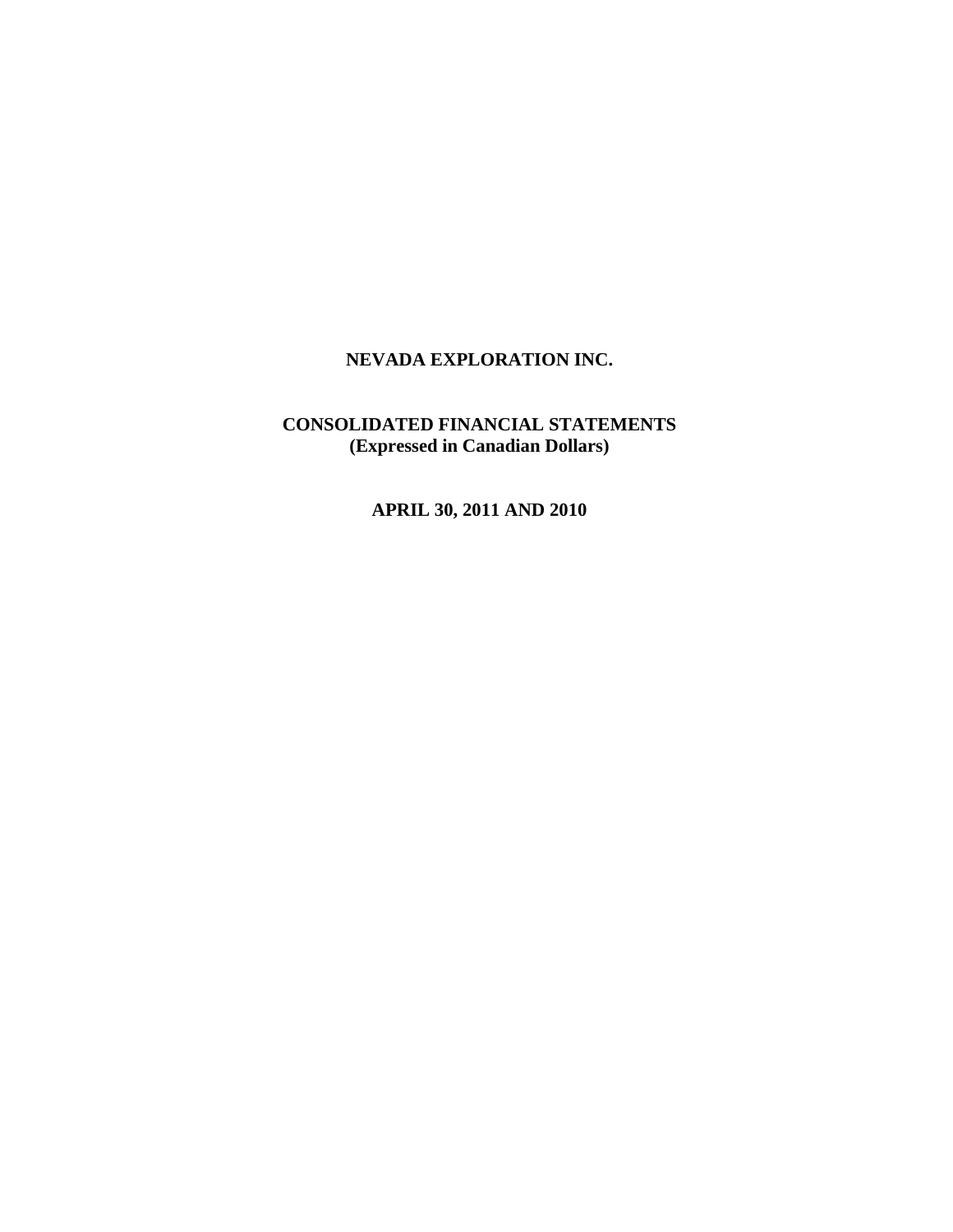# NEVADA EXPLORATION INC.

## CONSOLIDATED FINANCIAL STATEMENTS
**(Expressed in Canadian Dollars)**

**APRIL 30, 2011 AND 2010**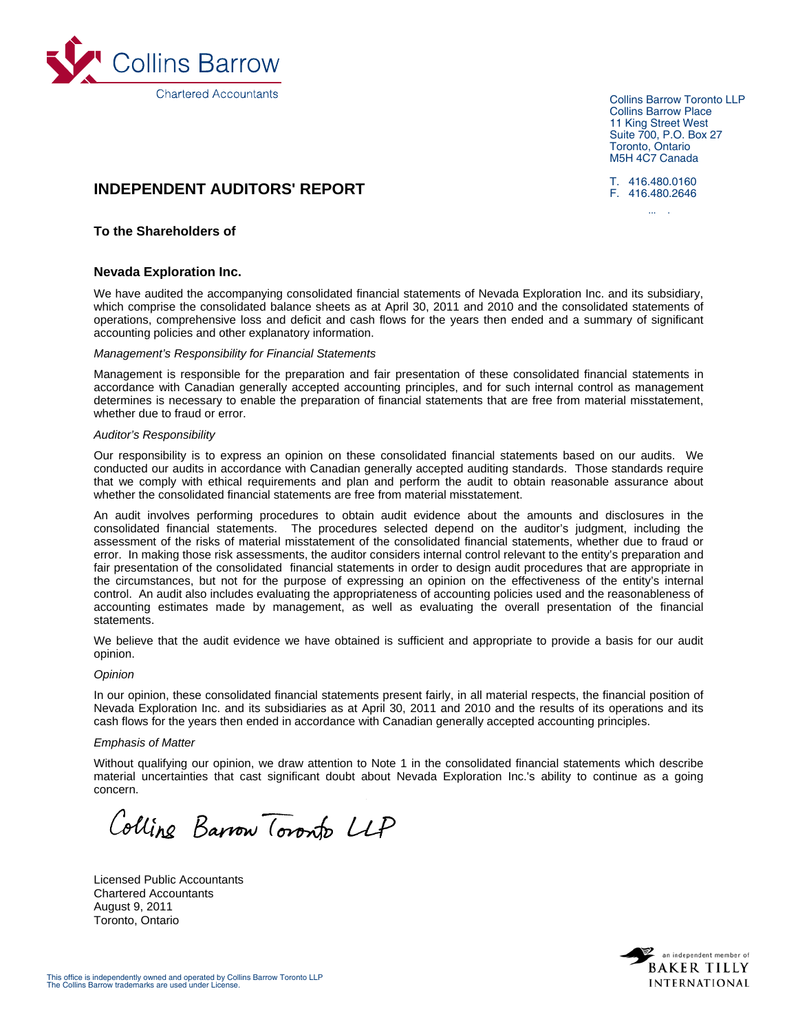Collins Barrow
Chartered Accountants

Collins Barrow Toronto LLP
Collins Barrow Place
11 King Street West
Suite 700, P.O. Box 27
Toronto, Ontario
M5H 4C7 Canada

T. 416.480.0160
F. 416.480.2646

# INDEPENDENT AUDITORS' REPORT

**To the Shareholders of**

**Nevada Exploration Inc.**

We have audited the accompanying consolidated financial statements of Nevada Exploration Inc. and its subsidiary, which comprise the consolidated balance sheets as at April 30, 2011 and 2010 and the consolidated statements of operations, comprehensive loss and deficit and cash flows for the years then ended and a summary of significant accounting policies and other explanatory information.

*Management's Responsibility for Financial Statements*

Management is responsible for the preparation and fair presentation of these consolidated financial statements in accordance with Canadian generally accepted accounting principles, and for such internal control as management determines is necessary to enable the preparation of financial statements that are free from material misstatement, whether due to fraud or error.

*Auditor's Responsibility*

Our responsibility is to express an opinion on these consolidated financial statements based on our audits. We conducted our audits in accordance with Canadian generally accepted auditing standards. Those standards require that we comply with ethical requirements and plan and perform the audit to obtain reasonable assurance about whether the consolidated financial statements are free from material misstatement.

An audit involves performing procedures to obtain audit evidence about the amounts and disclosures in the consolidated financial statements. The procedures selected depend on the auditor's judgment, including the assessment of the risks of material misstatement of the consolidated financial statements, whether due to fraud or error. In making those risk assessments, the auditor considers internal control relevant to the entity's preparation and fair presentation of the consolidated financial statements in order to design audit procedures that are appropriate in the circumstances, but not for the purpose of expressing an opinion on the effectiveness of the entity's internal control. An audit also includes evaluating the appropriateness of accounting policies used and the reasonableness of accounting estimates made by management, as well as evaluating the overall presentation of the financial statements.

We believe that the audit evidence we have obtained is sufficient and appropriate to provide a basis for our audit opinion.

*Opinion*

In our opinion, these consolidated financial statements present fairly, in all material respects, the financial position of Nevada Exploration Inc. and its subsidiaries as at April 30, 2011 and 2010 and the results of its operations and its cash flows for the years then ended in accordance with Canadian generally accepted accounting principles.

*Emphasis of Matter*

Without qualifying our opinion, we draw attention to Note 1 in the consolidated financial statements which describe material uncertainties that cast significant doubt about Nevada Exploration Inc.'s ability to continue as a going concern.

Collins Barrow Toronto LLP

Licensed Public Accountants
Chartered Accountants
August 9, 2011
Toronto, Ontario

This office is independently owned and operated by Collins Barrow Toronto LLP
The Collins Barrow trademarks are used under License.

an independent member of BAKER TILLY INTERNATIONAL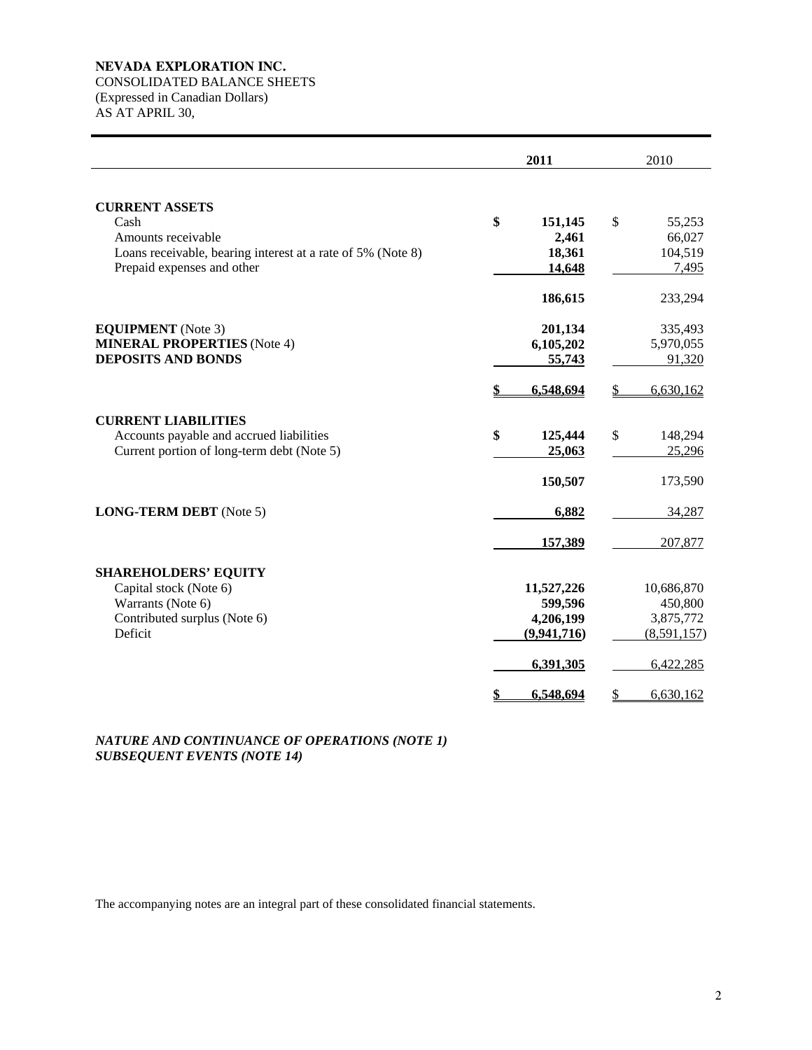**NEVADA EXPLORATION INC.**
CONSOLIDATED BALANCE SHEETS
(Expressed in Canadian Dollars)
AS AT APRIL 30,

| | **2011** | 2010 |
|---|---|---|
| **CURRENT ASSETS** | | |
| Cash | **$ 151,145** | $ 55,253 |
| Amounts receivable | **2,461** | 66,027 |
| Loans receivable, bearing interest at a rate of 5% (Note 8) | **18,361** | 104,519 |
| Prepaid expenses and other | **14,648** | 7,495 |
| | **186,615** | 233,294 |
| **EQUIPMENT** (Note 3) | **201,134** | 335,493 |
| **MINERAL PROPERTIES** (Note 4) | **6,105,202** | 5,970,055 |
| **DEPOSITS AND BONDS** | **55,743** | 91,320 |
| | **$ 6,548,694** | $ 6,630,162 |
| **CURRENT LIABILITIES** | | |
| Accounts payable and accrued liabilities | **$ 125,444** | $ 148,294 |
| Current portion of long-term debt (Note 5) | **25,063** | 25,296 |
| | **150,507** | 173,590 |
| **LONG-TERM DEBT** (Note 5) | **6,882** | 34,287 |
| | **157,389** | 207,877 |
| **SHAREHOLDERS' EQUITY** | | |
| Capital stock (Note 6) | **11,527,226** | 10,686,870 |
| Warrants (Note 6) | **599,596** | 450,800 |
| Contributed surplus (Note 6) | **4,206,199** | 3,875,772 |
| Deficit | **(9,941,716)** | (8,591,157) |
| | **6,391,305** | 6,422,285 |
| | **$ 6,548,694** | $ 6,630,162 |

***NATURE AND CONTINUANCE OF OPERATIONS (NOTE 1)***
***SUBSEQUENT EVENTS (NOTE 14)***

The accompanying notes are an integral part of these consolidated financial statements.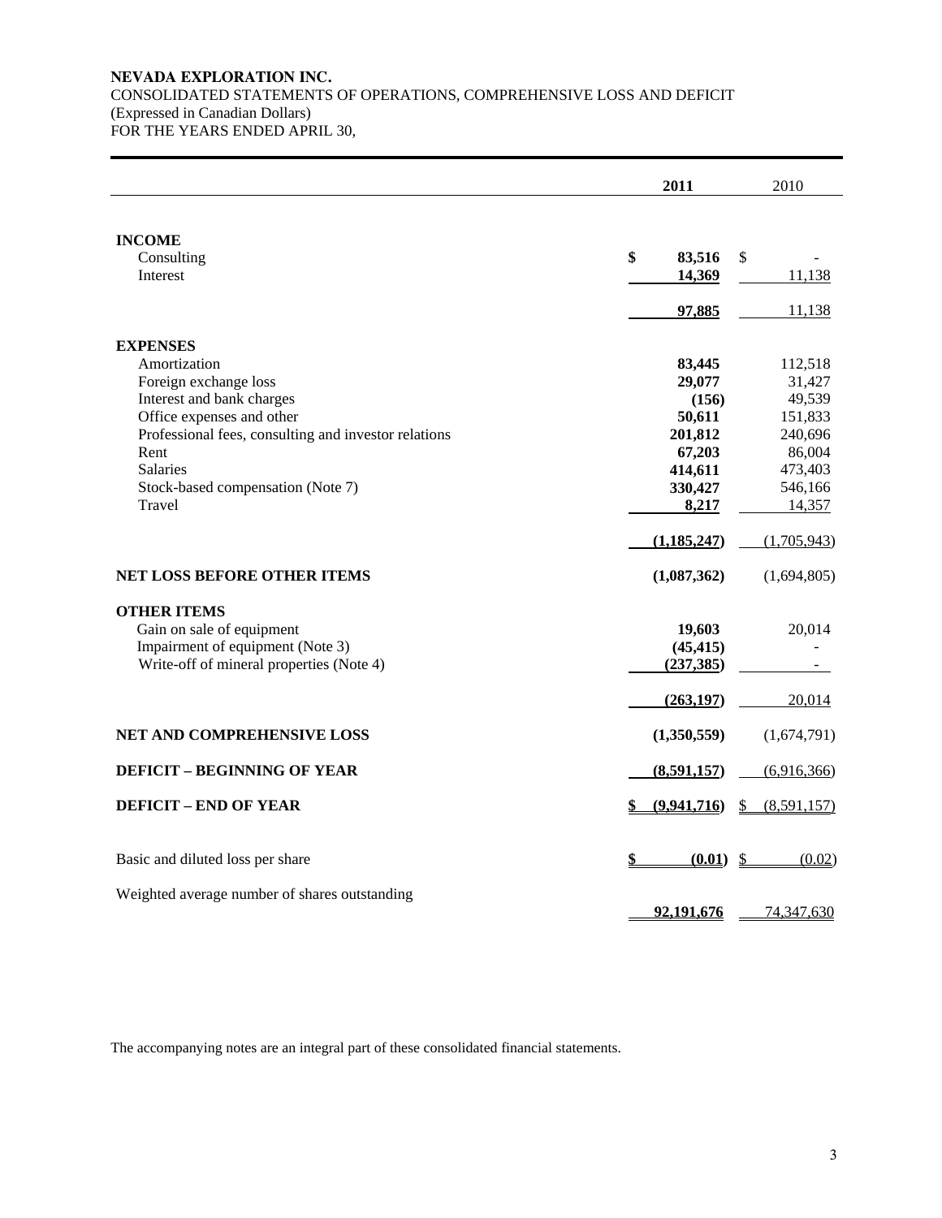**NEVADA EXPLORATION INC.**
CONSOLIDATED STATEMENTS OF OPERATIONS, COMPREHENSIVE LOSS AND DEFICIT
(Expressed in Canadian Dollars)
FOR THE YEARS ENDED APRIL 30,

| | 2011 | 2010 |
|---|---|---|
| **INCOME** | | |
| Consulting | $ 83,516 | $ - |
| Interest | 14,369 | 11,138 |
| | 97,885 | 11,138 |
| **EXPENSES** | | |
| Amortization | 83,445 | 112,518 |
| Foreign exchange loss | 29,077 | 31,427 |
| Interest and bank charges | (156) | 49,539 |
| Office expenses and other | 50,611 | 151,833 |
| Professional fees, consulting and investor relations | 201,812 | 240,696 |
| Rent | 67,203 | 86,004 |
| Salaries | 414,611 | 473,403 |
| Stock-based compensation (Note 7) | 330,427 | 546,166 |
| Travel | 8,217 | 14,357 |
| | (1,185,247) | (1,705,943) |
| **NET LOSS BEFORE OTHER ITEMS** | (1,087,362) | (1,694,805) |
| **OTHER ITEMS** | | |
| Gain on sale of equipment | 19,603 | 20,014 |
| Impairment of equipment (Note 3) | (45,415) | - |
| Write-off of mineral properties (Note 4) | (237,385) | - |
| | (263,197) | 20,014 |
| **NET AND COMPREHENSIVE LOSS** | (1,350,559) | (1,674,791) |
| **DEFICIT – BEGINNING OF YEAR** | (8,591,157) | (6,916,366) |
| **DEFICIT – END OF YEAR** | $ (9,941,716) | $ (8,591,157) |
| Basic and diluted loss per share | $ (0.01) | $ (0.02) |
| Weighted average number of shares outstanding | 92,191,676 | 74,347,630 |

The accompanying notes are an integral part of these consolidated financial statements.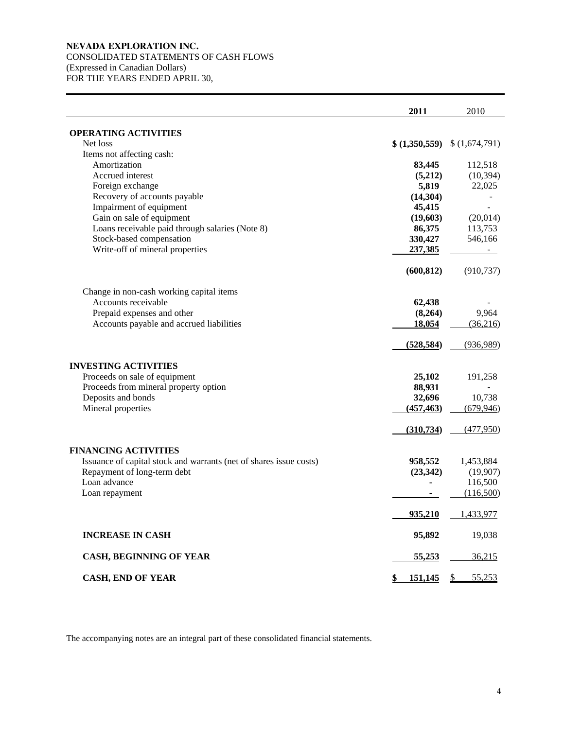**NEVADA EXPLORATION INC.**
CONSOLIDATED STATEMENTS OF CASH FLOWS
(Expressed in Canadian Dollars)
FOR THE YEARS ENDED APRIL 30,

| | **2011** | 2010 |
|---|---|---|
| **OPERATING ACTIVITIES** | | |
| Net loss | **$ (1,350,559)** | $ (1,674,791) |
| Items not affecting cash: | | |
| Amortization | **83,445** | 112,518 |
| Accrued interest | **(5,212)** | (10,394) |
| Foreign exchange | **5,819** | 22,025 |
| Recovery of accounts payable | **(14,304)** | - |
| Impairment of equipment | **45,415** | - |
| Gain on sale of equipment | **(19,603)** | (20,014) |
| Loans receivable paid through salaries (Note 8) | **86,375** | 113,753 |
| Stock-based compensation | **330,427** | 546,166 |
| Write-off of mineral properties | **237,385** | - |
| | **(600,812)** | (910,737) |
| Change in non-cash working capital items | | |
| Accounts receivable | **62,438** | - |
| Prepaid expenses and other | **(8,264)** | 9,964 |
| Accounts payable and accrued liabilities | **18,054** | (36,216) |
| | **(528,584)** | (936,989) |
| **INVESTING ACTIVITIES** | | |
| Proceeds on sale of equipment | **25,102** | 191,258 |
| Proceeds from mineral property option | **88,931** | - |
| Deposits and bonds | **32,696** | 10,738 |
| Mineral properties | **(457,463)** | (679,946) |
| | **(310,734)** | (477,950) |
| **FINANCING ACTIVITIES** | | |
| Issuance of capital stock and warrants (net of shares issue costs) | **958,552** | 1,453,884 |
| Repayment of long-term debt | **(23,342)** | (19,907) |
| Loan advance | **-** | 116,500 |
| Loan repayment | **-** | (116,500) |
| | **935,210** | 1,433,977 |
| **INCREASE IN CASH** | **95,892** | 19,038 |
| **CASH, BEGINNING OF YEAR** | **55,253** | 36,215 |
| **CASH, END OF YEAR** | **$ 151,145** | $ 55,253 |

The accompanying notes are an integral part of these consolidated financial statements.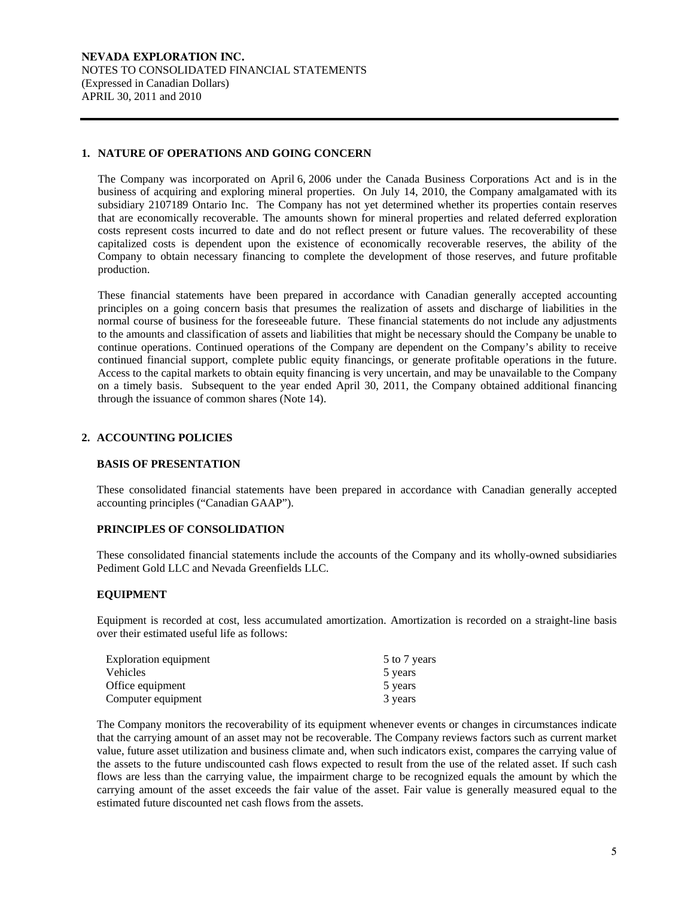**NEVADA EXPLORATION INC.**
NOTES TO CONSOLIDATED FINANCIAL STATEMENTS
(Expressed in Canadian Dollars)
APRIL 30, 2011 and 2010

## 1. NATURE OF OPERATIONS AND GOING CONCERN

The Company was incorporated on April 6, 2006 under the Canada Business Corporations Act and is in the business of acquiring and exploring mineral properties. On July 14, 2010, the Company amalgamated with its subsidiary 2107189 Ontario Inc. The Company has not yet determined whether its properties contain reserves that are economically recoverable. The amounts shown for mineral properties and related deferred exploration costs represent costs incurred to date and do not reflect present or future values. The recoverability of these capitalized costs is dependent upon the existence of economically recoverable reserves, the ability of the Company to obtain necessary financing to complete the development of those reserves, and future profitable production.

These financial statements have been prepared in accordance with Canadian generally accepted accounting principles on a going concern basis that presumes the realization of assets and discharge of liabilities in the normal course of business for the foreseeable future. These financial statements do not include any adjustments to the amounts and classification of assets and liabilities that might be necessary should the Company be unable to continue operations. Continued operations of the Company are dependent on the Company's ability to receive continued financial support, complete public equity financings, or generate profitable operations in the future. Access to the capital markets to obtain equity financing is very uncertain, and may be unavailable to the Company on a timely basis. Subsequent to the year ended April 30, 2011, the Company obtained additional financing through the issuance of common shares (Note 14).

## 2. ACCOUNTING POLICIES

### BASIS OF PRESENTATION

These consolidated financial statements have been prepared in accordance with Canadian generally accepted accounting principles ("Canadian GAAP").

### PRINCIPLES OF CONSOLIDATION

These consolidated financial statements include the accounts of the Company and its wholly-owned subsidiaries Pediment Gold LLC and Nevada Greenfields LLC.

### EQUIPMENT

Equipment is recorded at cost, less accumulated amortization. Amortization is recorded on a straight-line basis over their estimated useful life as follows:

| | |
|---|---|
| Exploration equipment | 5 to 7 years |
| Vehicles | 5 years |
| Office equipment | 5 years |
| Computer equipment | 3 years |

The Company monitors the recoverability of its equipment whenever events or changes in circumstances indicate that the carrying amount of an asset may not be recoverable. The Company reviews factors such as current market value, future asset utilization and business climate and, when such indicators exist, compares the carrying value of the assets to the future undiscounted cash flows expected to result from the use of the related asset. If such cash flows are less than the carrying value, the impairment charge to be recognized equals the amount by which the carrying amount of the asset exceeds the fair value of the asset. Fair value is generally measured equal to the estimated future discounted net cash flows from the assets.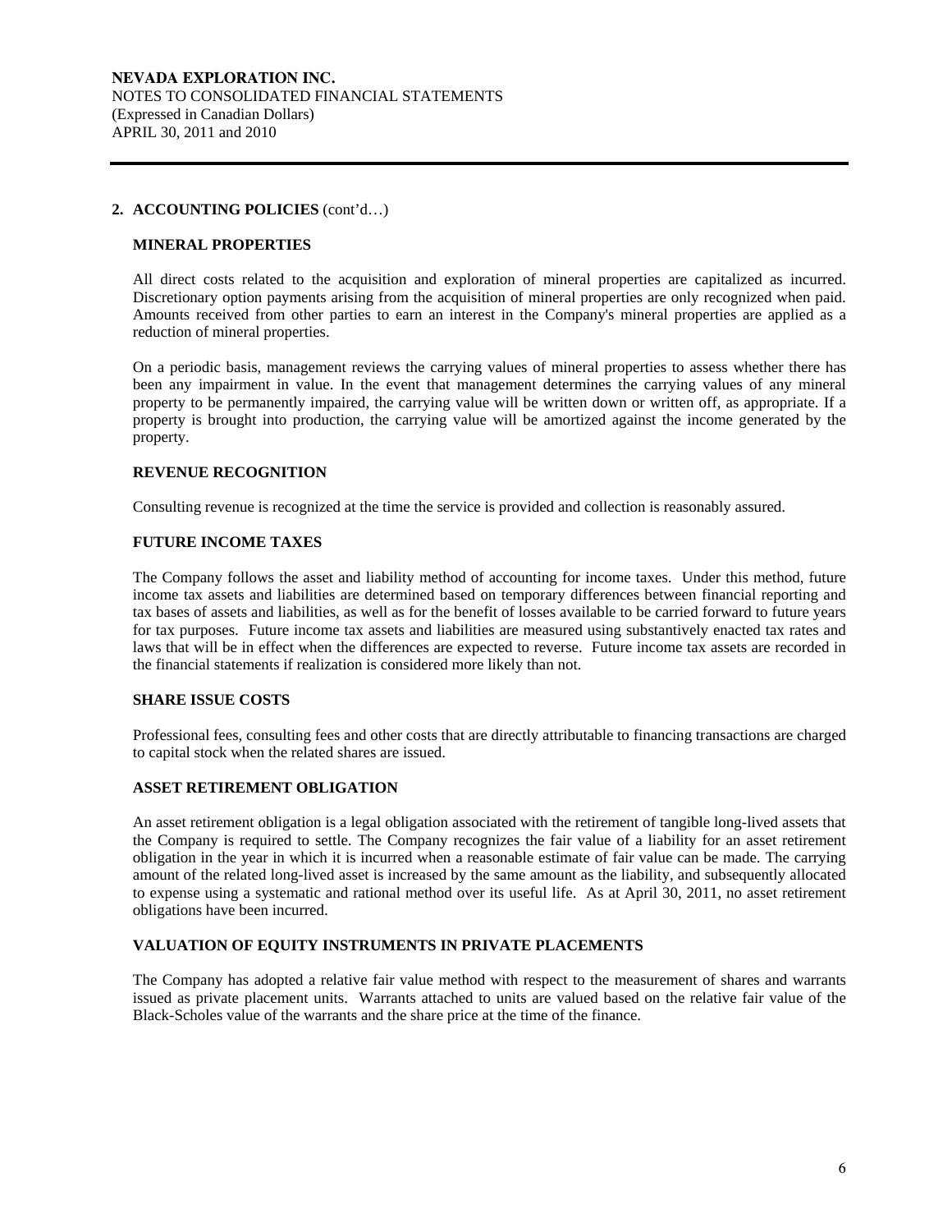## 2. ACCOUNTING POLICIES (cont'd…)

### MINERAL PROPERTIES

All direct costs related to the acquisition and exploration of mineral properties are capitalized as incurred. Discretionary option payments arising from the acquisition of mineral properties are only recognized when paid. Amounts received from other parties to earn an interest in the Company's mineral properties are applied as a reduction of mineral properties.

On a periodic basis, management reviews the carrying values of mineral properties to assess whether there has been any impairment in value. In the event that management determines the carrying values of any mineral property to be permanently impaired, the carrying value will be written down or written off, as appropriate. If a property is brought into production, the carrying value will be amortized against the income generated by the property.

### REVENUE RECOGNITION

Consulting revenue is recognized at the time the service is provided and collection is reasonably assured.

### FUTURE INCOME TAXES

The Company follows the asset and liability method of accounting for income taxes. Under this method, future income tax assets and liabilities are determined based on temporary differences between financial reporting and tax bases of assets and liabilities, as well as for the benefit of losses available to be carried forward to future years for tax purposes. Future income tax assets and liabilities are measured using substantively enacted tax rates and laws that will be in effect when the differences are expected to reverse. Future income tax assets are recorded in the financial statements if realization is considered more likely than not.

### SHARE ISSUE COSTS

Professional fees, consulting fees and other costs that are directly attributable to financing transactions are charged to capital stock when the related shares are issued.

### ASSET RETIREMENT OBLIGATION

An asset retirement obligation is a legal obligation associated with the retirement of tangible long-lived assets that the Company is required to settle. The Company recognizes the fair value of a liability for an asset retirement obligation in the year in which it is incurred when a reasonable estimate of fair value can be made. The carrying amount of the related long-lived asset is increased by the same amount as the liability, and subsequently allocated to expense using a systematic and rational method over its useful life. As at April 30, 2011, no asset retirement obligations have been incurred.

### VALUATION OF EQUITY INSTRUMENTS IN PRIVATE PLACEMENTS

The Company has adopted a relative fair value method with respect to the measurement of shares and warrants issued as private placement units. Warrants attached to units are valued based on the relative fair value of the Black-Scholes value of the warrants and the share price at the time of the finance.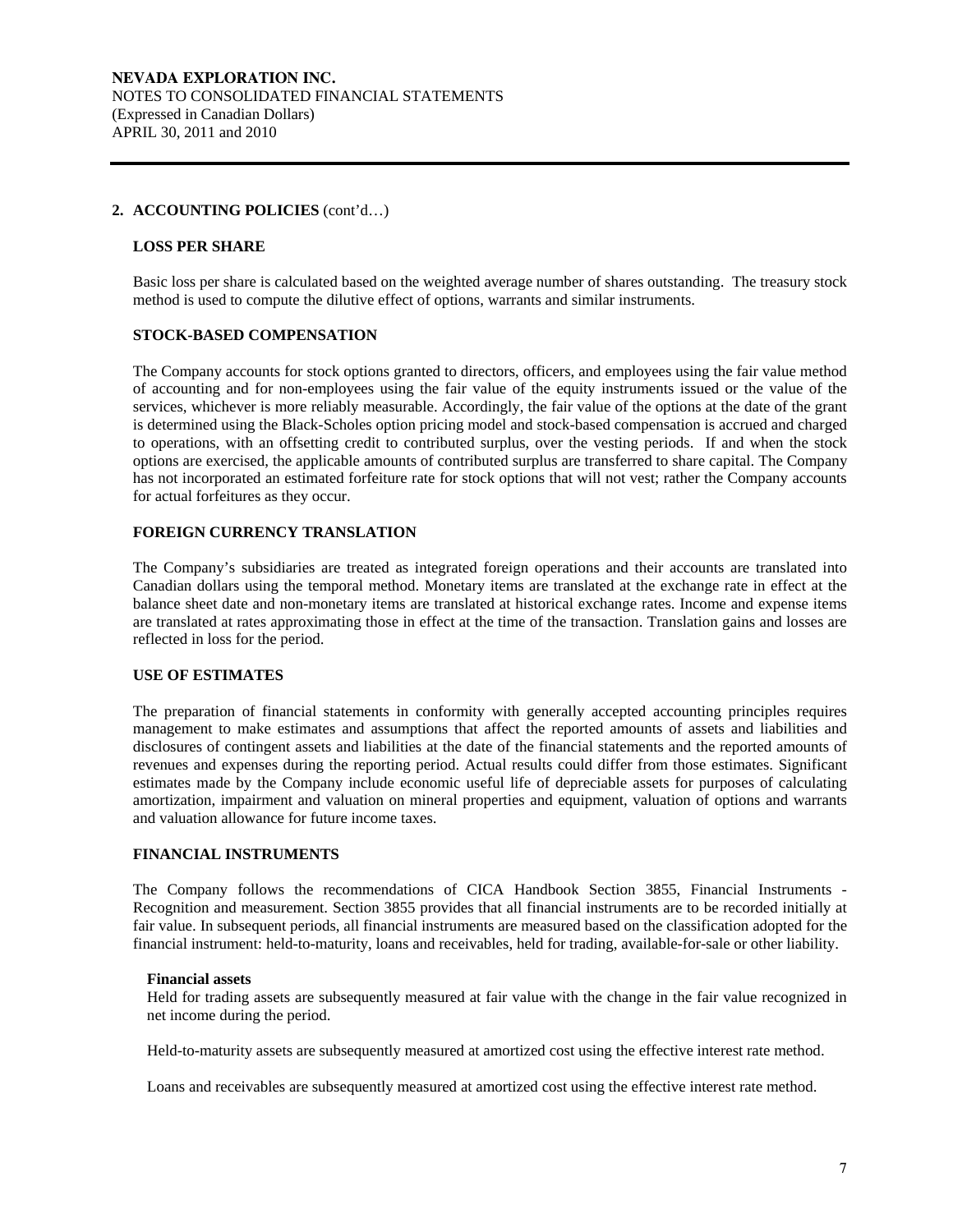## 2. ACCOUNTING POLICIES (cont'd…)

### LOSS PER SHARE

Basic loss per share is calculated based on the weighted average number of shares outstanding. The treasury stock method is used to compute the dilutive effect of options, warrants and similar instruments.

### STOCK-BASED COMPENSATION

The Company accounts for stock options granted to directors, officers, and employees using the fair value method of accounting and for non-employees using the fair value of the equity instruments issued or the value of the services, whichever is more reliably measurable. Accordingly, the fair value of the options at the date of the grant is determined using the Black-Scholes option pricing model and stock-based compensation is accrued and charged to operations, with an offsetting credit to contributed surplus, over the vesting periods. If and when the stock options are exercised, the applicable amounts of contributed surplus are transferred to share capital. The Company has not incorporated an estimated forfeiture rate for stock options that will not vest; rather the Company accounts for actual forfeitures as they occur.

### FOREIGN CURRENCY TRANSLATION

The Company's subsidiaries are treated as integrated foreign operations and their accounts are translated into Canadian dollars using the temporal method. Monetary items are translated at the exchange rate in effect at the balance sheet date and non-monetary items are translated at historical exchange rates. Income and expense items are translated at rates approximating those in effect at the time of the transaction. Translation gains and losses are reflected in loss for the period.

### USE OF ESTIMATES

The preparation of financial statements in conformity with generally accepted accounting principles requires management to make estimates and assumptions that affect the reported amounts of assets and liabilities and disclosures of contingent assets and liabilities at the date of the financial statements and the reported amounts of revenues and expenses during the reporting period. Actual results could differ from those estimates. Significant estimates made by the Company include economic useful life of depreciable assets for purposes of calculating amortization, impairment and valuation on mineral properties and equipment, valuation of options and warrants and valuation allowance for future income taxes.

### FINANCIAL INSTRUMENTS

The Company follows the recommendations of CICA Handbook Section 3855, Financial Instruments - Recognition and measurement. Section 3855 provides that all financial instruments are to be recorded initially at fair value. In subsequent periods, all financial instruments are measured based on the classification adopted for the financial instrument: held-to-maturity, loans and receivables, held for trading, available-for-sale or other liability.

**Financial assets**

Held for trading assets are subsequently measured at fair value with the change in the fair value recognized in net income during the period.

Held-to-maturity assets are subsequently measured at amortized cost using the effective interest rate method.

Loans and receivables are subsequently measured at amortized cost using the effective interest rate method.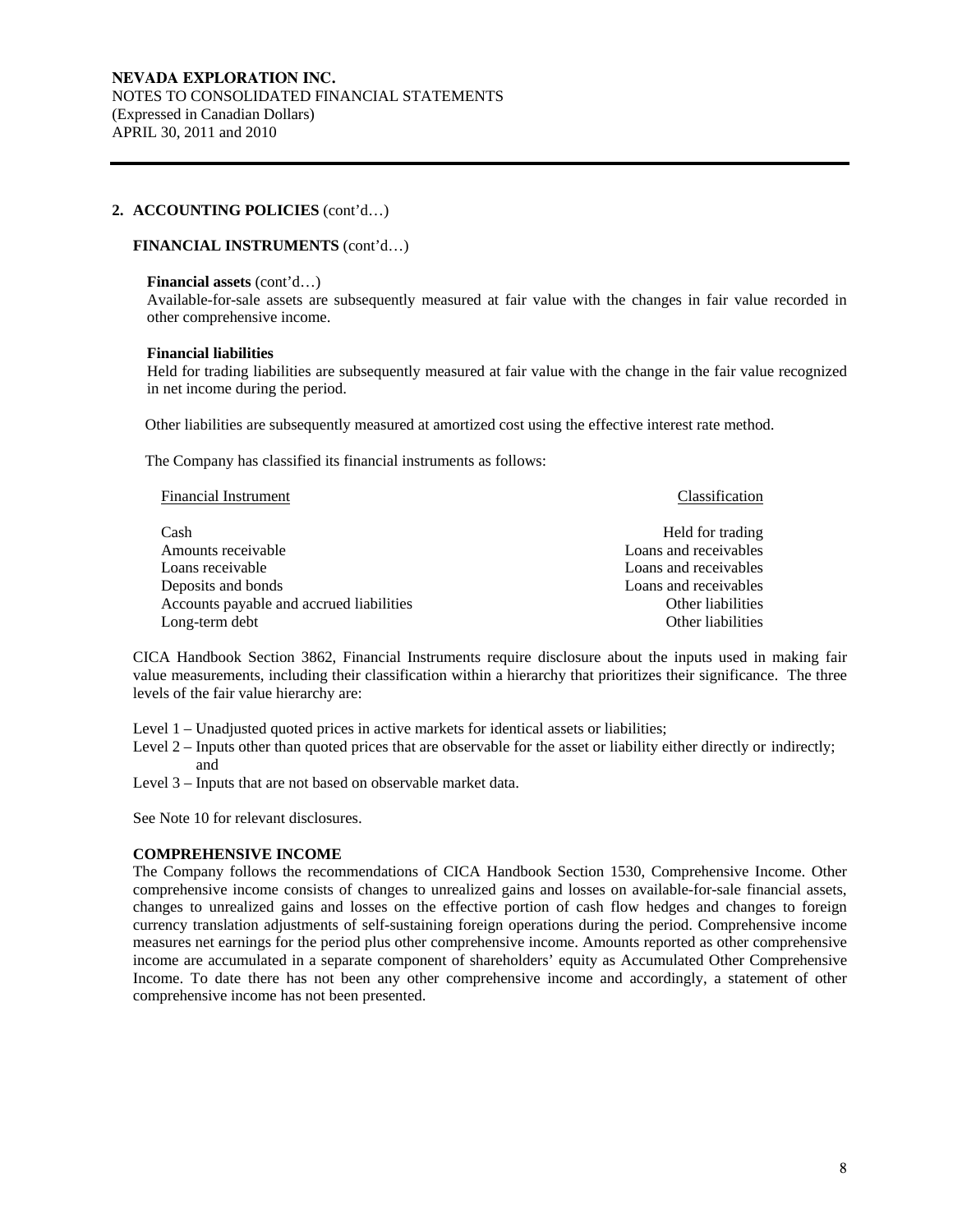## 2. ACCOUNTING POLICIES (cont'd…)

### FINANCIAL INSTRUMENTS (cont'd…)

**Financial assets** (cont'd…)

Available-for-sale assets are subsequently measured at fair value with the changes in fair value recorded in other comprehensive income.

**Financial liabilities**

Held for trading liabilities are subsequently measured at fair value with the change in the fair value recognized in net income during the period.

Other liabilities are subsequently measured at amortized cost using the effective interest rate method.

The Company has classified its financial instruments as follows:

| Financial Instrument | Classification |
|---|---|
| Cash | Held for trading |
| Amounts receivable | Loans and receivables |
| Loans receivable | Loans and receivables |
| Deposits and bonds | Loans and receivables |
| Accounts payable and accrued liabilities | Other liabilities |
| Long-term debt | Other liabilities |

CICA Handbook Section 3862, Financial Instruments require disclosure about the inputs used in making fair value measurements, including their classification within a hierarchy that prioritizes their significance. The three levels of the fair value hierarchy are:

- Level 1 – Unadjusted quoted prices in active markets for identical assets or liabilities;
- Level 2 – Inputs other than quoted prices that are observable for the asset or liability either directly or indirectly; and
- Level 3 – Inputs that are not based on observable market data.

See Note 10 for relevant disclosures.

### COMPREHENSIVE INCOME

The Company follows the recommendations of CICA Handbook Section 1530, Comprehensive Income. Other comprehensive income consists of changes to unrealized gains and losses on available-for-sale financial assets, changes to unrealized gains and losses on the effective portion of cash flow hedges and changes to foreign currency translation adjustments of self-sustaining foreign operations during the period. Comprehensive income measures net earnings for the period plus other comprehensive income. Amounts reported as other comprehensive income are accumulated in a separate component of shareholders' equity as Accumulated Other Comprehensive Income. To date there has not been any other comprehensive income and accordingly, a statement of other comprehensive income has not been presented.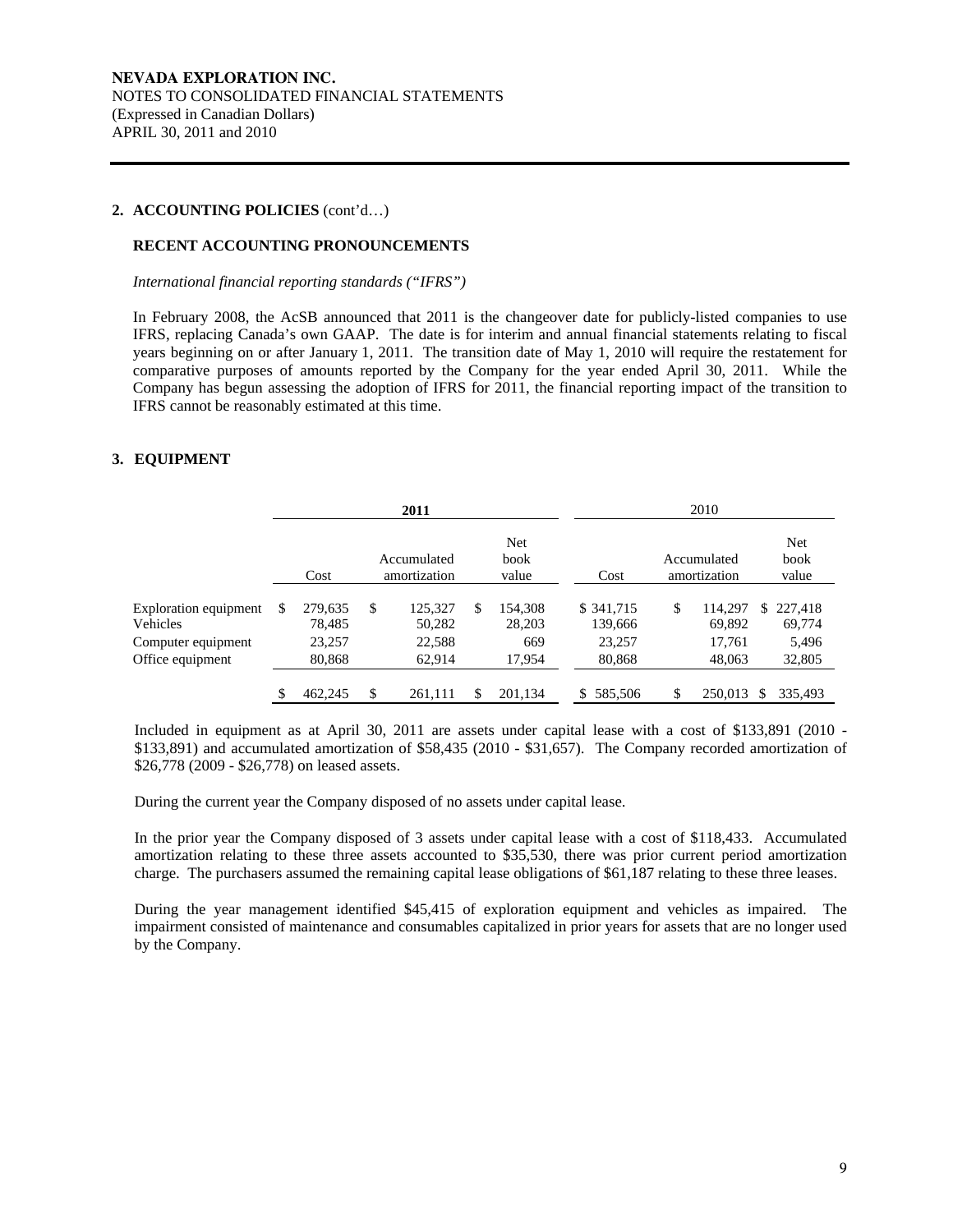**NEVADA EXPLORATION INC.**
NOTES TO CONSOLIDATED FINANCIAL STATEMENTS
(Expressed in Canadian Dollars)
APRIL 30, 2011 and 2010

## 2. ACCOUNTING POLICIES (cont'd…)

### RECENT ACCOUNTING PRONOUNCEMENTS

*International financial reporting standards ("IFRS")*

In February 2008, the AcSB announced that 2011 is the changeover date for publicly-listed companies to use IFRS, replacing Canada's own GAAP. The date is for interim and annual financial statements relating to fiscal years beginning on or after January 1, 2011. The transition date of May 1, 2010 will require the restatement for comparative purposes of amounts reported by the Company for the year ended April 30, 2011. While the Company has begun assessing the adoption of IFRS for 2011, the financial reporting impact of the transition to IFRS cannot be reasonably estimated at this time.

## 3. EQUIPMENT

| | **2011** | | | 2010 | | |
|---|---|---|---|---|---|---|
| | Cost | Accumulated amortization | Net book value | Cost | Accumulated amortization | Net book value |
| Exploration equipment | $ 279,635 | $ 125,327 | $ 154,308 | $ 341,715 | $ 114,297 | $ 227,418 |
| Vehicles | 78,485 | 50,282 | 28,203 | 139,666 | 69,892 | 69,774 |
| Computer equipment | 23,257 | 22,588 | 669 | 23,257 | 17,761 | 5,496 |
| Office equipment | 80,868 | 62,914 | 17,954 | 80,868 | 48,063 | 32,805 |
| | $ 462,245 | $ 261,111 | $ 201,134 | $ 585,506 | $ 250,013 | $ 335,493 |

Included in equipment as at April 30, 2011 are assets under capital lease with a cost of $133,891 (2010 - $133,891) and accumulated amortization of $58,435 (2010 - $31,657). The Company recorded amortization of $26,778 (2009 - $26,778) on leased assets.

During the current year the Company disposed of no assets under capital lease.

In the prior year the Company disposed of 3 assets under capital lease with a cost of $118,433. Accumulated amortization relating to these three assets accounted to $35,530, there was prior current period amortization charge. The purchasers assumed the remaining capital lease obligations of $61,187 relating to these three leases.

During the year management identified $45,415 of exploration equipment and vehicles as impaired. The impairment consisted of maintenance and consumables capitalized in prior years for assets that are no longer used by the Company.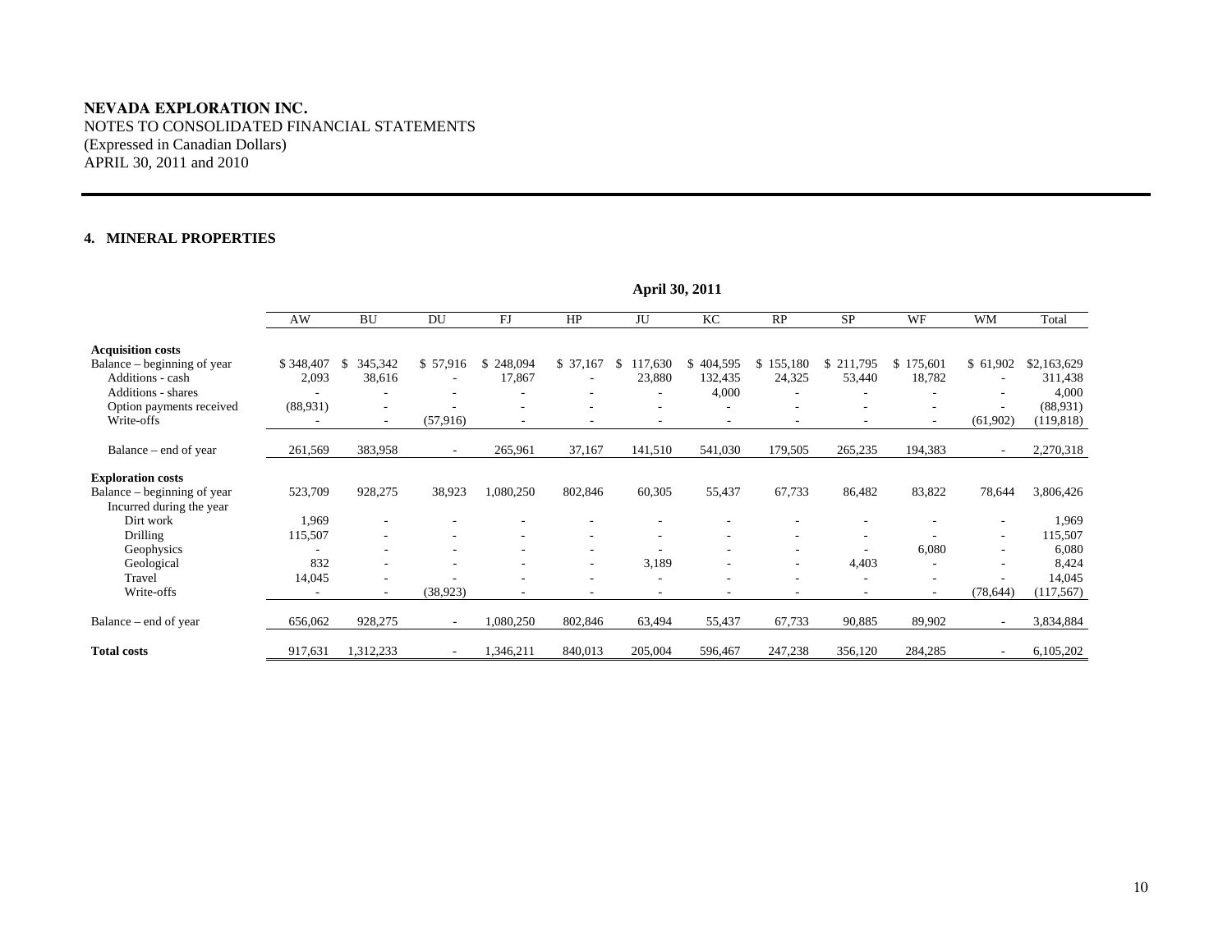**NEVADA EXPLORATION INC.**
NOTES TO CONSOLIDATED FINANCIAL STATEMENTS
(Expressed in Canadian Dollars)
APRIL 30, 2011 and 2010

#### 4. MINERAL PROPERTIES

**April 30, 2011**

| | AW | BU | DU | FJ | HP | JU | KC | RP | SP | WF | WM | Total |
|---|---|---|---|---|---|---|---|---|---|---|---|---|
| **Acquisition costs** | | | | | | | | | | | | |
| Balance – beginning of year | $ 348,407 | $ 345,342 | $ 57,916 | $ 248,094 | $ 37,167 | $ 117,630 | $ 404,595 | $ 155,180 | $ 211,795 | $ 175,601 | $ 61,902 | $2,163,629 |
| Additions - cash | 2,093 | 38,616 | - | 17,867 | - | 23,880 | 132,435 | 24,325 | 53,440 | 18,782 | - | 311,438 |
| Additions - shares | - | - | - | - | - | - | 4,000 | - | - | - | - | 4,000 |
| Option payments received | (88,931) | - | - | - | - | - | - | - | - | - | - | (88,931) |
| Write-offs | - | - | (57,916) | - | - | - | - | - | - | - | (61,902) | (119,818) |
| Balance – end of year | 261,569 | 383,958 | - | 265,961 | 37,167 | 141,510 | 541,030 | 179,505 | 265,235 | 194,383 | - | 2,270,318 |
| **Exploration costs** | | | | | | | | | | | | |
| Balance – beginning of year | 523,709 | 928,275 | 38,923 | 1,080,250 | 802,846 | 60,305 | 55,437 | 67,733 | 86,482 | 83,822 | 78,644 | 3,806,426 |
| Incurred during the year | | | | | | | | | | | | |
| Dirt work | 1,969 | - | - | - | - | - | - | - | - | - | - | 1,969 |
| Drilling | 115,507 | - | - | - | - | - | - | - | - | - | - | 115,507 |
| Geophysics | - | - | - | - | - | - | - | - | - | 6,080 | - | 6,080 |
| Geological | 832 | - | - | - | - | 3,189 | - | - | 4,403 | - | - | 8,424 |
| Travel | 14,045 | - | - | - | - | - | - | - | - | - | - | 14,045 |
| Write-offs | - | - | (38,923) | - | - | - | - | - | - | - | (78,644) | (117,567) |
| Balance – end of year | 656,062 | 928,275 | - | 1,080,250 | 802,846 | 63,494 | 55,437 | 67,733 | 90,885 | 89,902 | - | 3,834,884 |
| **Total costs** | 917,631 | 1,312,233 | - | 1,346,211 | 840,013 | 205,004 | 596,467 | 247,238 | 356,120 | 284,285 | - | 6,105,202 |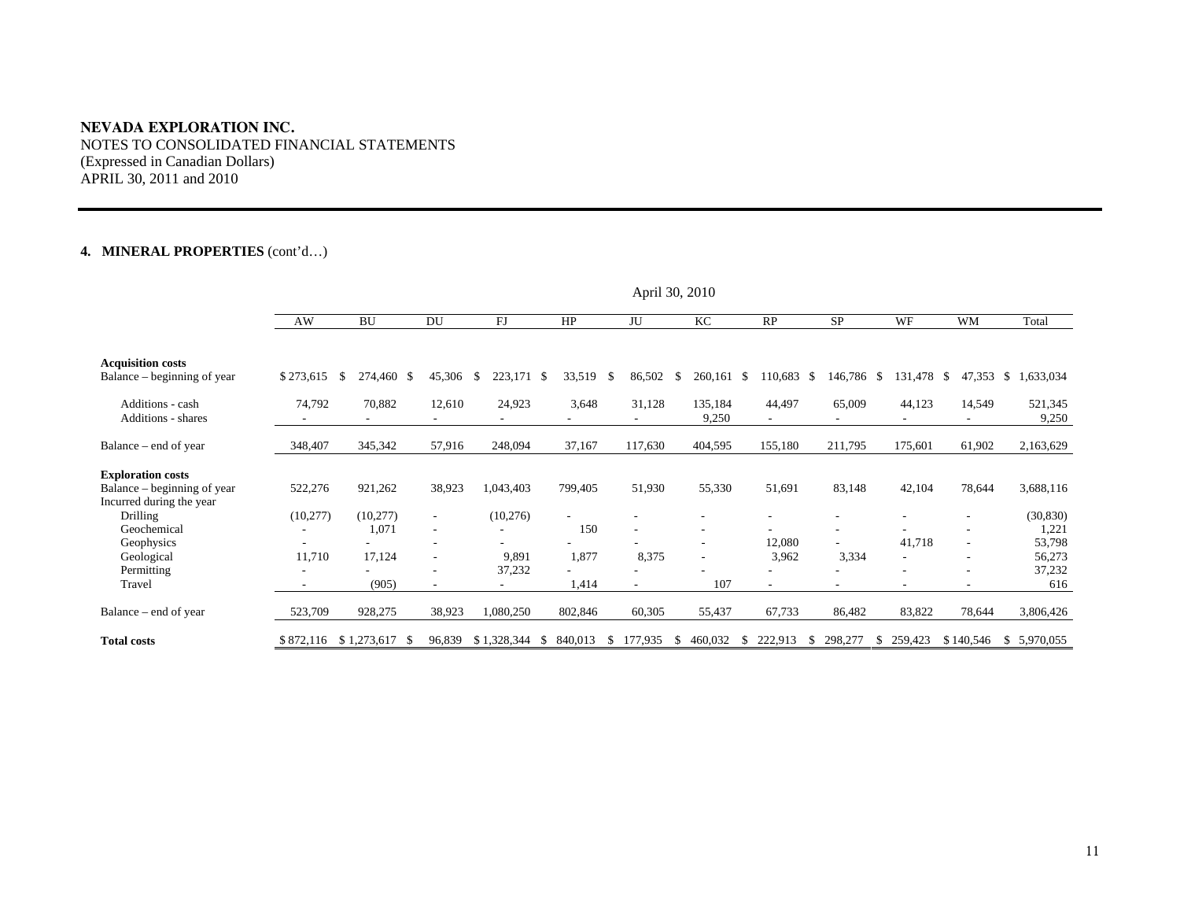**NEVADA EXPLORATION INC.**
NOTES TO CONSOLIDATED FINANCIAL STATEMENTS
(Expressed in Canadian Dollars)
APRIL 30, 2011 and 2010

**4. MINERAL PROPERTIES** (cont'd…)

April 30, 2010

| | AW | BU | DU | FJ | HP | JU | KC | RP | SP | WF | WM | Total |
|---|---|---|---|---|---|---|---|---|---|---|---|---|
| **Acquisition costs** | | | | | | | | | | | | |
| Balance – beginning of year | $ 273,615 | $ 274,460 | $ 45,306 | $ 223,171 | $ 33,519 | $ 86,502 | $ 260,161 | $ 110,683 | $ 146,786 | $ 131,478 | $ 47,353 | $ 1,633,034 |
| Additions - cash | 74,792 | 70,882 | 12,610 | 24,923 | 3,648 | 31,128 | 135,184 | 44,497 | 65,009 | 44,123 | 14,549 | 521,345 |
| Additions - shares | - | - | - | - | - | - | 9,250 | - | - | - | - | 9,250 |
| Balance – end of year | 348,407 | 345,342 | 57,916 | 248,094 | 37,167 | 117,630 | 404,595 | 155,180 | 211,795 | 175,601 | 61,902 | 2,163,629 |
| **Exploration costs** | | | | | | | | | | | | |
| Balance – beginning of year | 522,276 | 921,262 | 38,923 | 1,043,403 | 799,405 | 51,930 | 55,330 | 51,691 | 83,148 | 42,104 | 78,644 | 3,688,116 |
| Incurred during the year | | | | | | | | | | | | |
| Drilling | (10,277) | (10,277) | - | (10,276) | - | - | - | - | - | - | - | (30,830) |
| Geochemical | - | 1,071 | - | - | 150 | - | - | - | - | - | - | 1,221 |
| Geophysics | - | - | - | - | - | - | - | 12,080 | - | 41,718 | - | 53,798 |
| Geological | 11,710 | 17,124 | - | 9,891 | 1,877 | 8,375 | - | 3,962 | 3,334 | - | - | 56,273 |
| Permitting | - | - | - | 37,232 | - | - | - | - | - | - | - | 37,232 |
| Travel | - | (905) | - | - | 1,414 | - | 107 | - | - | - | - | 616 |
| Balance – end of year | 523,709 | 928,275 | 38,923 | 1,080,250 | 802,846 | 60,305 | 55,437 | 67,733 | 86,482 | 83,822 | 78,644 | 3,806,426 |
| **Total costs** | $ 872,116 | $ 1,273,617 | $ 96,839 | $ 1,328,344 | $ 840,013 | $ 177,935 | $ 460,032 | $ 222,913 | $ 298,277 | $ 259,423 | $ 140,546 | $ 5,970,055 |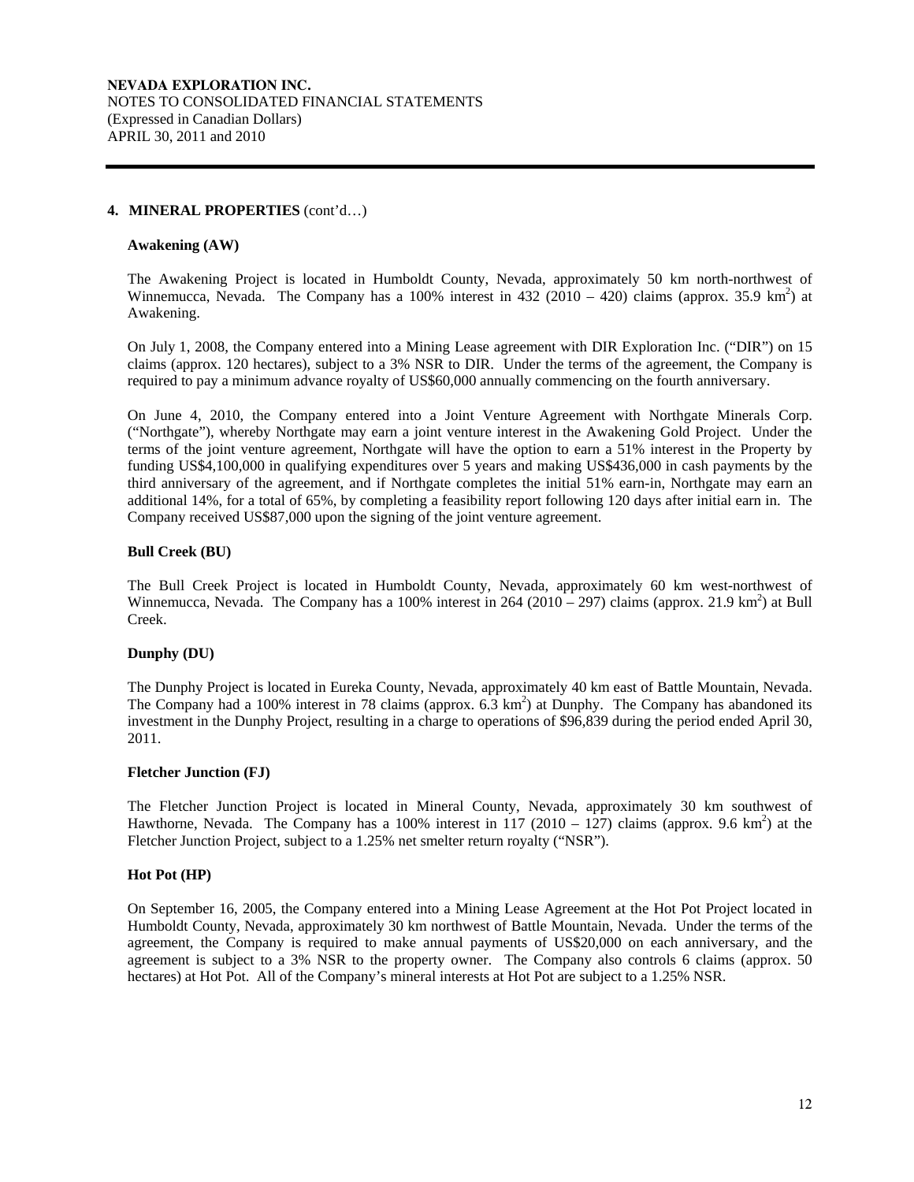**NEVADA EXPLORATION INC.**
NOTES TO CONSOLIDATED FINANCIAL STATEMENTS
(Expressed in Canadian Dollars)
APRIL 30, 2011 and 2010

## 4. MINERAL PROPERTIES (cont'd…)

### Awakening (AW)

The Awakening Project is located in Humboldt County, Nevada, approximately 50 km north-northwest of Winnemucca, Nevada. The Company has a 100% interest in 432 (2010 – 420) claims (approx. 35.9 $km^2$) at Awakening.

On July 1, 2008, the Company entered into a Mining Lease agreement with DIR Exploration Inc. ("DIR") on 15 claims (approx. 120 hectares), subject to a 3% NSR to DIR. Under the terms of the agreement, the Company is required to pay a minimum advance royalty of US$60,000 annually commencing on the fourth anniversary.

On June 4, 2010, the Company entered into a Joint Venture Agreement with Northgate Minerals Corp. ("Northgate"), whereby Northgate may earn a joint venture interest in the Awakening Gold Project. Under the terms of the joint venture agreement, Northgate will have the option to earn a 51% interest in the Property by funding US$4,100,000 in qualifying expenditures over 5 years and making US$436,000 in cash payments by the third anniversary of the agreement, and if Northgate completes the initial 51% earn-in, Northgate may earn an additional 14%, for a total of 65%, by completing a feasibility report following 120 days after initial earn in. The Company received US$87,000 upon the signing of the joint venture agreement.

### Bull Creek (BU)

The Bull Creek Project is located in Humboldt County, Nevada, approximately 60 km west-northwest of Winnemucca, Nevada. The Company has a 100% interest in 264 (2010 – 297) claims (approx. 21.9 $km^2$) at Bull Creek.

### Dunphy (DU)

The Dunphy Project is located in Eureka County, Nevada, approximately 40 km east of Battle Mountain, Nevada. The Company had a 100% interest in 78 claims (approx. 6.3 $km^2$) at Dunphy. The Company has abandoned its investment in the Dunphy Project, resulting in a charge to operations of $96,839 during the period ended April 30, 2011.

### Fletcher Junction (FJ)

The Fletcher Junction Project is located in Mineral County, Nevada, approximately 30 km southwest of Hawthorne, Nevada. The Company has a 100% interest in 117 (2010 – 127) claims (approx. 9.6 $km^2$) at the Fletcher Junction Project, subject to a 1.25% net smelter return royalty ("NSR").

### Hot Pot (HP)

On September 16, 2005, the Company entered into a Mining Lease Agreement at the Hot Pot Project located in Humboldt County, Nevada, approximately 30 km northwest of Battle Mountain, Nevada. Under the terms of the agreement, the Company is required to make annual payments of US$20,000 on each anniversary, and the agreement is subject to a 3% NSR to the property owner. The Company also controls 6 claims (approx. 50 hectares) at Hot Pot. All of the Company's mineral interests at Hot Pot are subject to a 1.25% NSR.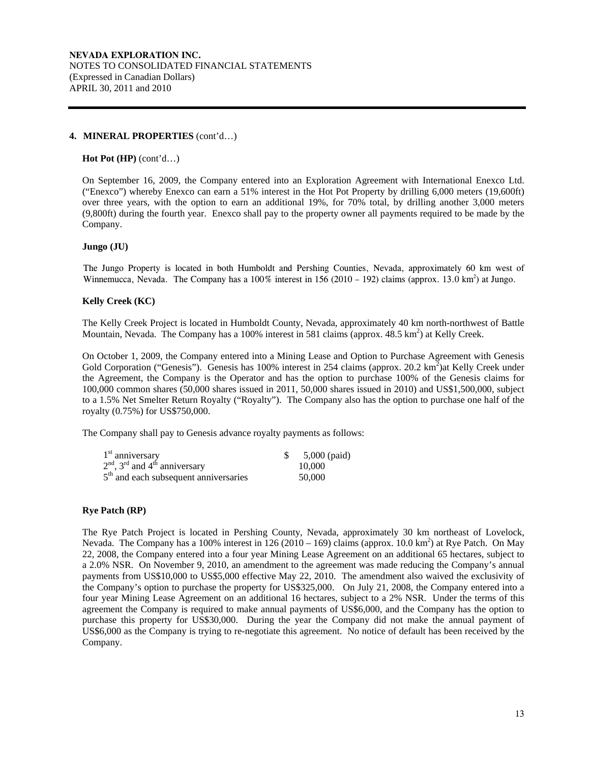**NEVADA EXPLORATION INC.**
NOTES TO CONSOLIDATED FINANCIAL STATEMENTS
(Expressed in Canadian Dollars)
APRIL 30, 2011 and 2010

## 4. MINERAL PROPERTIES (cont'd…)

### Hot Pot (HP) (cont'd…)

On September 16, 2009, the Company entered into an Exploration Agreement with International Enexco Ltd. ("Enexco") whereby Enexco can earn a 51% interest in the Hot Pot Property by drilling 6,000 meters (19,600ft) over three years, with the option to earn an additional 19%, for 70% total, by drilling another 3,000 meters (9,800ft) during the fourth year. Enexco shall pay to the property owner all payments required to be made by the Company.

### Jungo (JU)

The Jungo Property is located in both Humboldt and Pershing Counties, Nevada, approximately 60 km west of Winnemucca, Nevada. The Company has a 100% interest in 156 (2010 – 192) claims (approx. 13.0 km$^2$) at Jungo.

### Kelly Creek (KC)

The Kelly Creek Project is located in Humboldt County, Nevada, approximately 40 km north-northwest of Battle Mountain, Nevada. The Company has a 100% interest in 581 claims (approx. 48.5 km$^2$) at Kelly Creek.

On October 1, 2009, the Company entered into a Mining Lease and Option to Purchase Agreement with Genesis Gold Corporation ("Genesis"). Genesis has 100% interest in 254 claims (approx. 20.2 km$^2$)at Kelly Creek under the Agreement, the Company is the Operator and has the option to purchase 100% of the Genesis claims for 100,000 common shares (50,000 shares issued in 2011, 50,000 shares issued in 2010) and US$1,500,000, subject to a 1.5% Net Smelter Return Royalty ("Royalty"). The Company also has the option to purchase one half of the royalty (0.75%) for US$750,000.

The Company shall pay to Genesis advance royalty payments as follows:

| | |
|---|---|
| 1st anniversary | $ 5,000 (paid) |
| 2nd, 3rd and 4th anniversary | 10,000 |
| 5th and each subsequent anniversaries | 50,000 |

### Rye Patch (RP)

The Rye Patch Project is located in Pershing County, Nevada, approximately 30 km northeast of Lovelock, Nevada. The Company has a 100% interest in 126 (2010 – 169) claims (approx. 10.0 km$^2$) at Rye Patch. On May 22, 2008, the Company entered into a four year Mining Lease Agreement on an additional 65 hectares, subject to a 2.0% NSR. On November 9, 2010, an amendment to the agreement was made reducing the Company's annual payments from US$10,000 to US$5,000 effective May 22, 2010. The amendment also waived the exclusivity of the Company's option to purchase the property for US$325,000. On July 21, 2008, the Company entered into a four year Mining Lease Agreement on an additional 16 hectares, subject to a 2% NSR. Under the terms of this agreement the Company is required to make annual payments of US$6,000, and the Company has the option to purchase this property for US$30,000. During the year the Company did not make the annual payment of US$6,000 as the Company is trying to re-negotiate this agreement. No notice of default has been received by the Company.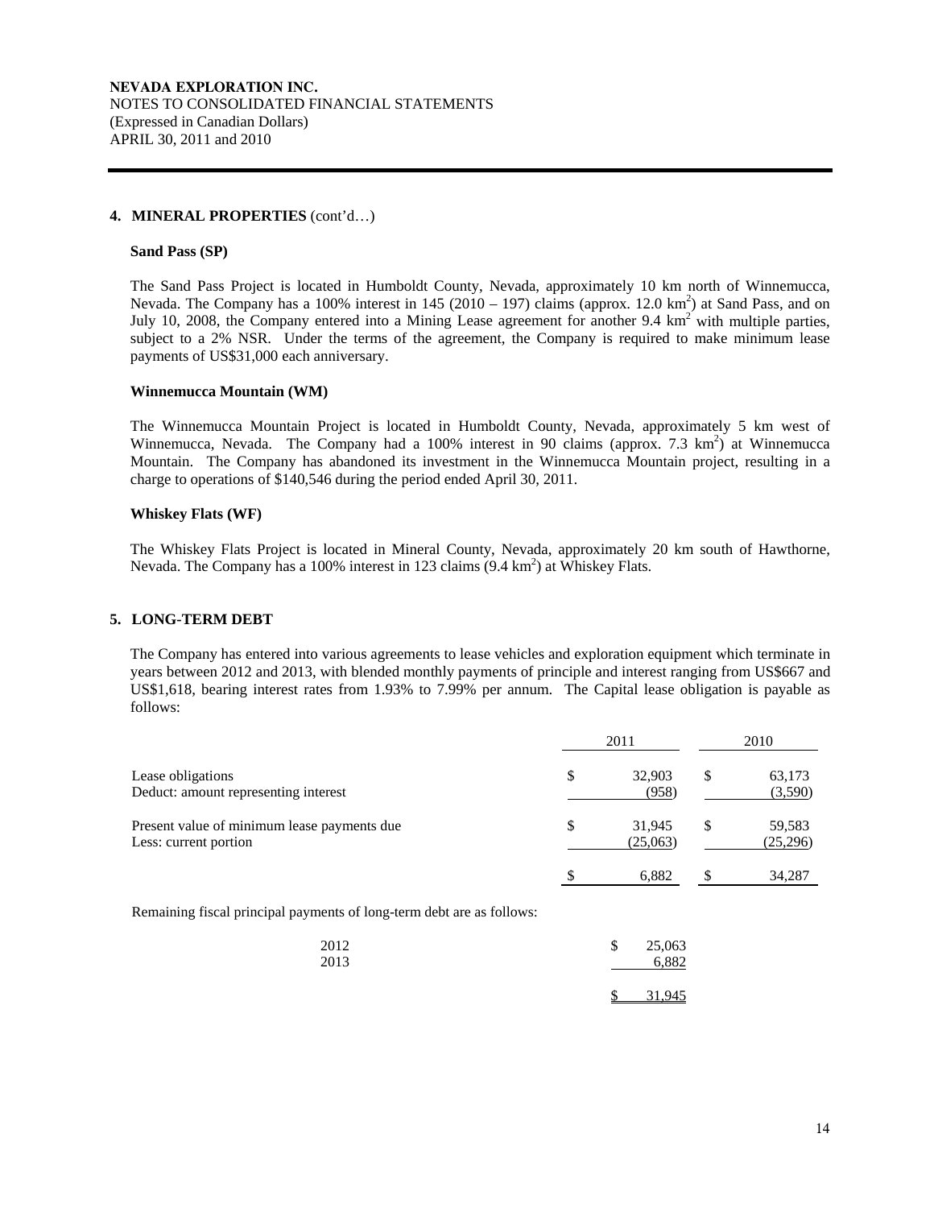**NEVADA EXPLORATION INC.**
NOTES TO CONSOLIDATED FINANCIAL STATEMENTS
(Expressed in Canadian Dollars)
APRIL 30, 2011 and 2010

**4. MINERAL PROPERTIES** (cont'd…)

**Sand Pass (SP)**

The Sand Pass Project is located in Humboldt County, Nevada, approximately 10 km north of Winnemucca, Nevada. The Company has a 100% interest in 145 (2010 – 197) claims (approx. 12.0 $km^2$) at Sand Pass, and on July 10, 2008, the Company entered into a Mining Lease agreement for another 9.4 $km^2$ with multiple parties, subject to a 2% NSR. Under the terms of the agreement, the Company is required to make minimum lease payments of US$31,000 each anniversary.

**Winnemucca Mountain (WM)**

The Winnemucca Mountain Project is located in Humboldt County, Nevada, approximately 5 km west of Winnemucca, Nevada. The Company had a 100% interest in 90 claims (approx. 7.3 $km^2$) at Winnemucca Mountain. The Company has abandoned its investment in the Winnemucca Mountain project, resulting in a charge to operations of $140,546 during the period ended April 30, 2011.

**Whiskey Flats (WF)**

The Whiskey Flats Project is located in Mineral County, Nevada, approximately 20 km south of Hawthorne, Nevada. The Company has a 100% interest in 123 claims (9.4 $km^2$) at Whiskey Flats.

**5. LONG-TERM DEBT**

The Company has entered into various agreements to lease vehicles and exploration equipment which terminate in years between 2012 and 2013, with blended monthly payments of principle and interest ranging from US$667 and US$1,618, bearing interest rates from 1.93% to 7.99% per annum. The Capital lease obligation is payable as follows:

| | 2011 | 2010 |
|---|---|---|
| Lease obligations | $ 32,903 | $ 63,173 |
| Deduct: amount representing interest | (958) | (3,590) |
| Present value of minimum lease payments due | $ 31,945 | $ 59,583 |
| Less: current portion | (25,063) | (25,296) |
| | $ 6,882 | $ 34,287 |

Remaining fiscal principal payments of long-term debt are as follows:

| | |
|---|---|
| 2012 | $ 25,063 |
| 2013 | 6,882 |
| | $ 31,945 |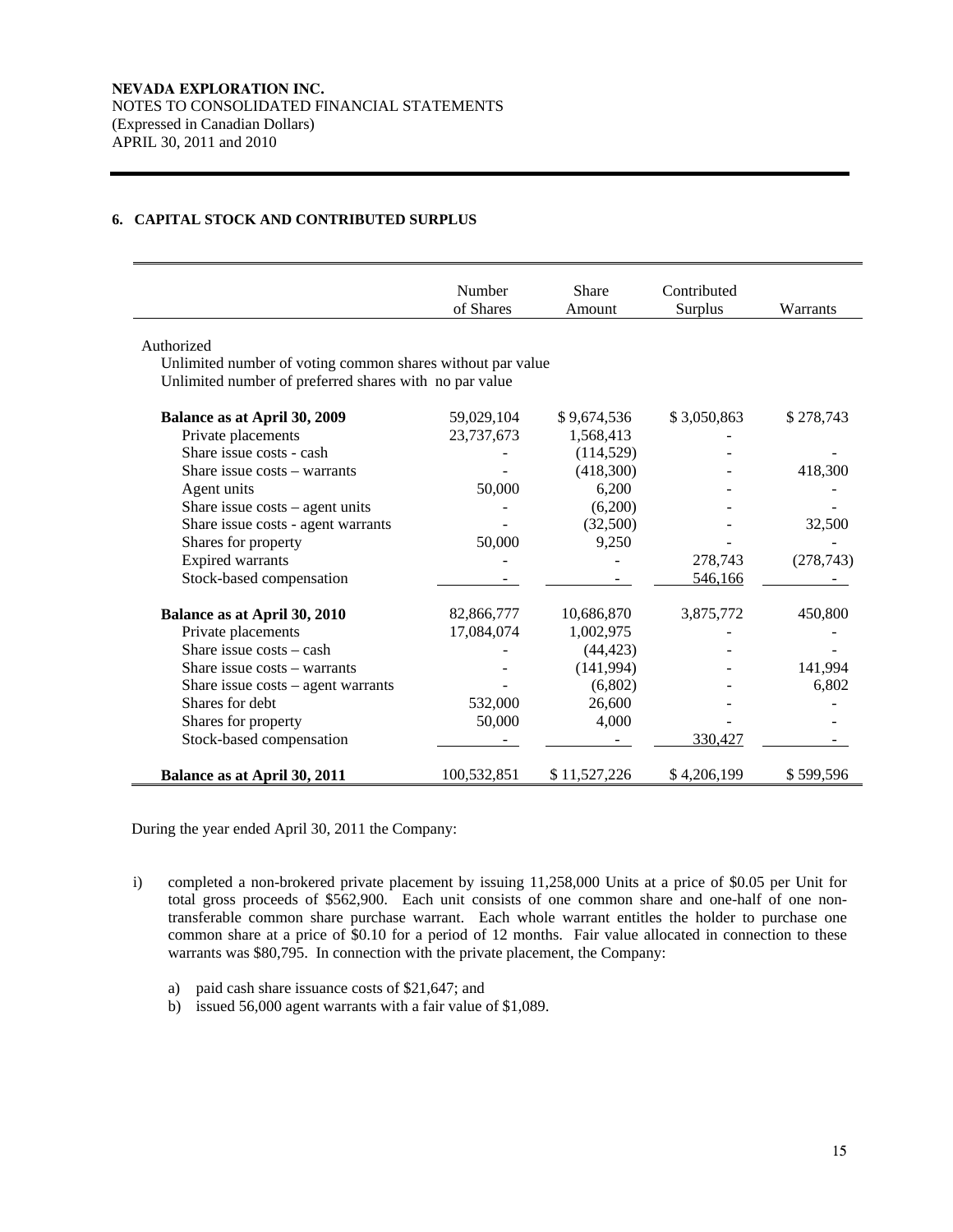**NEVADA EXPLORATION INC.**
NOTES TO CONSOLIDATED FINANCIAL STATEMENTS
(Expressed in Canadian Dollars)
APRIL 30, 2011 and 2010

## 6. CAPITAL STOCK AND CONTRIBUTED SURPLUS

| | Number of Shares | Share Amount | Contributed Surplus | Warrants |
|---|---|---|---|---|
| Authorized | | | | |
| Unlimited number of voting common shares without par value | | | | |
| Unlimited number of preferred shares with no par value | | | | |
| **Balance as at April 30, 2009** | 59,029,104 | $ 9,674,536 | $ 3,050,863 | $ 278,743 |
| Private placements | 23,737,673 | 1,568,413 | - | |
| Share issue costs - cash | - | (114,529) | - | - |
| Share issue costs – warrants | - | (418,300) | - | 418,300 |
| Agent units | 50,000 | 6,200 | - | - |
| Share issue costs – agent units | - | (6,200) | - | - |
| Share issue costs - agent warrants | - | (32,500) | - | 32,500 |
| Shares for property | 50,000 | 9,250 | - | - |
| Expired warrants | - | - | 278,743 | (278,743) |
| Stock-based compensation | - | - | 546,166 | - |
| **Balance as at April 30, 2010** | 82,866,777 | 10,686,870 | 3,875,772 | 450,800 |
| Private placements | 17,084,074 | 1,002,975 | - | - |
| Share issue costs – cash | - | (44,423) | - | - |
| Share issue costs – warrants | - | (141,994) | - | 141,994 |
| Share issue costs – agent warrants | - | (6,802) | - | 6,802 |
| Shares for debt | 532,000 | 26,600 | - | - |
| Shares for property | 50,000 | 4,000 | - | - |
| Stock-based compensation | - | - | 330,427 | - |
| **Balance as at April 30, 2011** | 100,532,851 | $ 11,527,226 | $ 4,206,199 | $ 599,596 |

During the year ended April 30, 2011 the Company:

i) completed a non-brokered private placement by issuing 11,258,000 Units at a price of $0.05 per Unit for total gross proceeds of $562,900. Each unit consists of one common share and one-half of one non-transferable common share purchase warrant. Each whole warrant entitles the holder to purchase one common share at a price of $0.10 for a period of 12 months. Fair value allocated in connection to these warrants was $80,795. In connection with the private placement, the Company:

   a) paid cash share issuance costs of $21,647; and
   b) issued 56,000 agent warrants with a fair value of $1,089.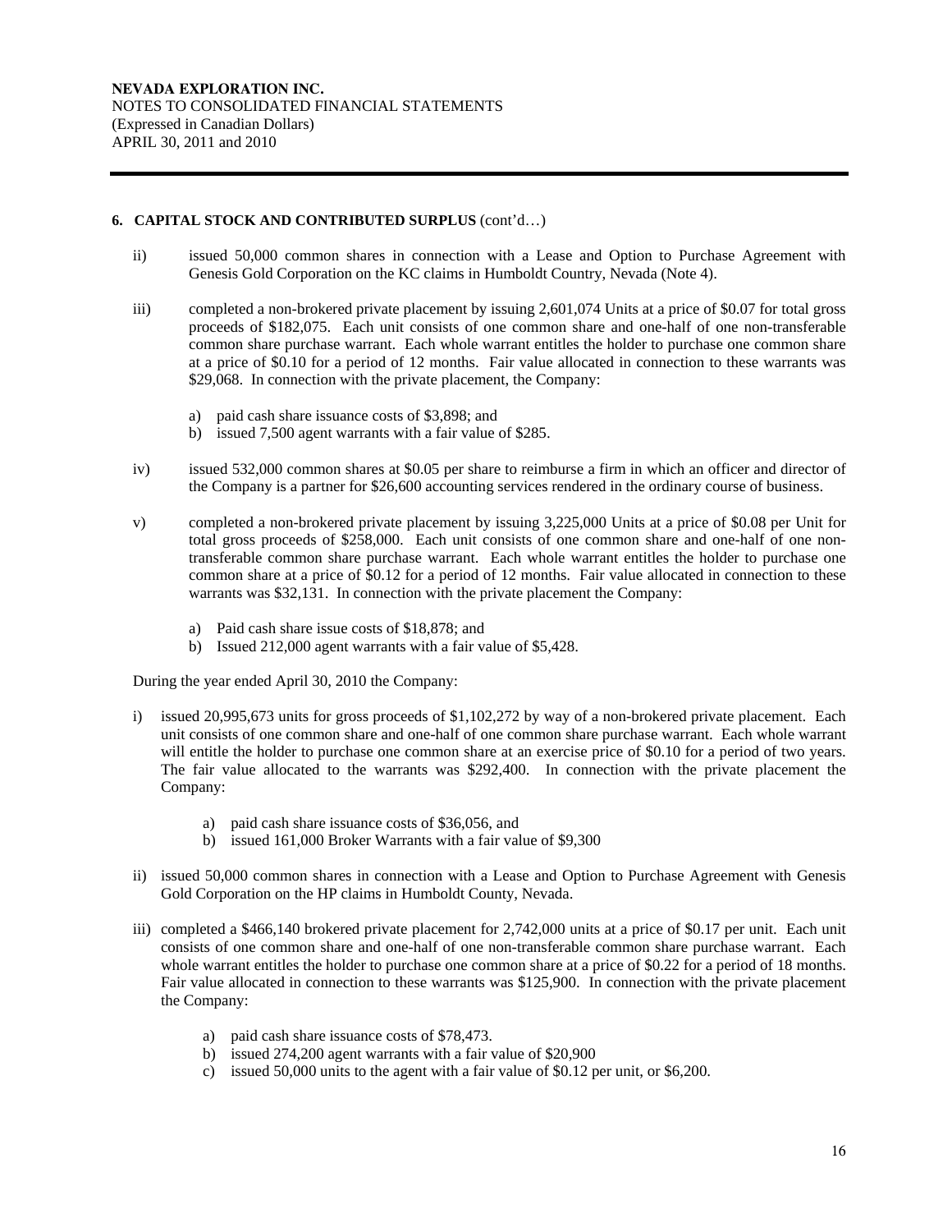**6. CAPITAL STOCK AND CONTRIBUTED SURPLUS** (cont'd…)

ii) issued 50,000 common shares in connection with a Lease and Option to Purchase Agreement with Genesis Gold Corporation on the KC claims in Humboldt Country, Nevada (Note 4).

iii) completed a non-brokered private placement by issuing 2,601,074 Units at a price of $0.07 for total gross proceeds of $182,075. Each unit consists of one common share and one-half of one non-transferable common share purchase warrant. Each whole warrant entitles the holder to purchase one common share at a price of $0.10 for a period of 12 months. Fair value allocated in connection to these warrants was $29,068. In connection with the private placement, the Company:

   a) paid cash share issuance costs of $3,898; and
   b) issued 7,500 agent warrants with a fair value of $285.

iv) issued 532,000 common shares at $0.05 per share to reimburse a firm in which an officer and director of the Company is a partner for $26,600 accounting services rendered in the ordinary course of business.

v) completed a non-brokered private placement by issuing 3,225,000 Units at a price of $0.08 per Unit for total gross proceeds of $258,000. Each unit consists of one common share and one-half of one non-transferable common share purchase warrant. Each whole warrant entitles the holder to purchase one common share at a price of $0.12 for a period of 12 months. Fair value allocated in connection to these warrants was $32,131. In connection with the private placement the Company:

   a) Paid cash share issue costs of $18,878; and
   b) Issued 212,000 agent warrants with a fair value of $5,428.

During the year ended April 30, 2010 the Company:

i) issued 20,995,673 units for gross proceeds of $1,102,272 by way of a non-brokered private placement. Each unit consists of one common share and one-half of one common share purchase warrant. Each whole warrant will entitle the holder to purchase one common share at an exercise price of $0.10 for a period of two years. The fair value allocated to the warrants was $292,400. In connection with the private placement the Company:

   a) paid cash share issuance costs of $36,056, and
   b) issued 161,000 Broker Warrants with a fair value of $9,300

ii) issued 50,000 common shares in connection with a Lease and Option to Purchase Agreement with Genesis Gold Corporation on the HP claims in Humboldt County, Nevada.

iii) completed a $466,140 brokered private placement for 2,742,000 units at a price of $0.17 per unit. Each unit consists of one common share and one-half of one non-transferable common share purchase warrant. Each whole warrant entitles the holder to purchase one common share at a price of $0.22 for a period of 18 months. Fair value allocated in connection to these warrants was $125,900. In connection with the private placement the Company:

   a) paid cash share issuance costs of $78,473.
   b) issued 274,200 agent warrants with a fair value of $20,900
   c) issued 50,000 units to the agent with a fair value of $0.12 per unit, or $6,200.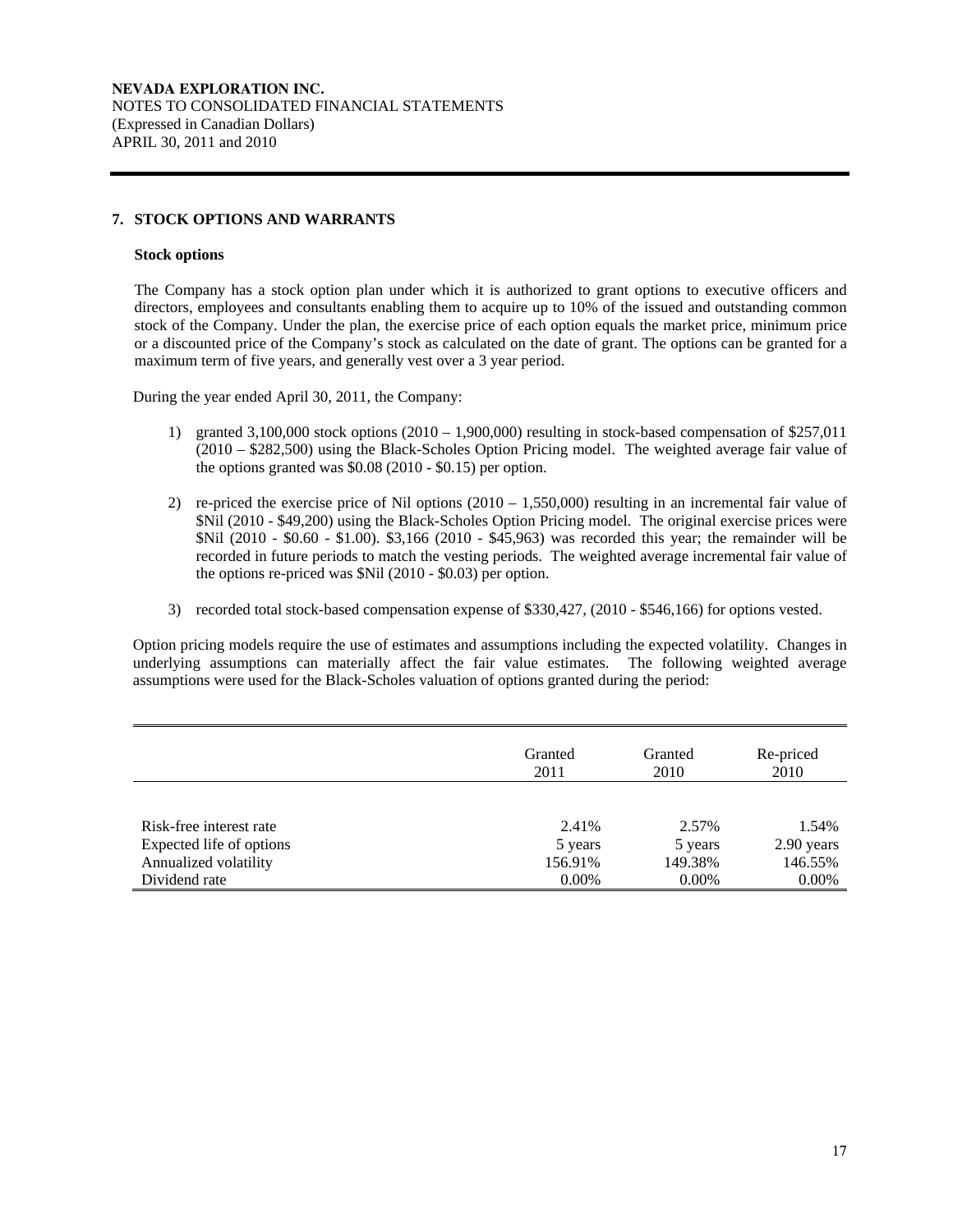## 7. STOCK OPTIONS AND WARRANTS

### Stock options

The Company has a stock option plan under which it is authorized to grant options to executive officers and directors, employees and consultants enabling them to acquire up to 10% of the issued and outstanding common stock of the Company. Under the plan, the exercise price of each option equals the market price, minimum price or a discounted price of the Company's stock as calculated on the date of grant. The options can be granted for a maximum term of five years, and generally vest over a 3 year period.

During the year ended April 30, 2011, the Company:

1) granted 3,100,000 stock options (2010 – 1,900,000) resulting in stock-based compensation of $257,011 (2010 – $282,500) using the Black-Scholes Option Pricing model. The weighted average fair value of the options granted was $0.08 (2010 - $0.15) per option.

2) re-priced the exercise price of Nil options (2010 – 1,550,000) resulting in an incremental fair value of $Nil (2010 - $49,200) using the Black-Scholes Option Pricing model. The original exercise prices were $Nil (2010 - $0.60 - $1.00). $3,166 (2010 - $45,963) was recorded this year; the remainder will be recorded in future periods to match the vesting periods. The weighted average incremental fair value of the options re-priced was $Nil (2010 - $0.03) per option.

3) recorded total stock-based compensation expense of $330,427, (2010 - $546,166) for options vested.

Option pricing models require the use of estimates and assumptions including the expected volatility. Changes in underlying assumptions can materially affect the fair value estimates. The following weighted average assumptions were used for the Black-Scholes valuation of options granted during the period:

| | Granted 2011 | Granted 2010 | Re-priced 2010 |
|---|---|---|---|
| Risk-free interest rate | 2.41% | 2.57% | 1.54% |
| Expected life of options | 5 years | 5 years | 2.90 years |
| Annualized volatility | 156.91% | 149.38% | 146.55% |
| Dividend rate | 0.00% | 0.00% | 0.00% |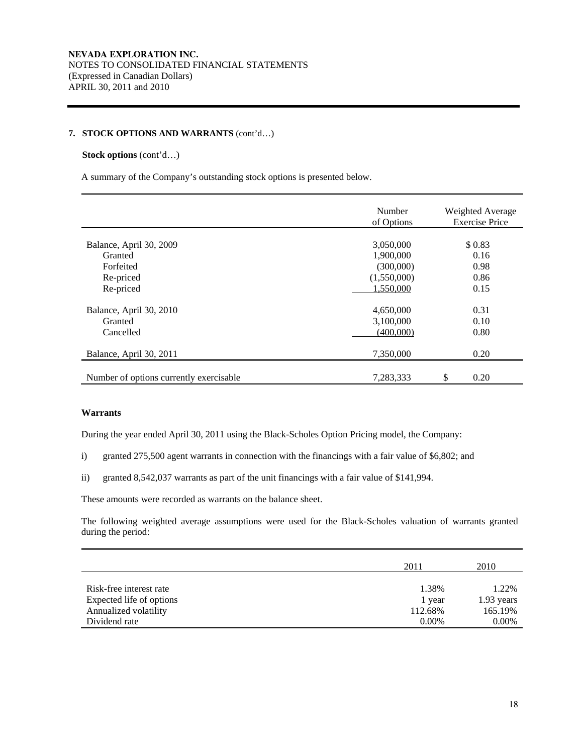**NEVADA EXPLORATION INC.**
NOTES TO CONSOLIDATED FINANCIAL STATEMENTS
(Expressed in Canadian Dollars)
APRIL 30, 2011 and 2010

**7. STOCK OPTIONS AND WARRANTS** (cont'd…)

**Stock options** (cont'd…)

A summary of the Company's outstanding stock options is presented below.

| | Number of Options | Weighted Average Exercise Price |
|---|---|---|
| Balance, April 30, 2009 | 3,050,000 | $ 0.83 |
| Granted | 1,900,000 | 0.16 |
| Forfeited | (300,000) | 0.98 |
| Re-priced | (1,550,000) | 0.86 |
| Re-priced | 1,550,000 | 0.15 |
| Balance, April 30, 2010 | 4,650,000 | 0.31 |
| Granted | 3,100,000 | 0.10 |
| Cancelled | (400,000) | 0.80 |
| Balance, April 30, 2011 | 7,350,000 | 0.20 |
| Number of options currently exercisable | 7,283,333 | $ 0.20 |

**Warrants**

During the year ended April 30, 2011 using the Black-Scholes Option Pricing model, the Company:

i) granted 275,500 agent warrants in connection with the financings with a fair value of $6,802; and

ii) granted 8,542,037 warrants as part of the unit financings with a fair value of $141,994.

These amounts were recorded as warrants on the balance sheet.

The following weighted average assumptions were used for the Black-Scholes valuation of warrants granted during the period:

| | 2011 | 2010 |
|---|---|---|
| Risk-free interest rate | 1.38% | 1.22% |
| Expected life of options | 1 year | 1.93 years |
| Annualized volatility | 112.68% | 165.19% |
| Dividend rate | 0.00% | 0.00% |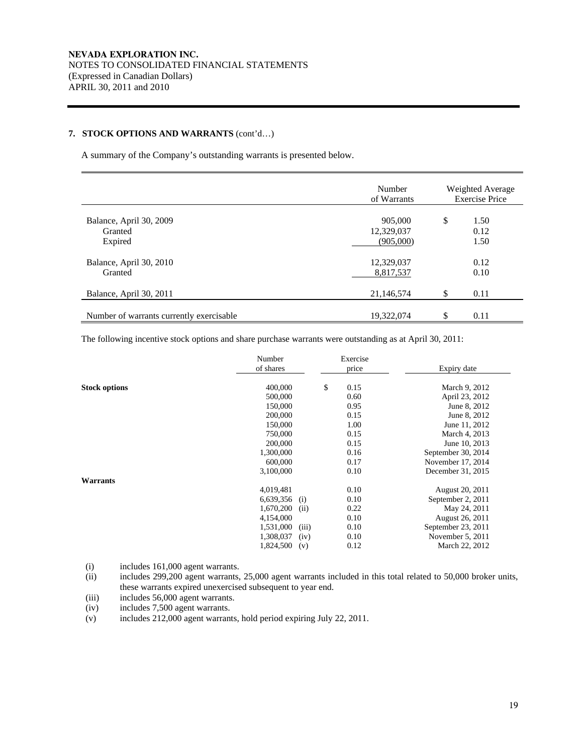**NEVADA EXPLORATION INC.**
NOTES TO CONSOLIDATED FINANCIAL STATEMENTS
(Expressed in Canadian Dollars)
APRIL 30, 2011 and 2010

## 7. STOCK OPTIONS AND WARRANTS (cont'd…)

A summary of the Company's outstanding warrants is presented below.

| | Number of Warrants | Weighted Average Exercise Price |
|---|---|---|
| Balance, April 30, 2009 | 905,000 | $ 1.50 |
| Granted | 12,329,037 | 0.12 |
| Expired | (905,000) | 1.50 |
| Balance, April 30, 2010 | 12,329,037 | 0.12 |
| Granted | 8,817,537 | 0.10 |
| Balance, April 30, 2011 | 21,146,574 | $ 0.11 |
| Number of warrants currently exercisable | 19,322,074 | $ 0.11 |

The following incentive stock options and share purchase warrants were outstanding as at April 30, 2011:

| | Number of shares | | Exercise price | Expiry date |
|---|---|---|---|---|
| **Stock options** | 400,000 | | $ 0.15 | March 9, 2012 |
| | 500,000 | | 0.60 | April 23, 2012 |
| | 150,000 | | 0.95 | June 8, 2012 |
| | 200,000 | | 0.15 | June 8, 2012 |
| | 150,000 | | 1.00 | June 11, 2012 |
| | 750,000 | | 0.15 | March 4, 2013 |
| | 200,000 | | 0.15 | June 10, 2013 |
| | 1,300,000 | | 0.16 | September 30, 2014 |
| | 600,000 | | 0.17 | November 17, 2014 |
| | 3,100,000 | | 0.10 | December 31, 2015 |
| **Warrants** | | | | |
| | 4,019,481 | | 0.10 | August 20, 2011 |
| | 6,639,356 | (i) | 0.10 | September 2, 2011 |
| | 1,670,200 | (ii) | 0.22 | May 24, 2011 |
| | 4,154,000 | | 0.10 | August 26, 2011 |
| | 1,531,000 | (iii) | 0.10 | September 23, 2011 |
| | 1,308,037 | (iv) | 0.10 | November 5, 2011 |
| | 1,824,500 | (v) | 0.12 | March 22, 2012 |

(i) includes 161,000 agent warrants.
(ii) includes 299,200 agent warrants, 25,000 agent warrants included in this total related to 50,000 broker units, these warrants expired unexercised subsequent to year end.
(iii) includes 56,000 agent warrants.
(iv) includes 7,500 agent warrants.
(v) includes 212,000 agent warrants, hold period expiring July 22, 2011.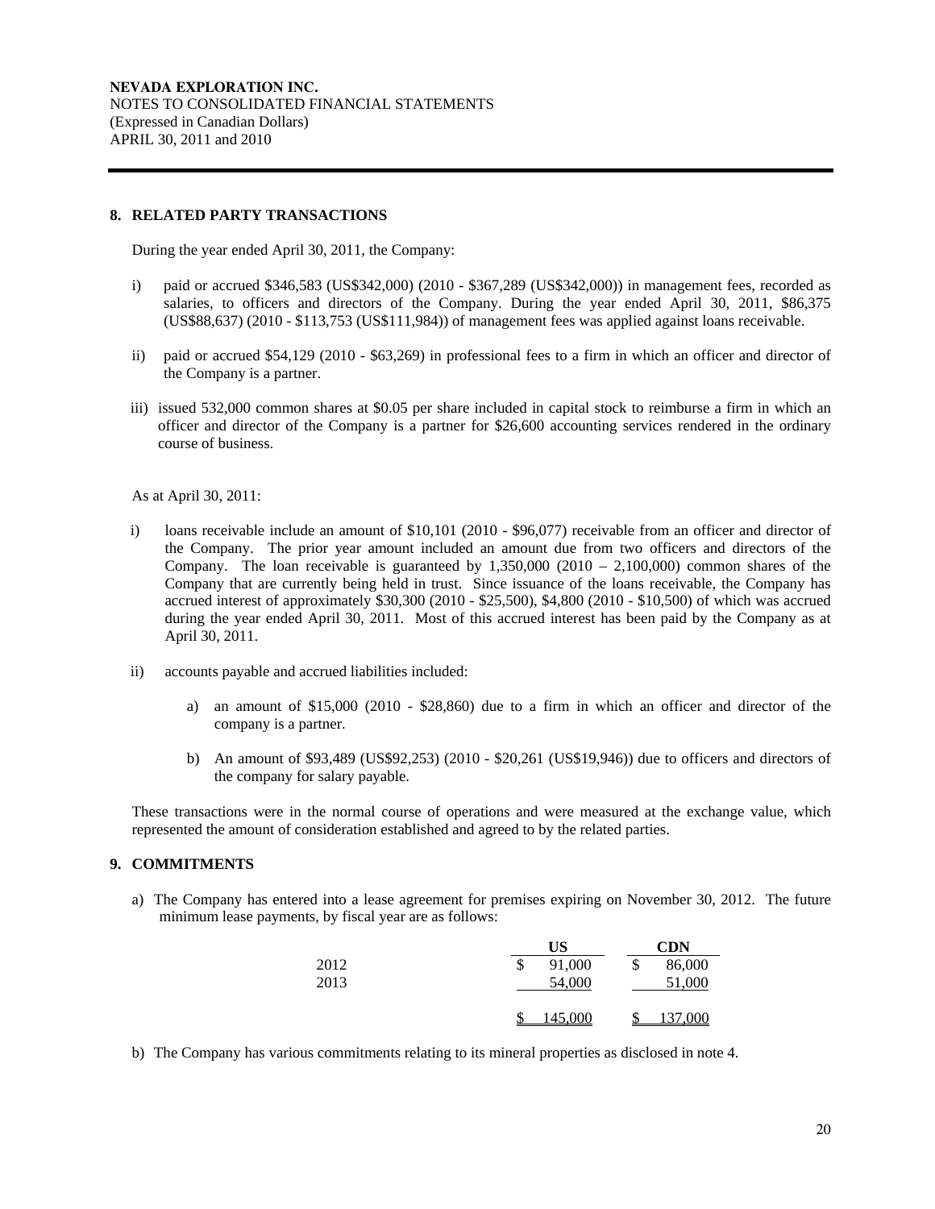**NEVADA EXPLORATION INC.**
NOTES TO CONSOLIDATED FINANCIAL STATEMENTS
(Expressed in Canadian Dollars)
APRIL 30, 2011 and 2010

## 8. RELATED PARTY TRANSACTIONS

During the year ended April 30, 2011, the Company:

i) paid or accrued $346,583 (US$342,000) (2010 - $367,289 (US$342,000)) in management fees, recorded as salaries, to officers and directors of the Company. During the year ended April 30, 2011, $86,375 (US$88,637) (2010 - $113,753 (US$111,984)) of management fees was applied against loans receivable.

ii) paid or accrued $54,129 (2010 - $63,269) in professional fees to a firm in which an officer and director of the Company is a partner.

iii) issued 532,000 common shares at $0.05 per share included in capital stock to reimburse a firm in which an officer and director of the Company is a partner for $26,600 accounting services rendered in the ordinary course of business.

As at April 30, 2011:

i) loans receivable include an amount of $10,101 (2010 - $96,077) receivable from an officer and director of the Company. The prior year amount included an amount due from two officers and directors of the Company. The loan receivable is guaranteed by 1,350,000 (2010 – 2,100,000) common shares of the Company that are currently being held in trust. Since issuance of the loans receivable, the Company has accrued interest of approximately $30,300 (2010 - $25,500), $4,800 (2010 - $10,500) of which was accrued during the year ended April 30, 2011. Most of this accrued interest has been paid by the Company as at April 30, 2011.

ii) accounts payable and accrued liabilities included:

   a) an amount of $15,000 (2010 - $28,860) due to a firm in which an officer and director of the company is a partner.

   b) An amount of $93,489 (US$92,253) (2010 - $20,261 (US$19,946)) due to officers and directors of the company for salary payable.

These transactions were in the normal course of operations and were measured at the exchange value, which represented the amount of consideration established and agreed to by the related parties.

## 9. COMMITMENTS

a) The Company has entered into a lease agreement for premises expiring on November 30, 2012. The future minimum lease payments, by fiscal year are as follows:

| | US | CDN |
|---|---|---|
| 2012 | $ 91,000 | $ 86,000 |
| 2013 | 54,000 | 51,000 |
| | $ 145,000 | $ 137,000 |

b) The Company has various commitments relating to its mineral properties as disclosed in note 4.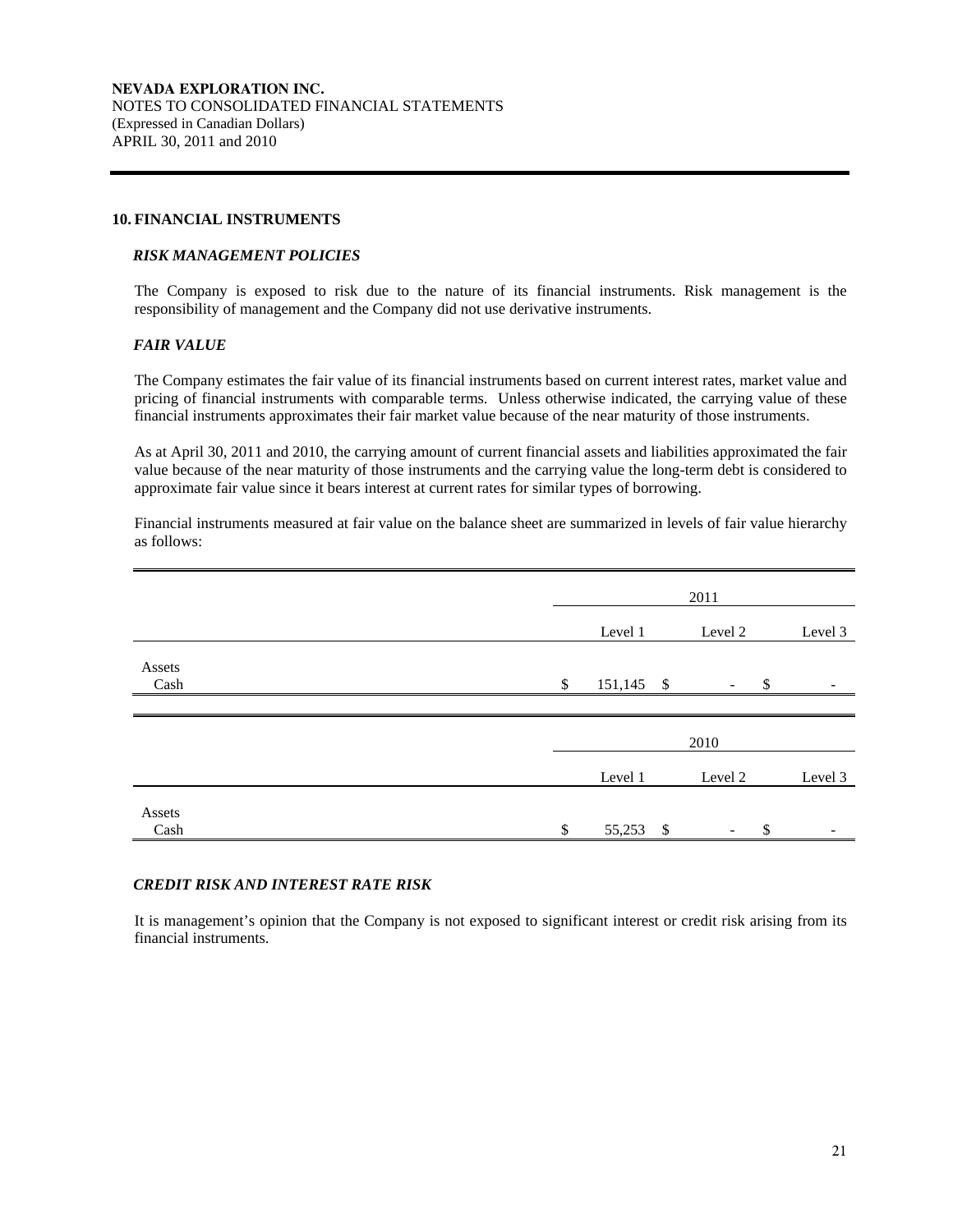**NEVADA EXPLORATION INC.**
NOTES TO CONSOLIDATED FINANCIAL STATEMENTS
(Expressed in Canadian Dollars)
APRIL 30, 2011 and 2010

## 10. FINANCIAL INSTRUMENTS

### *RISK MANAGEMENT POLICIES*

The Company is exposed to risk due to the nature of its financial instruments. Risk management is the responsibility of management and the Company did not use derivative instruments.

### *FAIR VALUE*

The Company estimates the fair value of its financial instruments based on current interest rates, market value and pricing of financial instruments with comparable terms. Unless otherwise indicated, the carrying value of these financial instruments approximates their fair market value because of the near maturity of those instruments.

As at April 30, 2011 and 2010, the carrying amount of current financial assets and liabilities approximated the fair value because of the near maturity of those instruments and the carrying value the long-term debt is considered to approximate fair value since it bears interest at current rates for similar types of borrowing.

Financial instruments measured at fair value on the balance sheet are summarized in levels of fair value hierarchy as follows:

| | 2011 | | |
|---|---|---|---|
| | Level 1 | Level 2 | Level 3 |
| Assets | | | |
| Cash | $ 151,145 | $ - | $ - |

| | 2010 | | |
|---|---|---|---|
| | Level 1 | Level 2 | Level 3 |
| Assets | | | |
| Cash | $ 55,253 | $ - | $ - |

### *CREDIT RISK AND INTEREST RATE RISK*

It is management's opinion that the Company is not exposed to significant interest or credit risk arising from its financial instruments.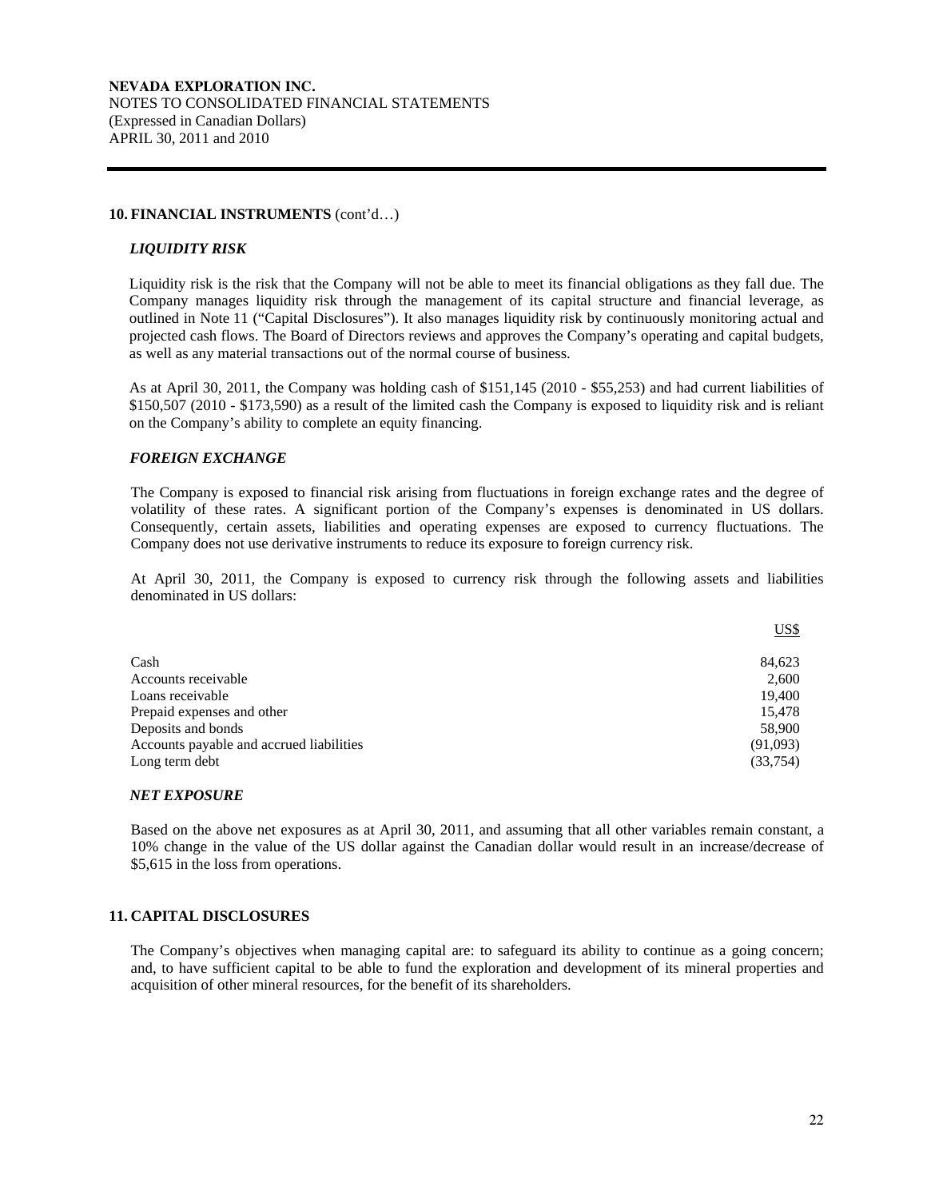**NEVADA EXPLORATION INC.**
NOTES TO CONSOLIDATED FINANCIAL STATEMENTS
(Expressed in Canadian Dollars)
APRIL 30, 2011 and 2010

## 10. FINANCIAL INSTRUMENTS (cont'd…)

### *LIQUIDITY RISK*

Liquidity risk is the risk that the Company will not be able to meet its financial obligations as they fall due. The Company manages liquidity risk through the management of its capital structure and financial leverage, as outlined in Note 11 ("Capital Disclosures"). It also manages liquidity risk by continuously monitoring actual and projected cash flows. The Board of Directors reviews and approves the Company's operating and capital budgets, as well as any material transactions out of the normal course of business.

As at April 30, 2011, the Company was holding cash of $151,145 (2010 - $55,253) and had current liabilities of $150,507 (2010 - $173,590) as a result of the limited cash the Company is exposed to liquidity risk and is reliant on the Company's ability to complete an equity financing.

### *FOREIGN EXCHANGE*

The Company is exposed to financial risk arising from fluctuations in foreign exchange rates and the degree of volatility of these rates. A significant portion of the Company's expenses is denominated in US dollars. Consequently, certain assets, liabilities and operating expenses are exposed to currency fluctuations. The Company does not use derivative instruments to reduce its exposure to foreign currency risk.

At April 30, 2011, the Company is exposed to currency risk through the following assets and liabilities denominated in US dollars:

| | US$ |
|---|---:|
| Cash | 84,623 |
| Accounts receivable | 2,600 |
| Loans receivable | 19,400 |
| Prepaid expenses and other | 15,478 |
| Deposits and bonds | 58,900 |
| Accounts payable and accrued liabilities | (91,093) |
| Long term debt | (33,754) |

### *NET EXPOSURE*

Based on the above net exposures as at April 30, 2011, and assuming that all other variables remain constant, a 10% change in the value of the US dollar against the Canadian dollar would result in an increase/decrease of $5,615 in the loss from operations.

## 11. CAPITAL DISCLOSURES

The Company's objectives when managing capital are: to safeguard its ability to continue as a going concern; and, to have sufficient capital to be able to fund the exploration and development of its mineral properties and acquisition of other mineral resources, for the benefit of its shareholders.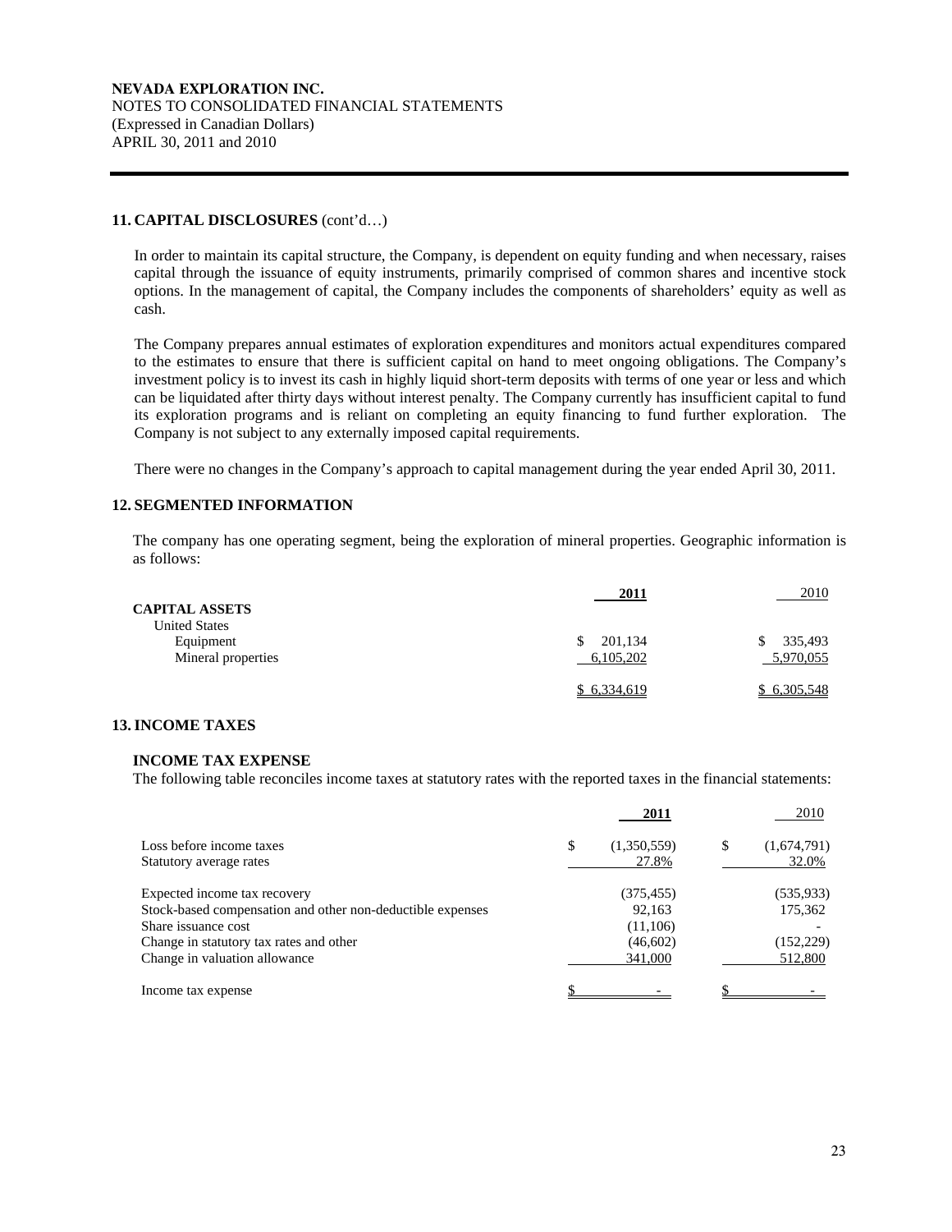## 11. CAPITAL DISCLOSURES (cont'd…)

In order to maintain its capital structure, the Company, is dependent on equity funding and when necessary, raises capital through the issuance of equity instruments, primarily comprised of common shares and incentive stock options. In the management of capital, the Company includes the components of shareholders' equity as well as cash.

The Company prepares annual estimates of exploration expenditures and monitors actual expenditures compared to the estimates to ensure that there is sufficient capital on hand to meet ongoing obligations. The Company's investment policy is to invest its cash in highly liquid short-term deposits with terms of one year or less and which can be liquidated after thirty days without interest penalty. The Company currently has insufficient capital to fund its exploration programs and is reliant on completing an equity financing to fund further exploration. The Company is not subject to any externally imposed capital requirements.

There were no changes in the Company's approach to capital management during the year ended April 30, 2011.

## 12. SEGMENTED INFORMATION

The company has one operating segment, being the exploration of mineral properties. Geographic information is as follows:

| | **2011** | 2010 |
|---|---|---|
| **CAPITAL ASSETS** | | |
| United States | | |
| Equipment | $ 201,134 | $ 335,493 |
| Mineral properties | 6,105,202 | 5,970,055 |
| | $ 6,334,619 | $ 6,305,548 |

## 13. INCOME TAXES

### INCOME TAX EXPENSE

The following table reconciles income taxes at statutory rates with the reported taxes in the financial statements:

| | **2011** | 2010 |
|---|---|---|
| Loss before income taxes | $ (1,350,559) | $ (1,674,791) |
| Statutory average rates | 27.8% | 32.0% |
| Expected income tax recovery | (375,455) | (535,933) |
| Stock-based compensation and other non-deductible expenses | 92,163 | 175,362 |
| Share issuance cost | (11,106) | - |
| Change in statutory tax rates and other | (46,602) | (152,229) |
| Change in valuation allowance | 341,000 | 512,800 |
| Income tax expense | $ - | $ - |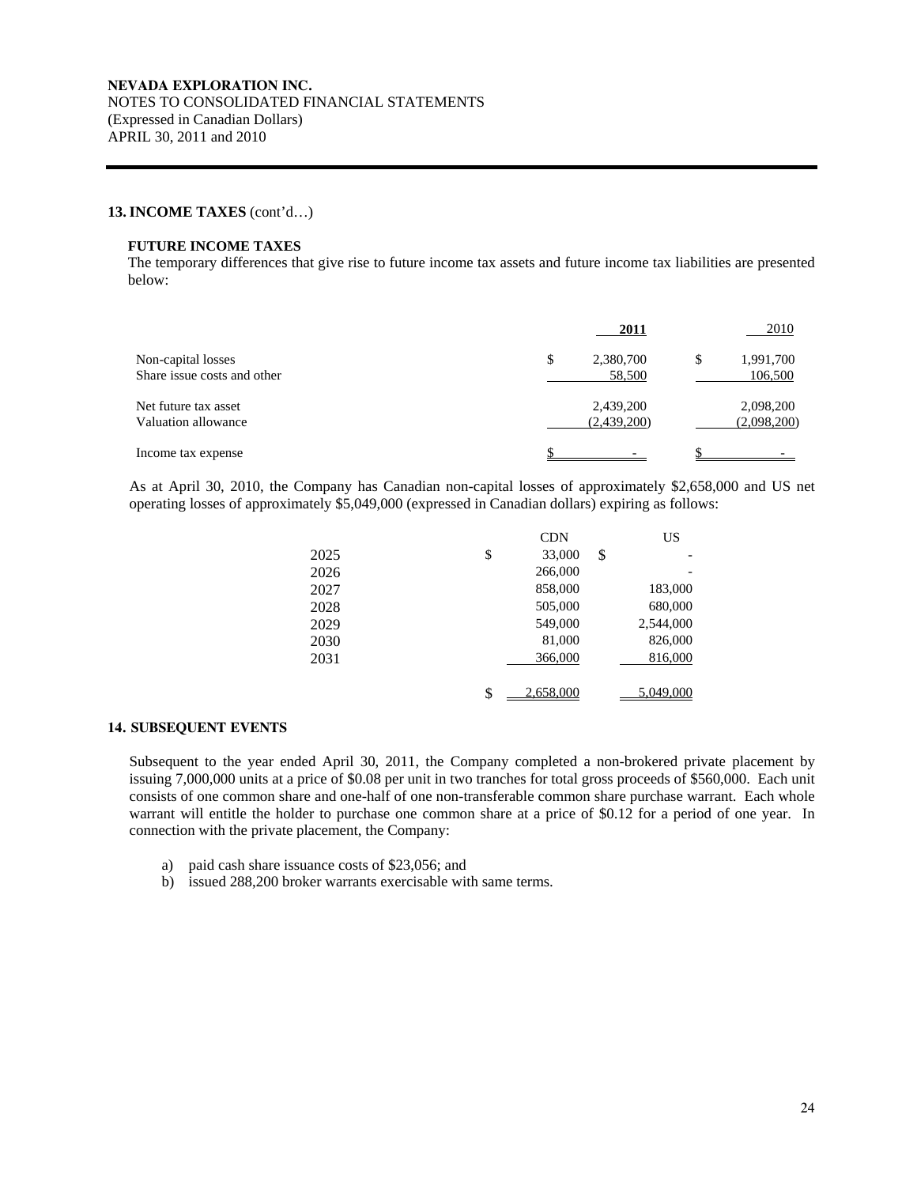**NEVADA EXPLORATION INC.**
NOTES TO CONSOLIDATED FINANCIAL STATEMENTS
(Expressed in Canadian Dollars)
APRIL 30, 2011 and 2010

---

**13. INCOME TAXES** (cont'd…)

**FUTURE INCOME TAXES**

The temporary differences that give rise to future income tax assets and future income tax liabilities are presented below:

| | **2011** | 2010 |
|---|---|---|
| Non-capital losses | $ 2,380,700 | $ 1,991,700 |
| Share issue costs and other | 58,500 | 106,500 |
| Net future tax asset | 2,439,200 | 2,098,200 |
| Valuation allowance | (2,439,200) | (2,098,200) |
| Income tax expense | $ - | $ - |

As at April 30, 2010, the Company has Canadian non-capital losses of approximately $2,658,000 and US net operating losses of approximately $5,049,000 (expressed in Canadian dollars) expiring as follows:

| | CDN | US |
|---|---|---|
| 2025 | $ 33,000 | $ - |
| 2026 | 266,000 | - |
| 2027 | 858,000 | 183,000 |
| 2028 | 505,000 | 680,000 |
| 2029 | 549,000 | 2,544,000 |
| 2030 | 81,000 | 826,000 |
| 2031 | 366,000 | 816,000 |
| | $ 2,658,000 | 5,049,000 |

**14. SUBSEQUENT EVENTS**

Subsequent to the year ended April 30, 2011, the Company completed a non-brokered private placement by issuing 7,000,000 units at a price of $0.08 per unit in two tranches for total gross proceeds of $560,000. Each unit consists of one common share and one-half of one non-transferable common share purchase warrant. Each whole warrant will entitle the holder to purchase one common share at a price of $0.12 for a period of one year. In connection with the private placement, the Company:

a) paid cash share issuance costs of $23,056; and
b) issued 288,200 broker warrants exercisable with same terms.